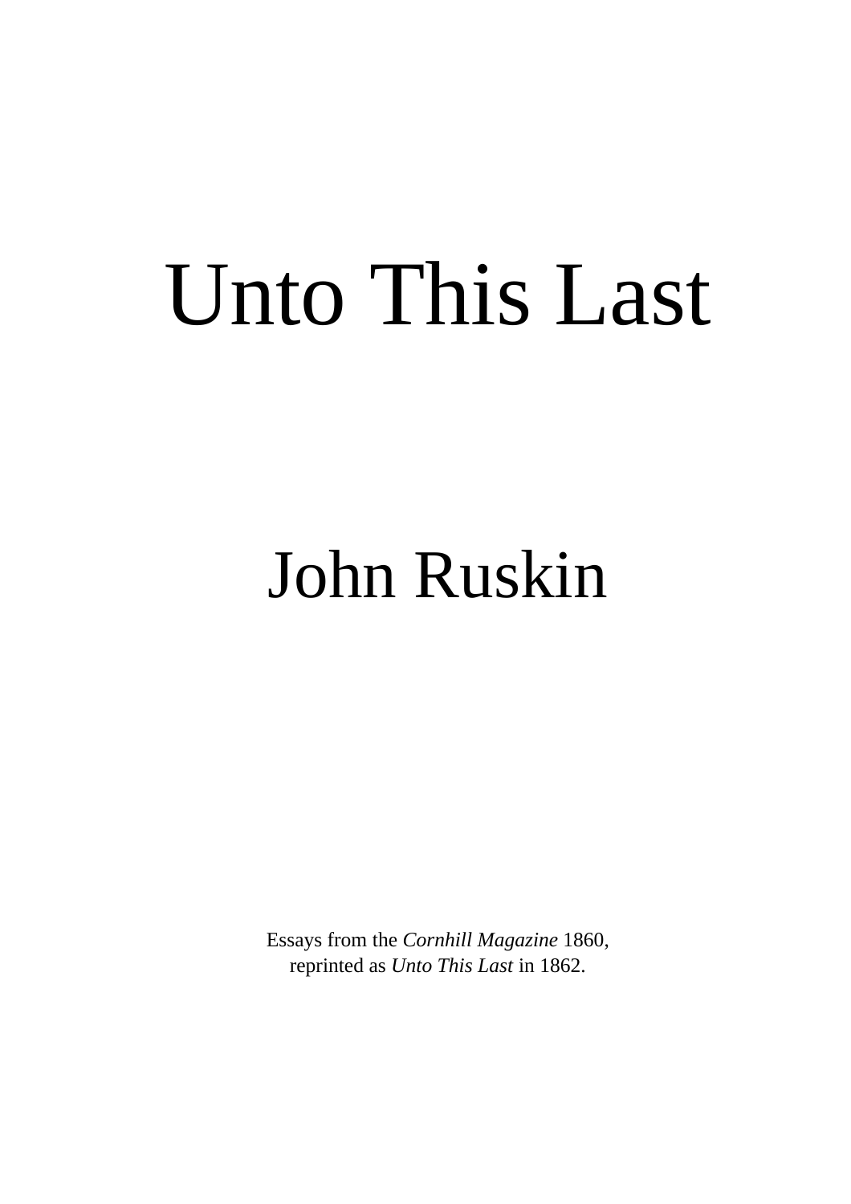# Unto This Last

## John Ruskin

Essays from the *Cornhill Magazine* 1860,
reprinted as *Unto This Last* in 1862.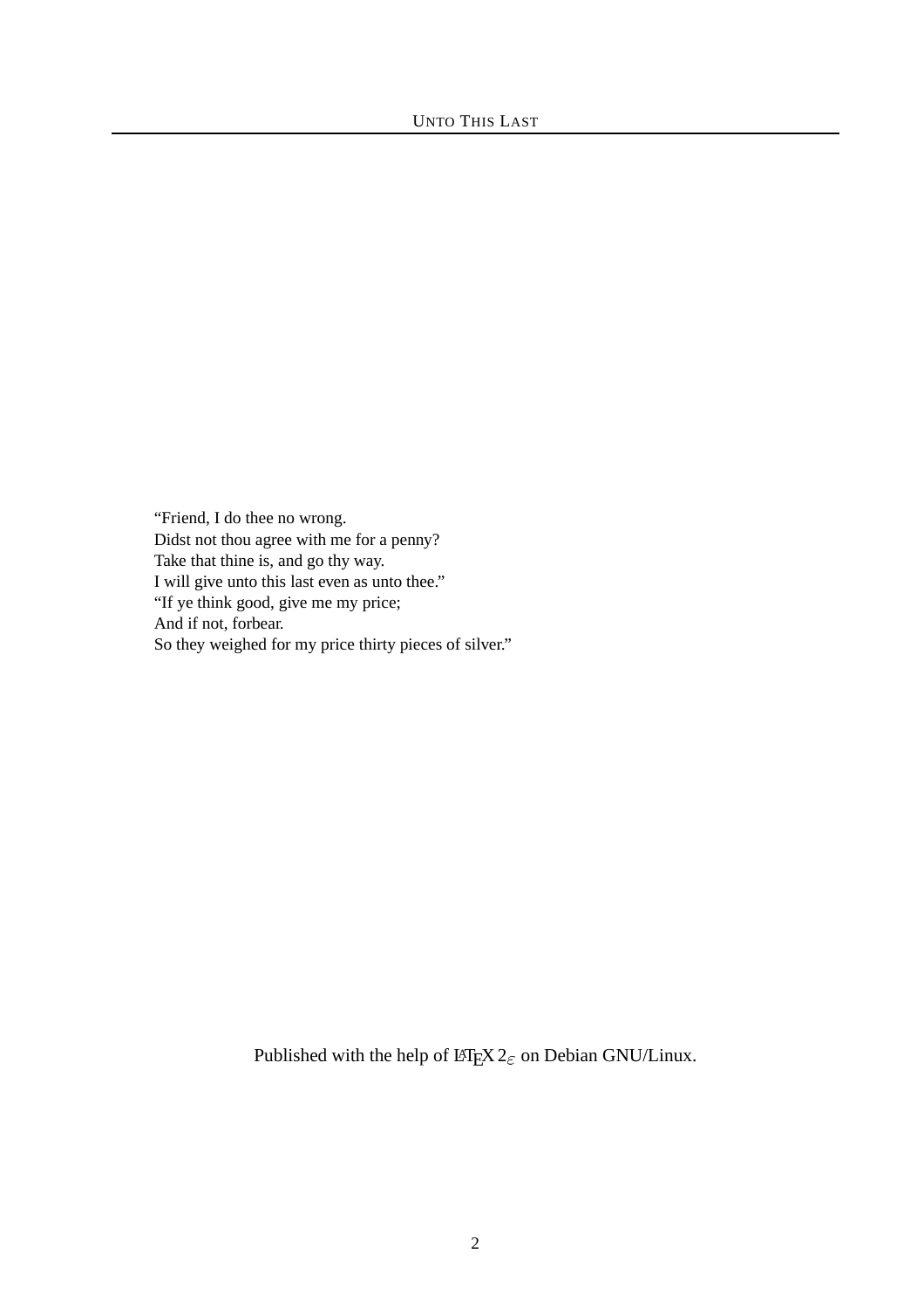“Friend, I do thee no wrong.  
Didst not thou agree with me for a penny?  
Take that thine is, and go thy way.  
I will give unto this last even as unto thee.”  
“If ye think good, give me my price;  
And if not, forbear.  
So they weighed for my price thirty pieces of silver.”

Published with the help of LaTeX $2_\varepsilon$ on Debian GNU/Linux.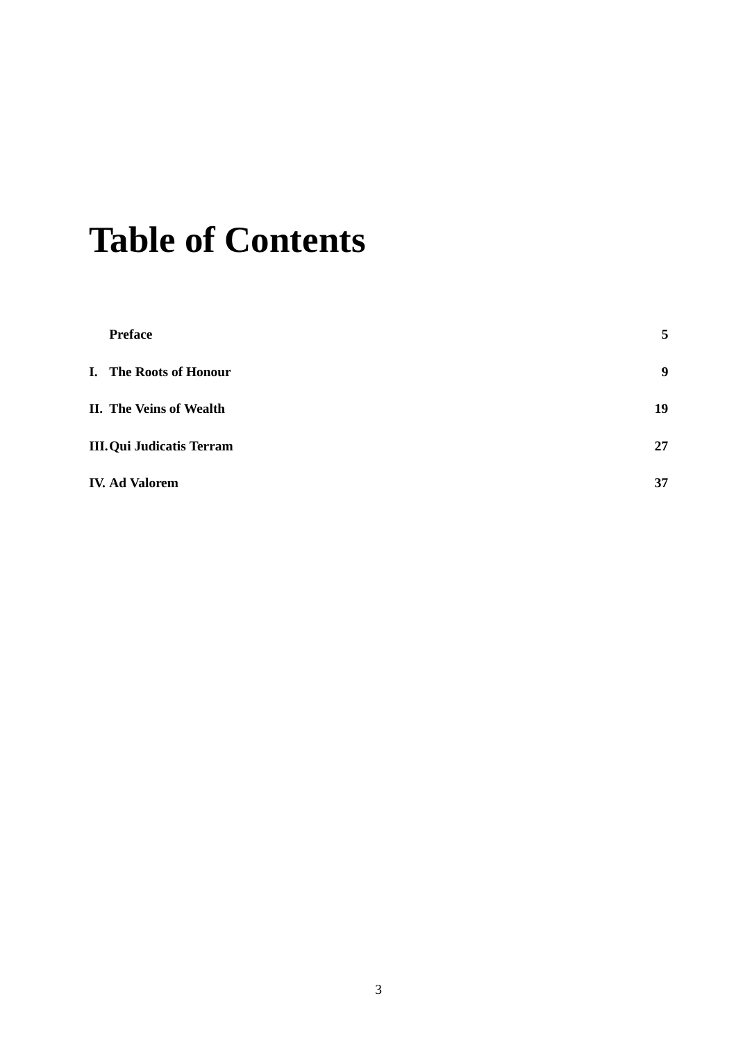# Table of Contents

| | | |
|---|---|---|
| | **Preface** | **5** |
| **I.** | **The Roots of Honour** | **9** |
| **II.** | **The Veins of Wealth** | **19** |
| **III.** | **Qui Judicatis Terram** | **27** |
| **IV.** | **Ad Valorem** | **37** |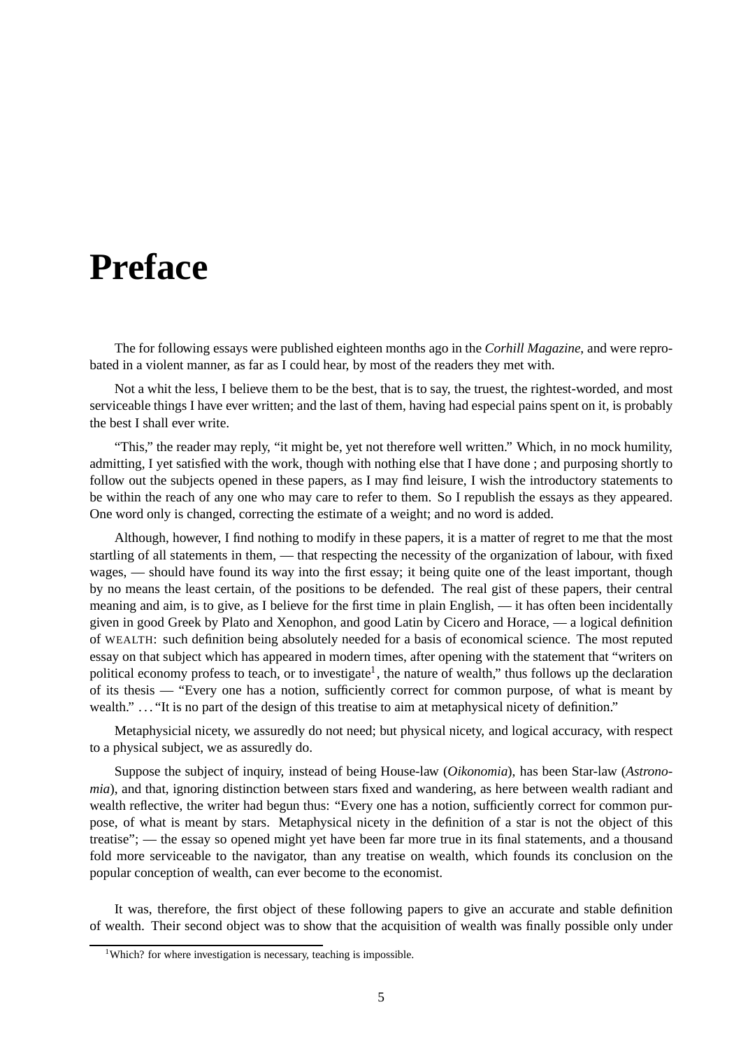# Preface

The for following essays were published eighteen months ago in the *Corhill Magazine*, and were reprobated in a violent manner, as far as I could hear, by most of the readers they met with.

Not a whit the less, I believe them to be the best, that is to say, the truest, the rightest-worded, and most serviceable things I have ever written; and the last of them, having had especial pains spent on it, is probably the best I shall ever write.

"This," the reader may reply, "it might be, yet not therefore well written." Which, in no mock humility, admitting, I yet satisfied with the work, though with nothing else that I have done ; and purposing shortly to follow out the subjects opened in these papers, as I may find leisure, I wish the introductory statements to be within the reach of any one who may care to refer to them. So I republish the essays as they appeared. One word only is changed, correcting the estimate of a weight; and no word is added.

Although, however, I find nothing to modify in these papers, it is a matter of regret to me that the most startling of all statements in them, — that respecting the necessity of the organization of labour, with fixed wages, — should have found its way into the first essay; it being quite one of the least important, though by no means the least certain, of the positions to be defended. The real gist of these papers, their central meaning and aim, is to give, as I believe for the first time in plain English, — it has often been incidentally given in good Greek by Plato and Xenophon, and good Latin by Cicero and Horace, — a logical definition of WEALTH: such definition being absolutely needed for a basis of economical science. The most reputed essay on that subject which has appeared in modern times, after opening with the statement that "writers on political economy profess to teach, or to investigate[1], the nature of wealth," thus follows up the declaration of its thesis — "Every one has a notion, sufficiently correct for common purpose, of what is meant by wealth." . . . "It is no part of the design of this treatise to aim at metaphysical nicety of definition."

Metaphysicial nicety, we assuredly do not need; but physical nicety, and logical accuracy, with respect to a physical subject, we as assuredly do.

Suppose the subject of inquiry, instead of being House-law (*Oikonomia*), has been Star-law (*Astronomia*), and that, ignoring distinction between stars fixed and wandering, as here between wealth radiant and wealth reflective, the writer had begun thus: "Every one has a notion, sufficiently correct for common purpose, of what is meant by stars. Metaphysical nicety in the definition of a star is not the object of this treatise"; — the essay so opened might yet have been far more true in its final statements, and a thousand fold more serviceable to the navigator, than any treatise on wealth, which founds its conclusion on the popular conception of wealth, can ever become to the economist.

It was, therefore, the first object of these following papers to give an accurate and stable definition of wealth. Their second object was to show that the acquisition of wealth was finally possible only under

[1] Which? for where investigation is necessary, teaching is impossible.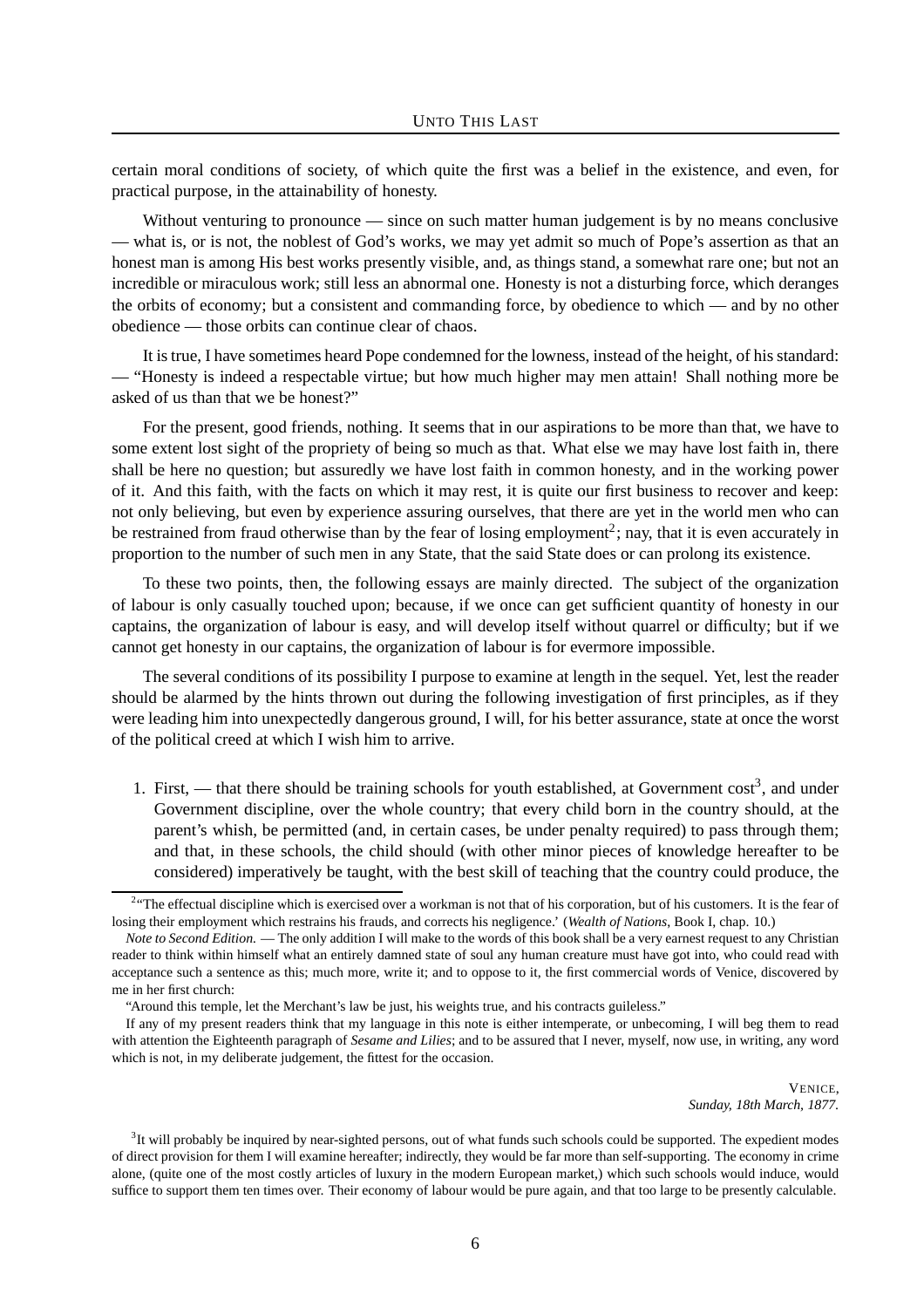certain moral conditions of society, of which quite the first was a belief in the existence, and even, for practical purpose, in the attainability of honesty.

Without venturing to pronounce — since on such matter human judgement is by no means conclusive — what is, or is not, the noblest of God's works, we may yet admit so much of Pope's assertion as that an honest man is among His best works presently visible, and, as things stand, a somewhat rare one; but not an incredible or miraculous work; still less an abnormal one. Honesty is not a disturbing force, which deranges the orbits of economy; but a consistent and commanding force, by obedience to which — and by no other obedience — those orbits can continue clear of chaos.

It is true, I have sometimes heard Pope condemned for the lowness, instead of the height, of his standard: — "Honesty is indeed a respectable virtue; but how much higher may men attain! Shall nothing more be asked of us than that we be honest?"

For the present, good friends, nothing. It seems that in our aspirations to be more than that, we have to some extent lost sight of the propriety of being so much as that. What else we may have lost faith in, there shall be here no question; but assuredly we have lost faith in common honesty, and in the working power of it. And this faith, with the facts on which it may rest, it is quite our first business to recover and keep: not only believing, but even by experience assuring ourselves, that there are yet in the world men who can be restrained from fraud otherwise than by the fear of losing employment[2]; nay, that it is even accurately in proportion to the number of such men in any State, that the said State does or can prolong its existence.

To these two points, then, the following essays are mainly directed. The subject of the organization of labour is only casually touched upon; because, if we once can get sufficient quantity of honesty in our captains, the organization of labour is easy, and will develop itself without quarrel or difficulty; but if we cannot get honesty in our captains, the organization of labour is for evermore impossible.

The several conditions of its possibility I purpose to examine at length in the sequel. Yet, lest the reader should be alarmed by the hints thrown out during the following investigation of first principles, as if they were leading him into unexpectedly dangerous ground, I will, for his better assurance, state at once the worst of the political creed at which I wish him to arrive.

1. First, — that there should be training schools for youth established, at Government cost[3], and under Government discipline, over the whole country; that every child born in the country should, at the parent's whish, be permitted (and, in certain cases, be under penalty required) to pass through them; and that, in these schools, the child should (with other minor pieces of knowledge hereafter to be considered) imperatively be taught, with the best skill of teaching that the country could produce, the

---

[2]"The effectual discipline which is exercised over a workman is not that of his corporation, but of his customers. It is the fear of losing their employment which restrains his frauds, and corrects his negligence.' (*Wealth of Nations*, Book I, chap. 10.)

*Note to Second Edition.* — The only addition I will make to the words of this book shall be a very earnest request to any Christian reader to think within himself what an entirely damned state of soul any human creature must have got into, who could read with acceptance such a sentence as this; much more, write it; and to oppose to it, the first commercial words of Venice, discovered by me in her first church:

"Around this temple, let the Merchant's law be just, his weights true, and his contracts guileless."

If any of my present readers think that my language in this note is either intemperate, or unbecoming, I will beg them to read with attention the Eighteenth paragraph of *Sesame and Lilies*; and to be assured that I never, myself, now use, in writing, any word which is not, in my deliberate judgement, the fittest for the occasion.

VENICE,
*Sunday, 18th March, 1877.*

[3]It will probably be inquired by near-sighted persons, out of what funds such schools could be supported. The expedient modes of direct provision for them I will examine hereafter; indirectly, they would be far more than self-supporting. The economy in crime alone, (quite one of the most costly articles of luxury in the modern European market,) which such schools would induce, would suffice to support them ten times over. Their economy of labour would be pure again, and that too large to be presently calculable.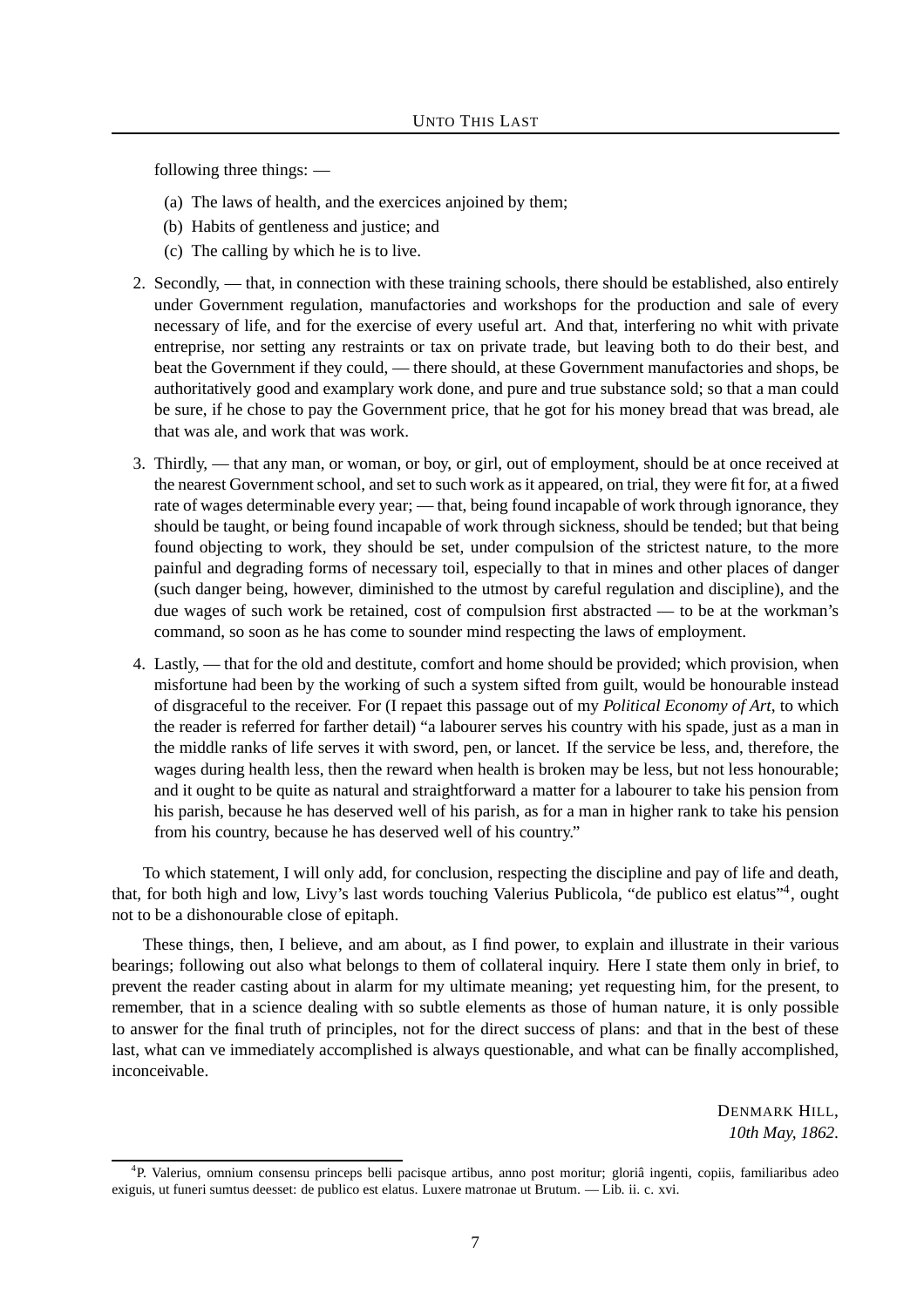following three things: —

(a) The laws of health, and the exercices anjoined by them;

(b) Habits of gentleness and justice; and

(c) The calling by which he is to live.

2. Secondly, — that, in connection with these training schools, there should be established, also entirely under Government regulation, manufactories and workshops for the production and sale of every necessary of life, and for the exercise of every useful art. And that, interfering no whit with private entreprise, nor setting any restraints or tax on private trade, but leaving both to do their best, and beat the Government if they could, — there should, at these Government manufactories and shops, be authoritatively good and examplary work done, and pure and true substance sold; so that a man could be sure, if he chose to pay the Government price, that he got for his money bread that was bread, ale that was ale, and work that was work.

3. Thirdly, — that any man, or woman, or boy, or girl, out of employment, should be at once received at the nearest Government school, and set to such work as it appeared, on trial, they were fit for, at a fiwed rate of wages determinable every year; — that, being found incapable of work through ignorance, they should be taught, or being found incapable of work through sickness, should be tended; but that being found objecting to work, they should be set, under compulsion of the strictest nature, to the more painful and degrading forms of necessary toil, especially to that in mines and other places of danger (such danger being, however, diminished to the utmost by careful regulation and discipline), and the due wages of such work be retained, cost of compulsion first abstracted — to be at the workman's command, so soon as he has come to sounder mind respecting the laws of employment.

4. Lastly, — that for the old and destitute, comfort and home should be provided; which provision, when misfortune had been by the working of such a system sifted from guilt, would be honourable instead of disgraceful to the receiver. For (I repaet this passage out of my *Political Economy of Art*, to which the reader is referred for farther detail) "a labourer serves his country with his spade, just as a man in the middle ranks of life serves it with sword, pen, or lancet. If the service be less, and, therefore, the wages during health less, then the reward when health is broken may be less, but not less honourable; and it ought to be quite as natural and straightforward a matter for a labourer to take his pension from his parish, because he has deserved well of his parish, as for a man in higher rank to take his pension from his country, because he has deserved well of his country."

To which statement, I will only add, for conclusion, respecting the discipline and pay of life and death, that, for both high and low, Livy's last words touching Valerius Publicola, "de publico est elatus"[4], ought not to be a dishonourable close of epitaph.

These things, then, I believe, and am about, as I find power, to explain and illustrate in their various bearings; following out also what belongs to them of collateral inquiry. Here I state them only in brief, to prevent the reader casting about in alarm for my ultimate meaning; yet requesting him, for the present, to remember, that in a science dealing with so subtle elements as those of human nature, it is only possible to answer for the final truth of principles, not for the direct success of plans: and that in the best of these last, what can ve immediately accomplished is always questionable, and what can be finally accomplished, inconceivable.

DENMARK HILL,
*10th May, 1862.*

[4] P. Valerius, omnium consensu princeps belli pacisque artibus, anno post moritur; gloriâ ingenti, copiis, familiaribus adeo exiguis, ut funeri sumtus deesset: de publico est elatus. Luxere matronae ut Brutum. — Lib. ii. c. xvi.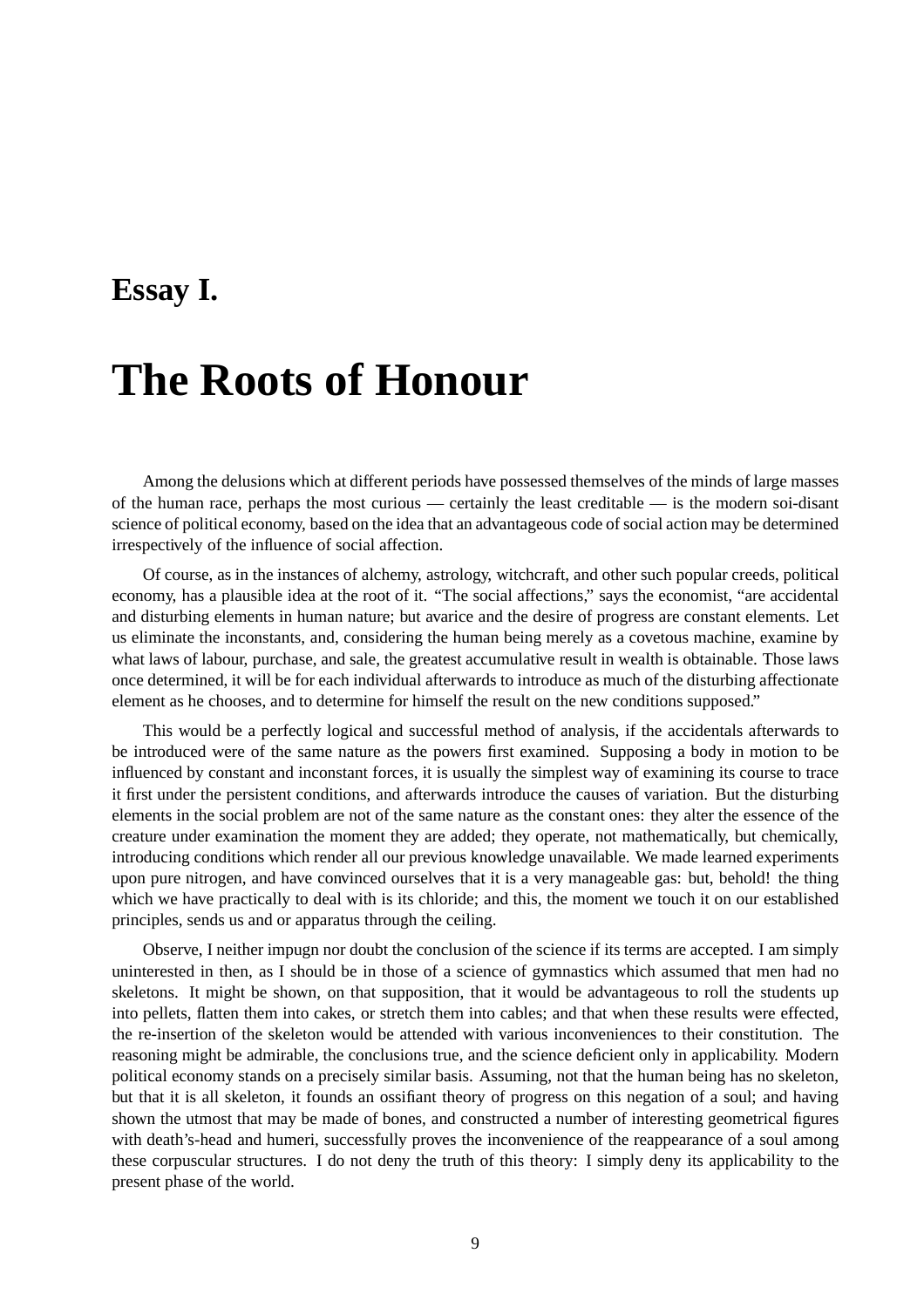# Essay I.

# The Roots of Honour

Among the delusions which at different periods have possessed themselves of the minds of large masses of the human race, perhaps the most curious — certainly the least creditable — is the modern soi-disant science of political economy, based on the idea that an advantageous code of social action may be determined irrespectively of the influence of social affection.

Of course, as in the instances of alchemy, astrology, witchcraft, and other such popular creeds, political economy, has a plausible idea at the root of it. "The social affections," says the economist, "are accidental and disturbing elements in human nature; but avarice and the desire of progress are constant elements. Let us eliminate the inconstants, and, considering the human being merely as a covetous machine, examine by what laws of labour, purchase, and sale, the greatest accumulative result in wealth is obtainable. Those laws once determined, it will be for each individual afterwards to introduce as much of the disturbing affectionate element as he chooses, and to determine for himself the result on the new conditions supposed."

This would be a perfectly logical and successful method of analysis, if the accidentals afterwards to be introduced were of the same nature as the powers first examined. Supposing a body in motion to be influenced by constant and inconstant forces, it is usually the simplest way of examining its course to trace it first under the persistent conditions, and afterwards introduce the causes of variation. But the disturbing elements in the social problem are not of the same nature as the constant ones: they alter the essence of the creature under examination the moment they are added; they operate, not mathematically, but chemically, introducing conditions which render all our previous knowledge unavailable. We made learned experiments upon pure nitrogen, and have convinced ourselves that it is a very manageable gas: but, behold! the thing which we have practically to deal with is its chloride; and this, the moment we touch it on our established principles, sends us and or apparatus through the ceiling.

Observe, I neither impugn nor doubt the conclusion of the science if its terms are accepted. I am simply uninterested in then, as I should be in those of a science of gymnastics which assumed that men had no skeletons. It might be shown, on that supposition, that it would be advantageous to roll the students up into pellets, flatten them into cakes, or stretch them into cables; and that when these results were effected, the re-insertion of the skeleton would be attended with various inconveniences to their constitution. The reasoning might be admirable, the conclusions true, and the science deficient only in applicability. Modern political economy stands on a precisely similar basis. Assuming, not that the human being has no skeleton, but that it is all skeleton, it founds an ossifiant theory of progress on this negation of a soul; and having shown the utmost that may be made of bones, and constructed a number of interesting geometrical figures with death's-head and humeri, successfully proves the inconvenience of the reappearance of a soul among these corpuscular structures. I do not deny the truth of this theory: I simply deny its applicability to the present phase of the world.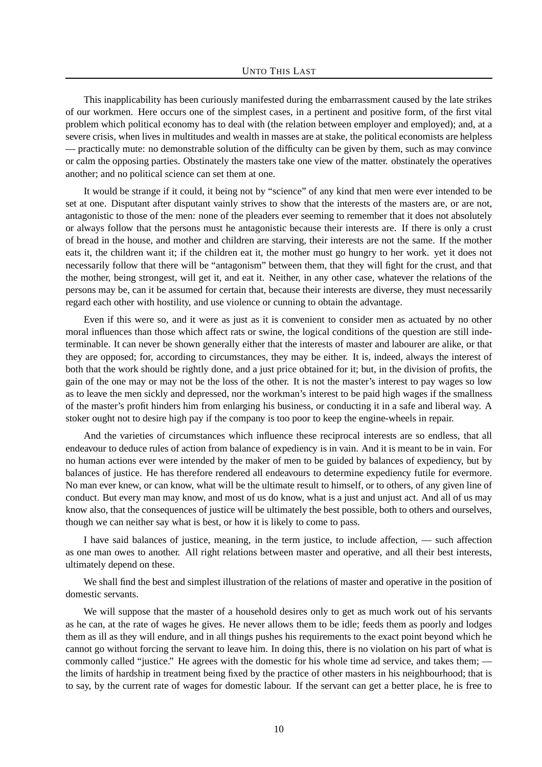This inapplicability has been curiously manifested during the embarrassment caused by the late strikes of our workmen. Here occurs one of the simplest cases, in a pertinent and positive form, of the first vital problem which political economy has to deal with (the relation between employer and employed); and, at a severe crisis, when lives in multitudes and wealth in masses are at stake, the political economists are helpless — practically mute: no demonstrable solution of the difficulty can be given by them, such as may convince or calm the opposing parties. Obstinately the masters take one view of the matter. obstinately the operatives another; and no political science can set them at one.

It would be strange if it could, it being not by "science" of any kind that men were ever intended to be set at one. Disputant after disputant vainly strives to show that the interests of the masters are, or are not, antagonistic to those of the men: none of the pleaders ever seeming to remember that it does not absolutely or always follow that the persons must he antagonistic because their interests are. If there is only a crust of bread in the house, and mother and children are starving, their interests are not the same. If the mother eats it, the children want it; if the children eat it, the mother must go hungry to her work. yet it does not necessarily follow that there will be "antagonism" between them, that they will fight for the crust, and that the mother, being strongest, will get it, and eat it. Neither, in any other case, whatever the relations of the persons may be, can it be assumed for certain that, because their interests are diverse, they must necessarily regard each other with hostility, and use violence or cunning to obtain the advantage.

Even if this were so, and it were as just as it is convenient to consider men as actuated by no other moral influences than those which affect rats or swine, the logical conditions of the question are still indeterminable. It can never be shown generally either that the interests of master and labourer are alike, or that they are opposed; for, according to circumstances, they may be either. It is, indeed, always the interest of both that the work should be rightly done, and a just price obtained for it; but, in the division of profits, the gain of the one may or may not be the loss of the other. It is not the master's interest to pay wages so low as to leave the men sickly and depressed, nor the workman's interest to be paid high wages if the smallness of the master's profit hinders him from enlarging his business, or conducting it in a safe and liberal way. A stoker ought not to desire high pay if the company is too poor to keep the engine-wheels in repair.

And the varieties of circumstances which influence these reciprocal interests are so endless, that all endeavour to deduce rules of action from balance of expediency is in vain. And it is meant to be in vain. For no human actions ever were intended by the maker of men to be guided by balances of expediency, but by balances of justice. He has therefore rendered all endeavours to determine expediency futile for evermore. No man ever knew, or can know, what will be the ultimate result to himself, or to others, of any given line of conduct. But every man may know, and most of us do know, what is a just and unjust act. And all of us may know also, that the consequences of justice will be ultimately the best possible, both to others and ourselves, though we can neither say what is best, or how it is likely to come to pass.

I have said balances of justice, meaning, in the term justice, to include affection, — such affection as one man owes to another. All right relations between master and operative, and all their best interests, ultimately depend on these.

We shall find the best and simplest illustration of the relations of master and operative in the position of domestic servants.

We will suppose that the master of a household desires only to get as much work out of his servants as he can, at the rate of wages he gives. He never allows them to be idle; feeds them as poorly and lodges them as ill as they will endure, and in all things pushes his requirements to the exact point beyond which he cannot go without forcing the servant to leave him. In doing this, there is no violation on his part of what is commonly called "justice." He agrees with the domestic for his whole time ad service, and takes them; — the limits of hardship in treatment being fixed by the practice of other masters in his neighbourhood; that is to say, by the current rate of wages for domestic labour. If the servant can get a better place, he is free to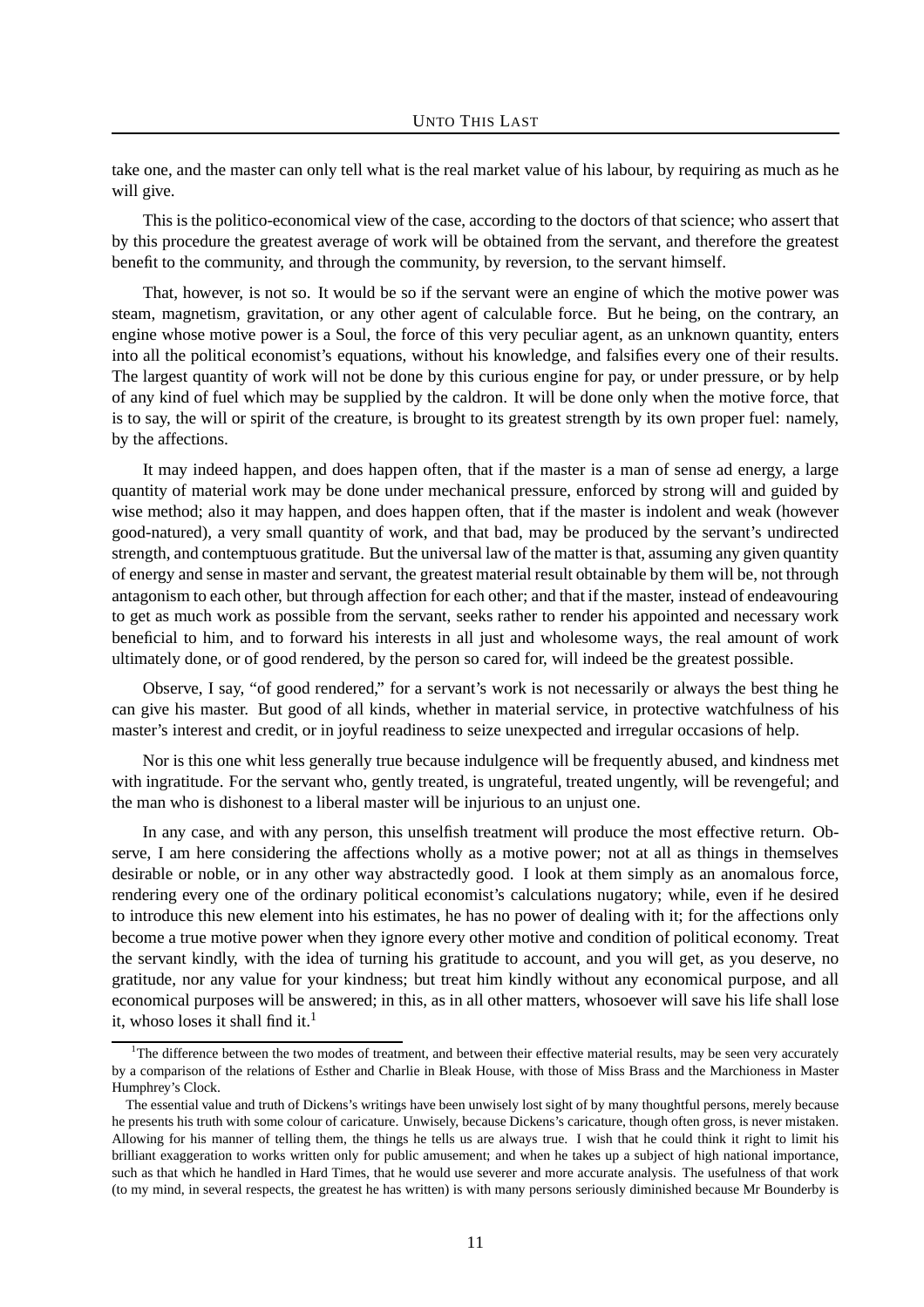take one, and the master can only tell what is the real market value of his labour, by requiring as much as he will give.

This is the politico-economical view of the case, according to the doctors of that science; who assert that by this procedure the greatest average of work will be obtained from the servant, and therefore the greatest benefit to the community, and through the community, by reversion, to the servant himself.

That, however, is not so. It would be so if the servant were an engine of which the motive power was steam, magnetism, gravitation, or any other agent of calculable force. But he being, on the contrary, an engine whose motive power is a Soul, the force of this very peculiar agent, as an unknown quantity, enters into all the political economist's equations, without his knowledge, and falsifies every one of their results. The largest quantity of work will not be done by this curious engine for pay, or under pressure, or by help of any kind of fuel which may be supplied by the caldron. It will be done only when the motive force, that is to say, the will or spirit of the creature, is brought to its greatest strength by its own proper fuel: namely, by the affections.

It may indeed happen, and does happen often, that if the master is a man of sense ad energy, a large quantity of material work may be done under mechanical pressure, enforced by strong will and guided by wise method; also it may happen, and does happen often, that if the master is indolent and weak (however good-natured), a very small quantity of work, and that bad, may be produced by the servant's undirected strength, and contemptuous gratitude. But the universal law of the matter is that, assuming any given quantity of energy and sense in master and servant, the greatest material result obtainable by them will be, not through antagonism to each other, but through affection for each other; and that if the master, instead of endeavouring to get as much work as possible from the servant, seeks rather to render his appointed and necessary work beneficial to him, and to forward his interests in all just and wholesome ways, the real amount of work ultimately done, or of good rendered, by the person so cared for, will indeed be the greatest possible.

Observe, I say, "of good rendered," for a servant's work is not necessarily or always the best thing he can give his master. But good of all kinds, whether in material service, in protective watchfulness of his master's interest and credit, or in joyful readiness to seize unexpected and irregular occasions of help.

Nor is this one whit less generally true because indulgence will be frequently abused, and kindness met with ingratitude. For the servant who, gently treated, is ungrateful, treated ungently, will be revengeful; and the man who is dishonest to a liberal master will be injurious to an unjust one.

In any case, and with any person, this unselfish treatment will produce the most effective return. Observe, I am here considering the affections wholly as a motive power; not at all as things in themselves desirable or noble, or in any other way abstractedly good. I look at them simply as an anomalous force, rendering every one of the ordinary political economist's calculations nugatory; while, even if he desired to introduce this new element into his estimates, he has no power of dealing with it; for the affections only become a true motive power when they ignore every other motive and condition of political economy. Treat the servant kindly, with the idea of turning his gratitude to account, and you will get, as you deserve, no gratitude, nor any value for your kindness; but treat him kindly without any economical purpose, and all economical purposes will be answered; in this, as in all other matters, whosoever will save his life shall lose it, whoso loses it shall find it.[1]

---

[1]The difference between the two modes of treatment, and between their effective material results, may be seen very accurately by a comparison of the relations of Esther and Charlie in Bleak House, with those of Miss Brass and the Marchioness in Master Humphrey's Clock.

The essential value and truth of Dickens's writings have been unwisely lost sight of by many thoughtful persons, merely because he presents his truth with some colour of caricature. Unwisely, because Dickens's caricature, though often gross, is never mistaken. Allowing for his manner of telling them, the things he tells us are always true. I wish that he could think it right to limit his brilliant exaggeration to works written only for public amusement; and when he takes up a subject of high national importance, such as that which he handled in Hard Times, that he would use severer and more accurate analysis. The usefulness of that work (to my mind, in several respects, the greatest he has written) is with many persons seriously diminished because Mr Bounderby is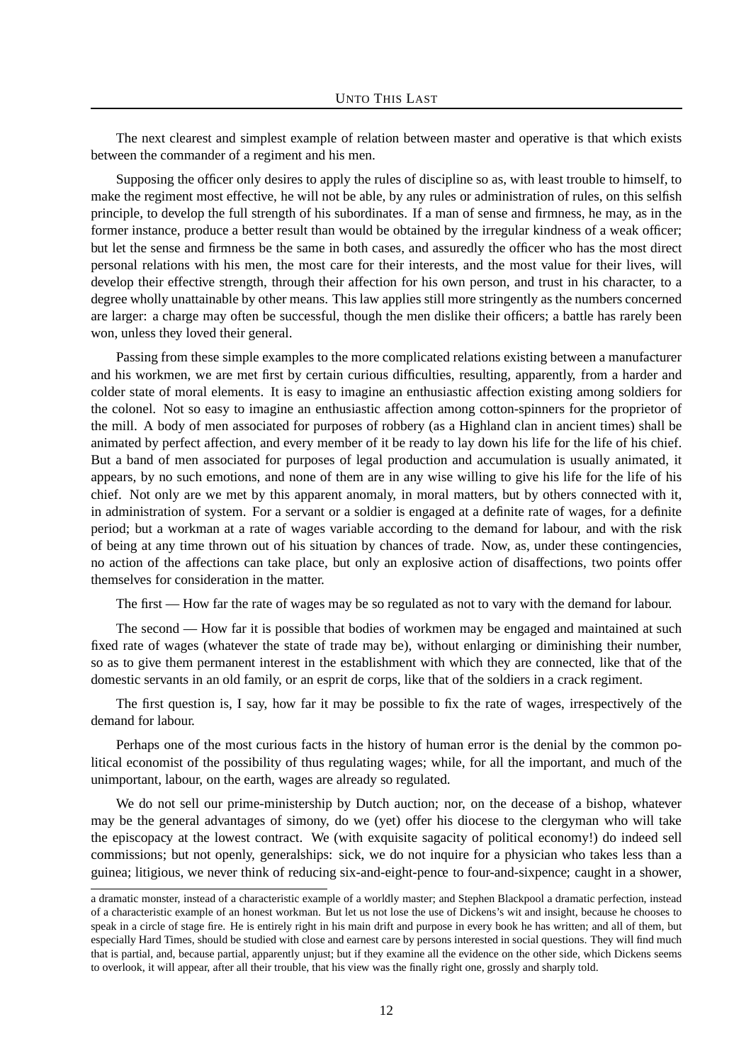The next clearest and simplest example of relation between master and operative is that which exists between the commander of a regiment and his men.

Supposing the officer only desires to apply the rules of discipline so as, with least trouble to himself, to make the regiment most effective, he will not be able, by any rules or administration of rules, on this selfish principle, to develop the full strength of his subordinates. If a man of sense and firmness, he may, as in the former instance, produce a better result than would be obtained by the irregular kindness of a weak officer; but let the sense and firmness be the same in both cases, and assuredly the officer who has the most direct personal relations with his men, the most care for their interests, and the most value for their lives, will develop their effective strength, through their affection for his own person, and trust in his character, to a degree wholly unattainable by other means. This law applies still more stringently as the numbers concerned are larger: a charge may often be successful, though the men dislike their officers; a battle has rarely been won, unless they loved their general.

Passing from these simple examples to the more complicated relations existing between a manufacturer and his workmen, we are met first by certain curious difficulties, resulting, apparently, from a harder and colder state of moral elements. It is easy to imagine an enthusiastic affection existing among soldiers for the colonel. Not so easy to imagine an enthusiastic affection among cotton-spinners for the proprietor of the mill. A body of men associated for purposes of robbery (as a Highland clan in ancient times) shall be animated by perfect affection, and every member of it be ready to lay down his life for the life of his chief. But a band of men associated for purposes of legal production and accumulation is usually animated, it appears, by no such emotions, and none of them are in any wise willing to give his life for the life of his chief. Not only are we met by this apparent anomaly, in moral matters, but by others connected with it, in administration of system. For a servant or a soldier is engaged at a definite rate of wages, for a definite period; but a workman at a rate of wages variable according to the demand for labour, and with the risk of being at any time thrown out of his situation by chances of trade. Now, as, under these contingencies, no action of the affections can take place, but only an explosive action of disaffections, two points offer themselves for consideration in the matter.

The first — How far the rate of wages may be so regulated as not to vary with the demand for labour.

The second — How far it is possible that bodies of workmen may be engaged and maintained at such fixed rate of wages (whatever the state of trade may be), without enlarging or diminishing their number, so as to give them permanent interest in the establishment with which they are connected, like that of the domestic servants in an old family, or an esprit de corps, like that of the soldiers in a crack regiment.

The first question is, I say, how far it may be possible to fix the rate of wages, irrespectively of the demand for labour.

Perhaps one of the most curious facts in the history of human error is the denial by the common political economist of the possibility of thus regulating wages; while, for all the important, and much of the unimportant, labour, on the earth, wages are already so regulated.

We do not sell our prime-ministership by Dutch auction; nor, on the decease of a bishop, whatever may be the general advantages of simony, do we (yet) offer his diocese to the clergyman who will take the episcopacy at the lowest contract. We (with exquisite sagacity of political economy!) do indeed sell commissions; but not openly, generalships: sick, we do not inquire for a physician who takes less than a guinea; litigious, we never think of reducing six-and-eight-pence to four-and-sixpence; caught in a shower,

---

a dramatic monster, instead of a characteristic example of a worldly master; and Stephen Blackpool a dramatic perfection, instead of a characteristic example of an honest workman. But let us not lose the use of Dickens's wit and insight, because he chooses to speak in a circle of stage fire. He is entirely right in his main drift and purpose in every book he has written; and all of them, but especially Hard Times, should be studied with close and earnest care by persons interested in social questions. They will find much that is partial, and, because partial, apparently unjust; but if they examine all the evidence on the other side, which Dickens seems to overlook, it will appear, after all their trouble, that his view was the finally right one, grossly and sharply told.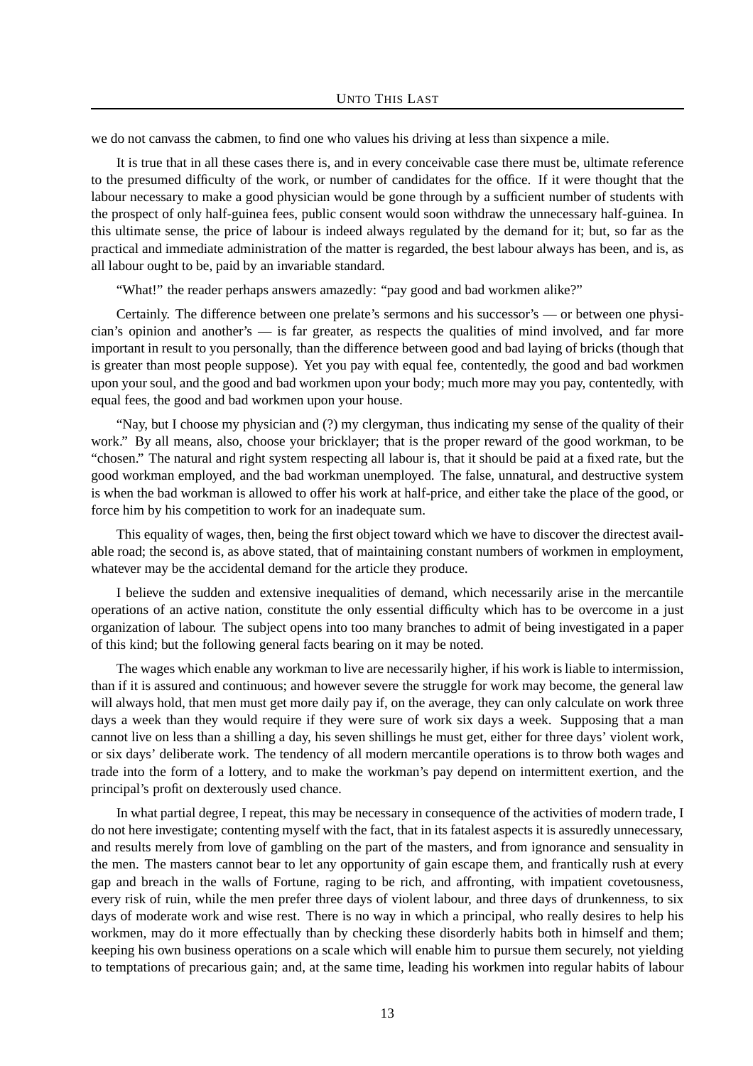we do not canvass the cabmen, to find one who values his driving at less than sixpence a mile.

It is true that in all these cases there is, and in every conceivable case there must be, ultimate reference to the presumed difficulty of the work, or number of candidates for the office. If it were thought that the labour necessary to make a good physician would be gone through by a sufficient number of students with the prospect of only half-guinea fees, public consent would soon withdraw the unnecessary half-guinea. In this ultimate sense, the price of labour is indeed always regulated by the demand for it; but, so far as the practical and immediate administration of the matter is regarded, the best labour always has been, and is, as all labour ought to be, paid by an invariable standard.

"What!" the reader perhaps answers amazedly: "pay good and bad workmen alike?"

Certainly. The difference between one prelate's sermons and his successor's — or between one physician's opinion and another's — is far greater, as respects the qualities of mind involved, and far more important in result to you personally, than the difference between good and bad laying of bricks (though that is greater than most people suppose). Yet you pay with equal fee, contentedly, the good and bad workmen upon your soul, and the good and bad workmen upon your body; much more may you pay, contentedly, with equal fees, the good and bad workmen upon your house.

"Nay, but I choose my physician and (?) my clergyman, thus indicating my sense of the quality of their work." By all means, also, choose your bricklayer; that is the proper reward of the good workman, to be "chosen." The natural and right system respecting all labour is, that it should be paid at a fixed rate, but the good workman employed, and the bad workman unemployed. The false, unnatural, and destructive system is when the bad workman is allowed to offer his work at half-price, and either take the place of the good, or force him by his competition to work for an inadequate sum.

This equality of wages, then, being the first object toward which we have to discover the directest available road; the second is, as above stated, that of maintaining constant numbers of workmen in employment, whatever may be the accidental demand for the article they produce.

I believe the sudden and extensive inequalities of demand, which necessarily arise in the mercantile operations of an active nation, constitute the only essential difficulty which has to be overcome in a just organization of labour. The subject opens into too many branches to admit of being investigated in a paper of this kind; but the following general facts bearing on it may be noted.

The wages which enable any workman to live are necessarily higher, if his work is liable to intermission, than if it is assured and continuous; and however severe the struggle for work may become, the general law will always hold, that men must get more daily pay if, on the average, they can only calculate on work three days a week than they would require if they were sure of work six days a week. Supposing that a man cannot live on less than a shilling a day, his seven shillings he must get, either for three days' violent work, or six days' deliberate work. The tendency of all modern mercantile operations is to throw both wages and trade into the form of a lottery, and to make the workman's pay depend on intermittent exertion, and the principal's profit on dexterously used chance.

In what partial degree, I repeat, this may be necessary in consequence of the activities of modern trade, I do not here investigate; contenting myself with the fact, that in its fatalest aspects it is assuredly unnecessary, and results merely from love of gambling on the part of the masters, and from ignorance and sensuality in the men. The masters cannot bear to let any opportunity of gain escape them, and frantically rush at every gap and breach in the walls of Fortune, raging to be rich, and affronting, with impatient covetousness, every risk of ruin, while the men prefer three days of violent labour, and three days of drunkenness, to six days of moderate work and wise rest. There is no way in which a principal, who really desires to help his workmen, may do it more effectually than by checking these disorderly habits both in himself and them; keeping his own business operations on a scale which will enable him to pursue them securely, not yielding to temptations of precarious gain; and, at the same time, leading his workmen into regular habits of labour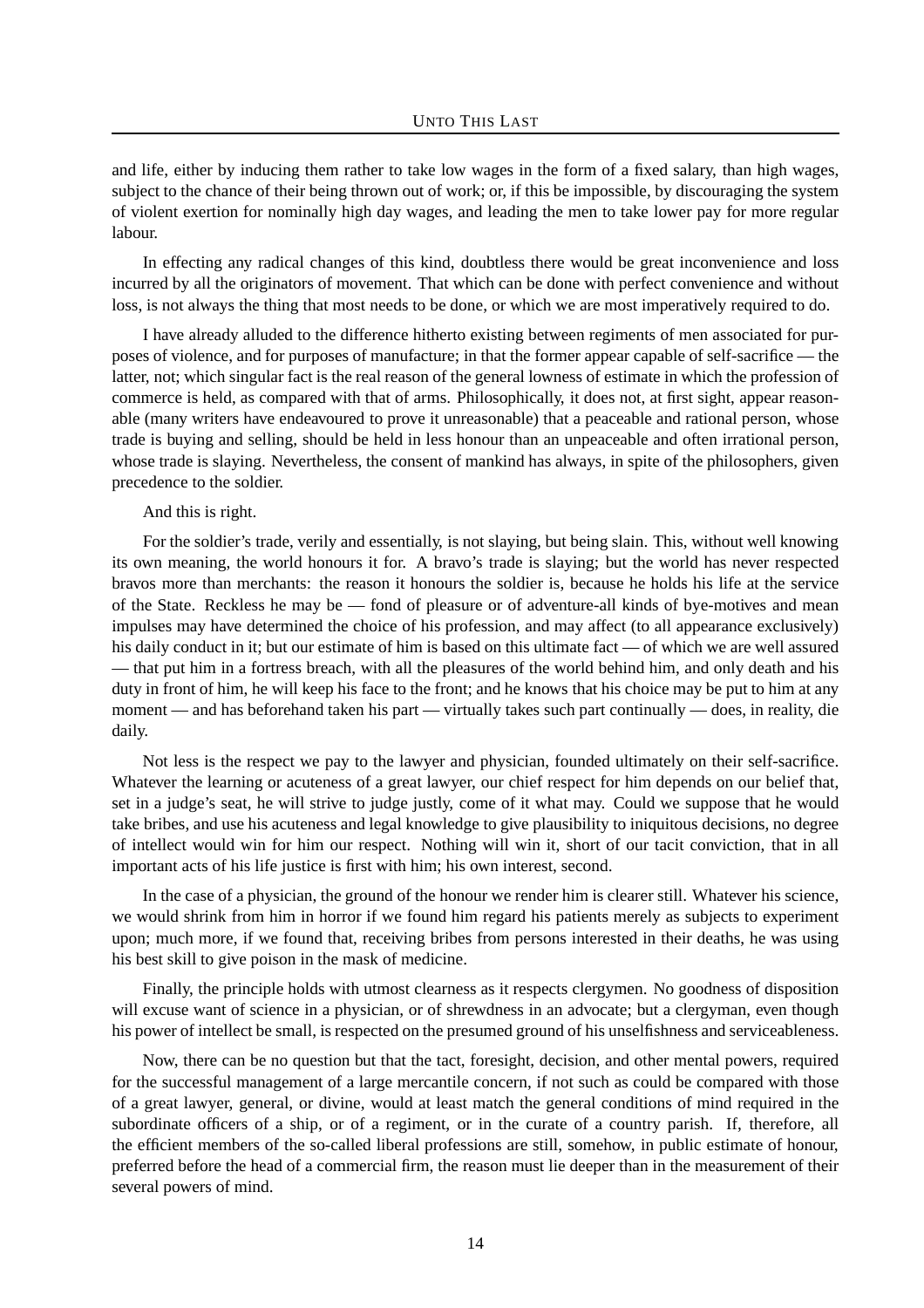and life, either by inducing them rather to take low wages in the form of a fixed salary, than high wages, subject to the chance of their being thrown out of work; or, if this be impossible, by discouraging the system of violent exertion for nominally high day wages, and leading the men to take lower pay for more regular labour.

In effecting any radical changes of this kind, doubtless there would be great inconvenience and loss incurred by all the originators of movement. That which can be done with perfect convenience and without loss, is not always the thing that most needs to be done, or which we are most imperatively required to do.

I have already alluded to the difference hitherto existing between regiments of men associated for purposes of violence, and for purposes of manufacture; in that the former appear capable of self-sacrifice — the latter, not; which singular fact is the real reason of the general lowness of estimate in which the profession of commerce is held, as compared with that of arms. Philosophically, it does not, at first sight, appear reasonable (many writers have endeavoured to prove it unreasonable) that a peaceable and rational person, whose trade is buying and selling, should be held in less honour than an unpeaceable and often irrational person, whose trade is slaying. Nevertheless, the consent of mankind has always, in spite of the philosophers, given precedence to the soldier.

And this is right.

For the soldier's trade, verily and essentially, is not slaying, but being slain. This, without well knowing its own meaning, the world honours it for. A bravo's trade is slaying; but the world has never respected bravos more than merchants: the reason it honours the soldier is, because he holds his life at the service of the State. Reckless he may be — fond of pleasure or of adventure-all kinds of bye-motives and mean impulses may have determined the choice of his profession, and may affect (to all appearance exclusively) his daily conduct in it; but our estimate of him is based on this ultimate fact — of which we are well assured — that put him in a fortress breach, with all the pleasures of the world behind him, and only death and his duty in front of him, he will keep his face to the front; and he knows that his choice may be put to him at any moment — and has beforehand taken his part — virtually takes such part continually — does, in reality, die daily.

Not less is the respect we pay to the lawyer and physician, founded ultimately on their self-sacrifice. Whatever the learning or acuteness of a great lawyer, our chief respect for him depends on our belief that, set in a judge's seat, he will strive to judge justly, come of it what may. Could we suppose that he would take bribes, and use his acuteness and legal knowledge to give plausibility to iniquitous decisions, no degree of intellect would win for him our respect. Nothing will win it, short of our tacit conviction, that in all important acts of his life justice is first with him; his own interest, second.

In the case of a physician, the ground of the honour we render him is clearer still. Whatever his science, we would shrink from him in horror if we found him regard his patients merely as subjects to experiment upon; much more, if we found that, receiving bribes from persons interested in their deaths, he was using his best skill to give poison in the mask of medicine.

Finally, the principle holds with utmost clearness as it respects clergymen. No goodness of disposition will excuse want of science in a physician, or of shrewdness in an advocate; but a clergyman, even though his power of intellect be small, is respected on the presumed ground of his unselfishness and serviceableness.

Now, there can be no question but that the tact, foresight, decision, and other mental powers, required for the successful management of a large mercantile concern, if not such as could be compared with those of a great lawyer, general, or divine, would at least match the general conditions of mind required in the subordinate officers of a ship, or of a regiment, or in the curate of a country parish. If, therefore, all the efficient members of the so-called liberal professions are still, somehow, in public estimate of honour, preferred before the head of a commercial firm, the reason must lie deeper than in the measurement of their several powers of mind.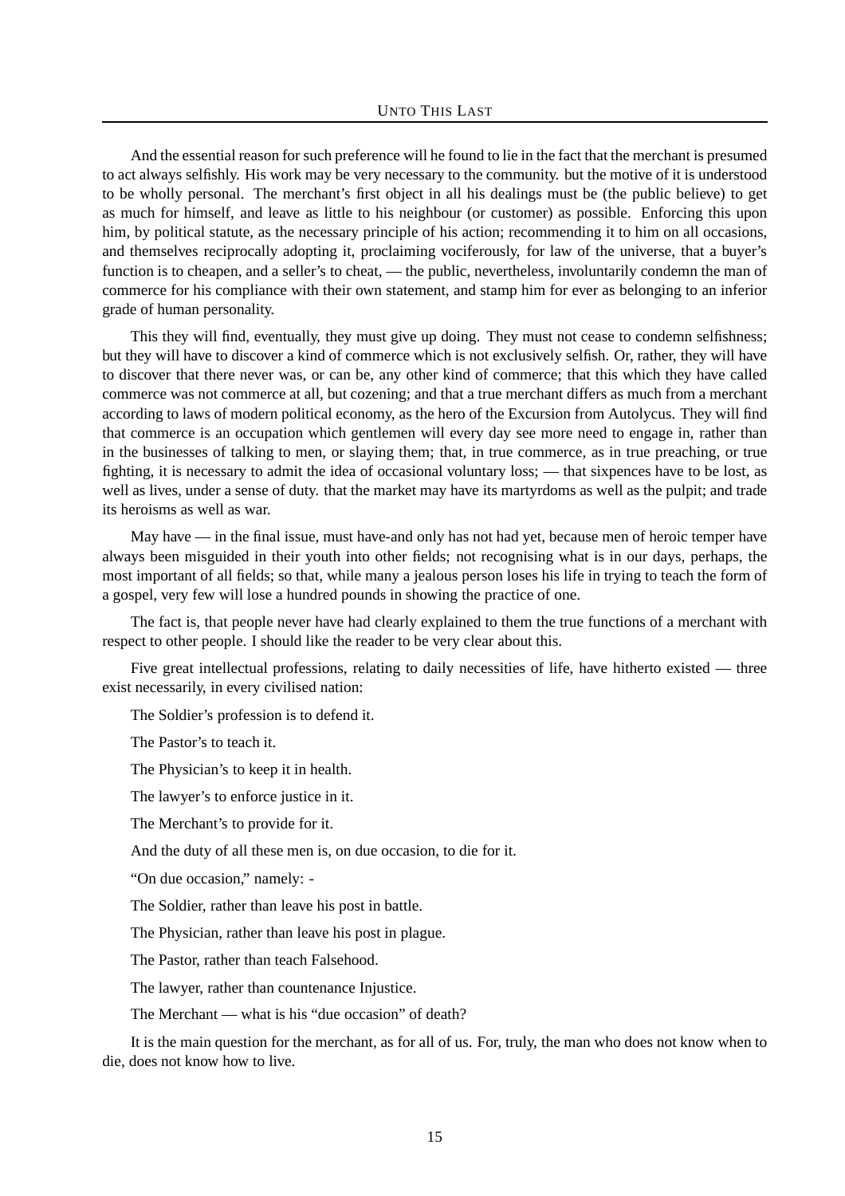And the essential reason for such preference will he found to lie in the fact that the merchant is presumed to act always selfishly. His work may be very necessary to the community. but the motive of it is understood to be wholly personal. The merchant's first object in all his dealings must be (the public believe) to get as much for himself, and leave as little to his neighbour (or customer) as possible. Enforcing this upon him, by political statute, as the necessary principle of his action; recommending it to him on all occasions, and themselves reciprocally adopting it, proclaiming vociferously, for law of the universe, that a buyer's function is to cheapen, and a seller's to cheat, — the public, nevertheless, involuntarily condemn the man of commerce for his compliance with their own statement, and stamp him for ever as belonging to an inferior grade of human personality.

This they will find, eventually, they must give up doing. They must not cease to condemn selfishness; but they will have to discover a kind of commerce which is not exclusively selfish. Or, rather, they will have to discover that there never was, or can be, any other kind of commerce; that this which they have called commerce was not commerce at all, but cozening; and that a true merchant differs as much from a merchant according to laws of modern political economy, as the hero of the Excursion from Autolycus. They will find that commerce is an occupation which gentlemen will every day see more need to engage in, rather than in the businesses of talking to men, or slaying them; that, in true commerce, as in true preaching, or true fighting, it is necessary to admit the idea of occasional voluntary loss; — that sixpences have to be lost, as well as lives, under a sense of duty. that the market may have its martyrdoms as well as the pulpit; and trade its heroisms as well as war.

May have — in the final issue, must have-and only has not had yet, because men of heroic temper have always been misguided in their youth into other fields; not recognising what is in our days, perhaps, the most important of all fields; so that, while many a jealous person loses his life in trying to teach the form of a gospel, very few will lose a hundred pounds in showing the practice of one.

The fact is, that people never have had clearly explained to them the true functions of a merchant with respect to other people. I should like the reader to be very clear about this.

Five great intellectual professions, relating to daily necessities of life, have hitherto existed — three exist necessarily, in every civilised nation:

The Soldier's profession is to defend it.

The Pastor's to teach it.

The Physician's to keep it in health.

The lawyer's to enforce justice in it.

The Merchant's to provide for it.

And the duty of all these men is, on due occasion, to die for it.

"On due occasion," namely: -

The Soldier, rather than leave his post in battle.

The Physician, rather than leave his post in plague.

The Pastor, rather than teach Falsehood.

The lawyer, rather than countenance Injustice.

The Merchant — what is his "due occasion" of death?

It is the main question for the merchant, as for all of us. For, truly, the man who does not know when to die, does not know how to live.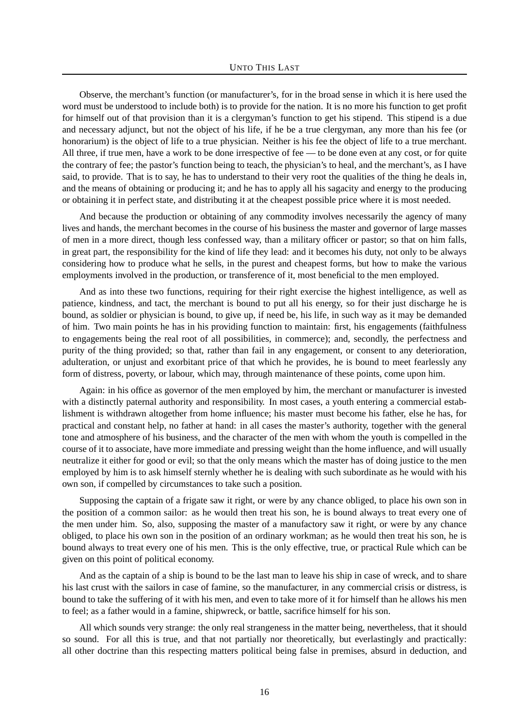Observe, the merchant's function (or manufacturer's, for in the broad sense in which it is here used the word must be understood to include both) is to provide for the nation. It is no more his function to get profit for himself out of that provision than it is a clergyman's function to get his stipend. This stipend is a due and necessary adjunct, but not the object of his life, if he be a true clergyman, any more than his fee (or honorarium) is the object of life to a true physician. Neither is his fee the object of life to a true merchant. All three, if true men, have a work to be done irrespective of fee — to be done even at any cost, or for quite the contrary of fee; the pastor's function being to teach, the physician's to heal, and the merchant's, as I have said, to provide. That is to say, he has to understand to their very root the qualities of the thing he deals in, and the means of obtaining or producing it; and he has to apply all his sagacity and energy to the producing or obtaining it in perfect state, and distributing it at the cheapest possible price where it is most needed.

And because the production or obtaining of any commodity involves necessarily the agency of many lives and hands, the merchant becomes in the course of his business the master and governor of large masses of men in a more direct, though less confessed way, than a military officer or pastor; so that on him falls, in great part, the responsibility for the kind of life they lead: and it becomes his duty, not only to be always considering how to produce what he sells, in the purest and cheapest forms, but how to make the various employments involved in the production, or transference of it, most beneficial to the men employed.

And as into these two functions, requiring for their right exercise the highest intelligence, as well as patience, kindness, and tact, the merchant is bound to put all his energy, so for their just discharge he is bound, as soldier or physician is bound, to give up, if need be, his life, in such way as it may be demanded of him. Two main points he has in his providing function to maintain: first, his engagements (faithfulness to engagements being the real root of all possibilities, in commerce); and, secondly, the perfectness and purity of the thing provided; so that, rather than fail in any engagement, or consent to any deterioration, adulteration, or unjust and exorbitant price of that which he provides, he is bound to meet fearlessly any form of distress, poverty, or labour, which may, through maintenance of these points, come upon him.

Again: in his office as governor of the men employed by him, the merchant or manufacturer is invested with a distinctly paternal authority and responsibility. In most cases, a youth entering a commercial establishment is withdrawn altogether from home influence; his master must become his father, else he has, for practical and constant help, no father at hand: in all cases the master's authority, together with the general tone and atmosphere of his business, and the character of the men with whom the youth is compelled in the course of it to associate, have more immediate and pressing weight than the home influence, and will usually neutralize it either for good or evil; so that the only means which the master has of doing justice to the men employed by him is to ask himself sternly whether he is dealing with such subordinate as he would with his own son, if compelled by circumstances to take such a position.

Supposing the captain of a frigate saw it right, or were by any chance obliged, to place his own son in the position of a common sailor: as he would then treat his son, he is bound always to treat every one of the men under him. So, also, supposing the master of a manufactory saw it right, or were by any chance obliged, to place his own son in the position of an ordinary workman; as he would then treat his son, he is bound always to treat every one of his men. This is the only effective, true, or practical Rule which can be given on this point of political economy.

And as the captain of a ship is bound to be the last man to leave his ship in case of wreck, and to share his last crust with the sailors in case of famine, so the manufacturer, in any commercial crisis or distress, is bound to take the suffering of it with his men, and even to take more of it for himself than he allows his men to feel; as a father would in a famine, shipwreck, or battle, sacrifice himself for his son.

All which sounds very strange: the only real strangeness in the matter being, nevertheless, that it should so sound. For all this is true, and that not partially nor theoretically, but everlastingly and practically: all other doctrine than this respecting matters political being false in premises, absurd in deduction, and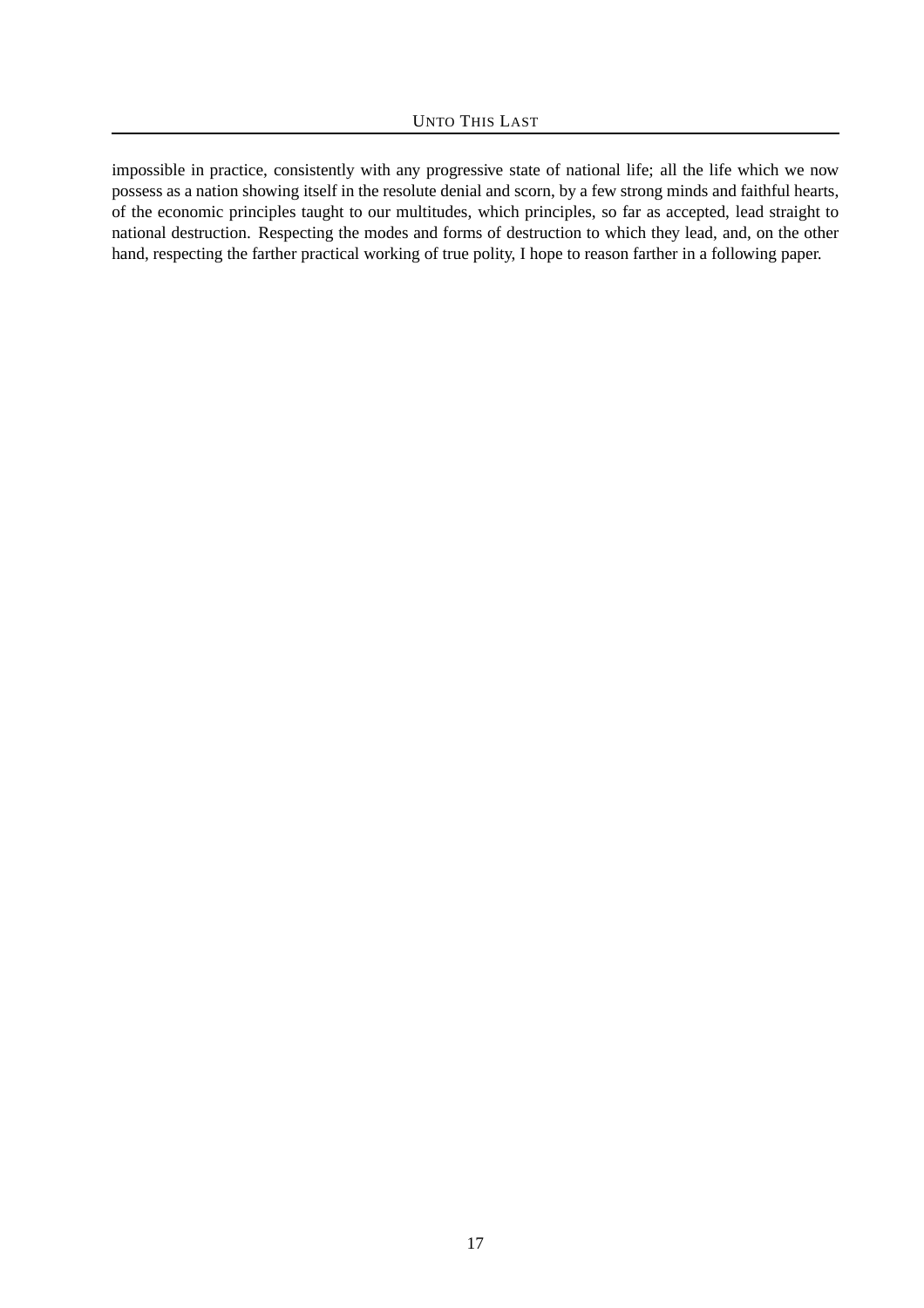impossible in practice, consistently with any progressive state of national life; all the life which we now possess as a nation showing itself in the resolute denial and scorn, by a few strong minds and faithful hearts, of the economic principles taught to our multitudes, which principles, so far as accepted, lead straight to national destruction. Respecting the modes and forms of destruction to which they lead, and, on the other hand, respecting the farther practical working of true polity, I hope to reason farther in a following paper.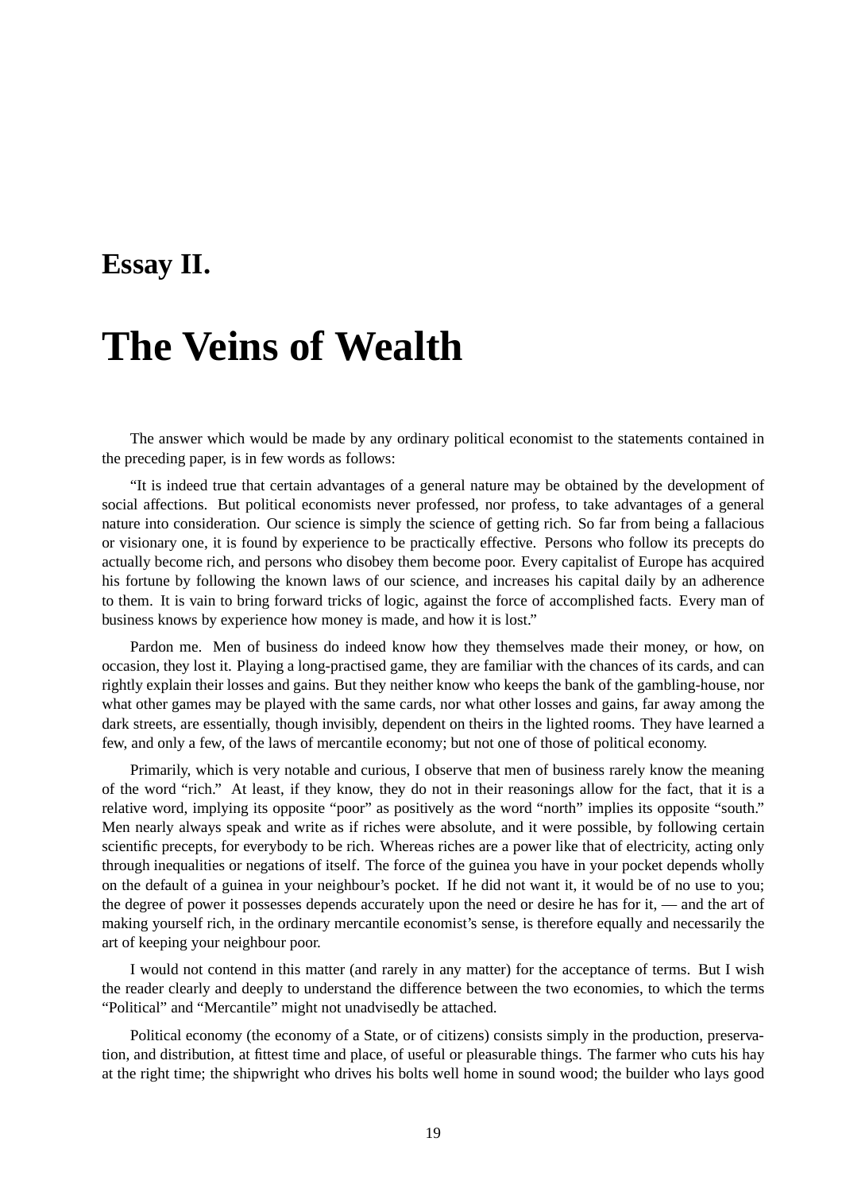## Essay II.

# The Veins of Wealth

The answer which would be made by any ordinary political economist to the statements contained in the preceding paper, is in few words as follows:

"It is indeed true that certain advantages of a general nature may be obtained by the development of social affections. But political economists never professed, nor profess, to take advantages of a general nature into consideration. Our science is simply the science of getting rich. So far from being a fallacious or visionary one, it is found by experience to be practically effective. Persons who follow its precepts do actually become rich, and persons who disobey them become poor. Every capitalist of Europe has acquired his fortune by following the known laws of our science, and increases his capital daily by an adherence to them. It is vain to bring forward tricks of logic, against the force of accomplished facts. Every man of business knows by experience how money is made, and how it is lost."

Pardon me. Men of business do indeed know how they themselves made their money, or how, on occasion, they lost it. Playing a long-practised game, they are familiar with the chances of its cards, and can rightly explain their losses and gains. But they neither know who keeps the bank of the gambling-house, nor what other games may be played with the same cards, nor what other losses and gains, far away among the dark streets, are essentially, though invisibly, dependent on theirs in the lighted rooms. They have learned a few, and only a few, of the laws of mercantile economy; but not one of those of political economy.

Primarily, which is very notable and curious, I observe that men of business rarely know the meaning of the word "rich." At least, if they know, they do not in their reasonings allow for the fact, that it is a relative word, implying its opposite "poor" as positively as the word "north" implies its opposite "south." Men nearly always speak and write as if riches were absolute, and it were possible, by following certain scientific precepts, for everybody to be rich. Whereas riches are a power like that of electricity, acting only through inequalities or negations of itself. The force of the guinea you have in your pocket depends wholly on the default of a guinea in your neighbour's pocket. If he did not want it, it would be of no use to you; the degree of power it possesses depends accurately upon the need or desire he has for it, — and the art of making yourself rich, in the ordinary mercantile economist's sense, is therefore equally and necessarily the art of keeping your neighbour poor.

I would not contend in this matter (and rarely in any matter) for the acceptance of terms. But I wish the reader clearly and deeply to understand the difference between the two economies, to which the terms "Political" and "Mercantile" might not unadvisedly be attached.

Political economy (the economy of a State, or of citizens) consists simply in the production, preservation, and distribution, at fittest time and place, of useful or pleasurable things. The farmer who cuts his hay at the right time; the shipwright who drives his bolts well home in sound wood; the builder who lays good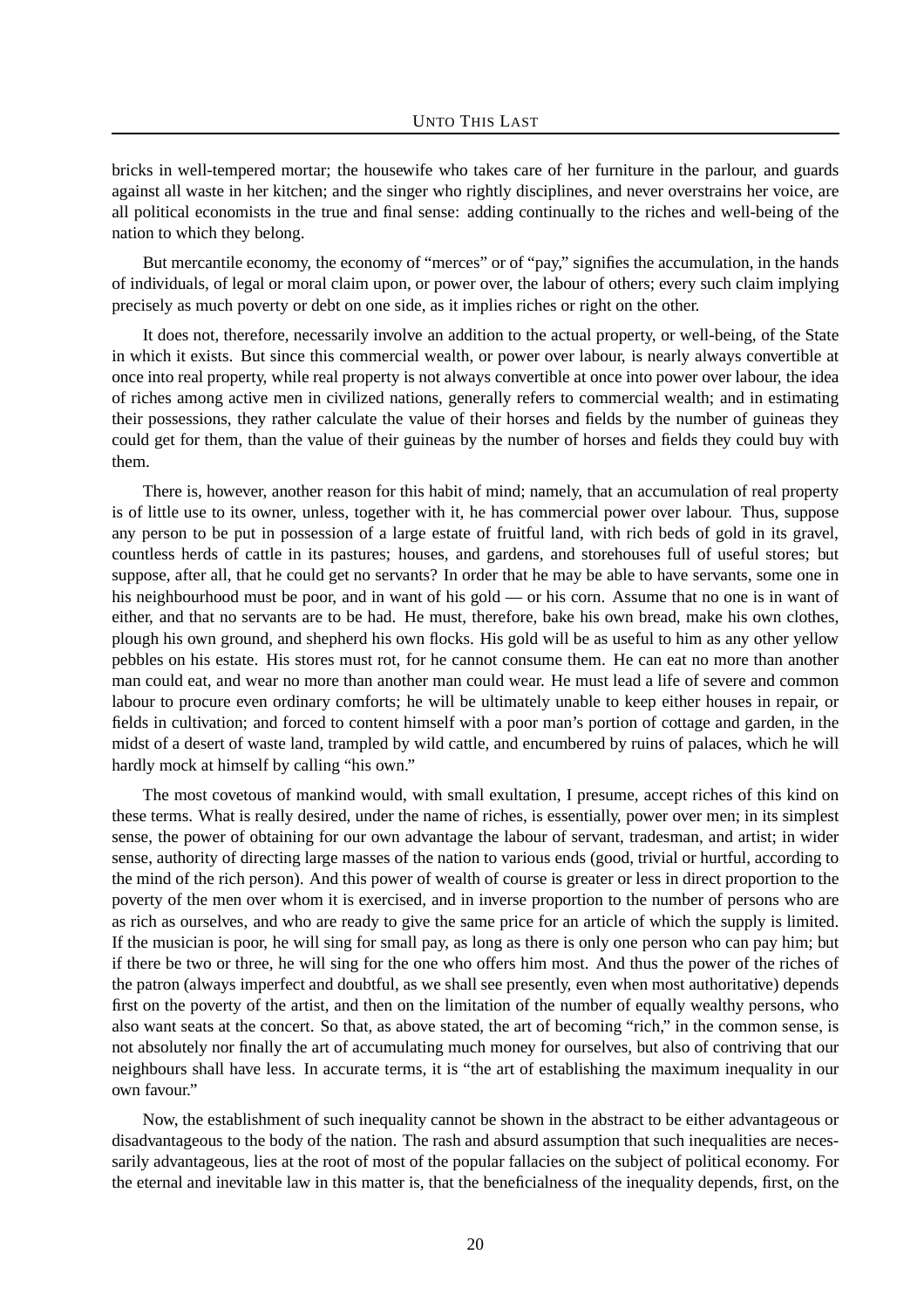bricks in well-tempered mortar; the housewife who takes care of her furniture in the parlour, and guards against all waste in her kitchen; and the singer who rightly disciplines, and never overstrains her voice, are all political economists in the true and final sense: adding continually to the riches and well-being of the nation to which they belong.

But mercantile economy, the economy of "merces" or of "pay," signifies the accumulation, in the hands of individuals, of legal or moral claim upon, or power over, the labour of others; every such claim implying precisely as much poverty or debt on one side, as it implies riches or right on the other.

It does not, therefore, necessarily involve an addition to the actual property, or well-being, of the State in which it exists. But since this commercial wealth, or power over labour, is nearly always convertible at once into real property, while real property is not always convertible at once into power over labour, the idea of riches among active men in civilized nations, generally refers to commercial wealth; and in estimating their possessions, they rather calculate the value of their horses and fields by the number of guineas they could get for them, than the value of their guineas by the number of horses and fields they could buy with them.

There is, however, another reason for this habit of mind; namely, that an accumulation of real property is of little use to its owner, unless, together with it, he has commercial power over labour. Thus, suppose any person to be put in possession of a large estate of fruitful land, with rich beds of gold in its gravel, countless herds of cattle in its pastures; houses, and gardens, and storehouses full of useful stores; but suppose, after all, that he could get no servants? In order that he may be able to have servants, some one in his neighbourhood must be poor, and in want of his gold — or his corn. Assume that no one is in want of either, and that no servants are to be had. He must, therefore, bake his own bread, make his own clothes, plough his own ground, and shepherd his own flocks. His gold will be as useful to him as any other yellow pebbles on his estate. His stores must rot, for he cannot consume them. He can eat no more than another man could eat, and wear no more than another man could wear. He must lead a life of severe and common labour to procure even ordinary comforts; he will be ultimately unable to keep either houses in repair, or fields in cultivation; and forced to content himself with a poor man's portion of cottage and garden, in the midst of a desert of waste land, trampled by wild cattle, and encumbered by ruins of palaces, which he will hardly mock at himself by calling "his own."

The most covetous of mankind would, with small exultation, I presume, accept riches of this kind on these terms. What is really desired, under the name of riches, is essentially, power over men; in its simplest sense, the power of obtaining for our own advantage the labour of servant, tradesman, and artist; in wider sense, authority of directing large masses of the nation to various ends (good, trivial or hurtful, according to the mind of the rich person). And this power of wealth of course is greater or less in direct proportion to the poverty of the men over whom it is exercised, and in inverse proportion to the number of persons who are as rich as ourselves, and who are ready to give the same price for an article of which the supply is limited. If the musician is poor, he will sing for small pay, as long as there is only one person who can pay him; but if there be two or three, he will sing for the one who offers him most. And thus the power of the riches of the patron (always imperfect and doubtful, as we shall see presently, even when most authoritative) depends first on the poverty of the artist, and then on the limitation of the number of equally wealthy persons, who also want seats at the concert. So that, as above stated, the art of becoming "rich," in the common sense, is not absolutely nor finally the art of accumulating much money for ourselves, but also of contriving that our neighbours shall have less. In accurate terms, it is "the art of establishing the maximum inequality in our own favour."

Now, the establishment of such inequality cannot be shown in the abstract to be either advantageous or disadvantageous to the body of the nation. The rash and absurd assumption that such inequalities are necessarily advantageous, lies at the root of most of the popular fallacies on the subject of political economy. For the eternal and inevitable law in this matter is, that the beneficialness of the inequality depends, first, on the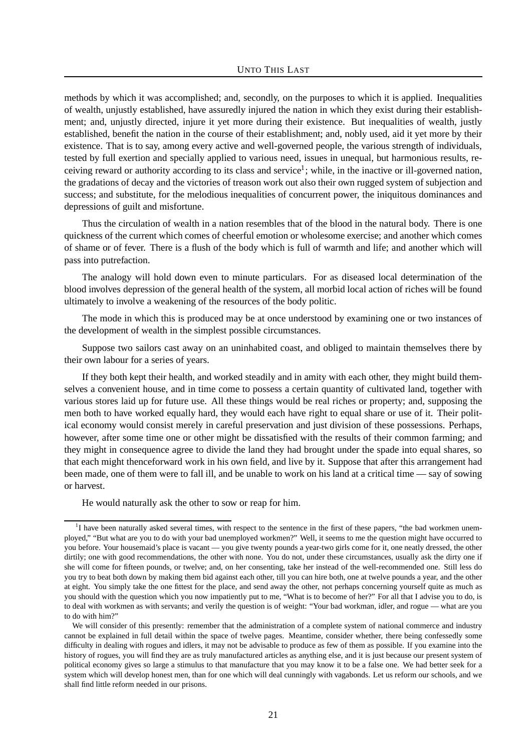methods by which it was accomplished; and, secondly, on the purposes to which it is applied. Inequalities of wealth, unjustly established, have assuredly injured the nation in which they exist during their establishment; and, unjustly directed, injure it yet more during their existence. But inequalities of wealth, justly established, benefit the nation in the course of their establishment; and, nobly used, aid it yet more by their existence. That is to say, among every active and well-governed people, the various strength of individuals, tested by full exertion and specially applied to various need, issues in unequal, but harmonious results, receiving reward or authority according to its class and service[1]; while, in the inactive or ill-governed nation, the gradations of decay and the victories of treason work out also their own rugged system of subjection and success; and substitute, for the melodious inequalities of concurrent power, the iniquitous dominances and depressions of guilt and misfortune.

Thus the circulation of wealth in a nation resembles that of the blood in the natural body. There is one quickness of the current which comes of cheerful emotion or wholesome exercise; and another which comes of shame or of fever. There is a flush of the body which is full of warmth and life; and another which will pass into putrefaction.

The analogy will hold down even to minute particulars. For as diseased local determination of the blood involves depression of the general health of the system, all morbid local action of riches will be found ultimately to involve a weakening of the resources of the body politic.

The mode in which this is produced may be at once understood by examining one or two instances of the development of wealth in the simplest possible circumstances.

Suppose two sailors cast away on an uninhabited coast, and obliged to maintain themselves there by their own labour for a series of years.

If they both kept their health, and worked steadily and in amity with each other, they might build themselves a convenient house, and in time come to possess a certain quantity of cultivated land, together with various stores laid up for future use. All these things would be real riches or property; and, supposing the men both to have worked equally hard, they would each have right to equal share or use of it. Their political economy would consist merely in careful preservation and just division of these possessions. Perhaps, however, after some time one or other might be dissatisfied with the results of their common farming; and they might in consequence agree to divide the land they had brought under the spade into equal shares, so that each might thenceforward work in his own field, and live by it. Suppose that after this arrangement had been made, one of them were to fall ill, and be unable to work on his land at a critical time — say of sowing or harvest.

He would naturally ask the other to sow or reap for him.

---

[1] I have been naturally asked several times, with respect to the sentence in the first of these papers, "the bad workmen unemployed," "But what are you to do with your bad unemployed workmen?" Well, it seems to me the question might have occurred to you before. Your housemaid's place is vacant — you give twenty pounds a year-two girls come for it, one neatly dressed, the other dirtily; one with good recommendations, the other with none. You do not, under these circumstances, usually ask the dirty one if she will come for fifteen pounds, or twelve; and, on her consenting, take her instead of the well-recommended one. Still less do you try to beat both down by making them bid against each other, till you can hire both, one at twelve pounds a year, and the other at eight. You simply take the one fittest for the place, and send away the other, not perhaps concerning yourself quite as much as you should with the question which you now impatiently put to me, "What is to become of her?" For all that I advise you to do, is to deal with workmen as with servants; and verily the question is of weight: "Your bad workman, idler, and rogue — what are you to do with him?"

We will consider of this presently: remember that the administration of a complete system of national commerce and industry cannot be explained in full detail within the space of twelve pages. Meantime, consider whether, there being confessedly some difficulty in dealing with rogues and idlers, it may not be advisable to produce as few of them as possible. If you examine into the history of rogues, you will find they are as truly manufactured articles as anything else, and it is just because our present system of political economy gives so large a stimulus to that manufacture that you may know it to be a false one. We had better seek for a system which will develop honest men, than for one which will deal cunningly with vagabonds. Let us reform our schools, and we shall find little reform needed in our prisons.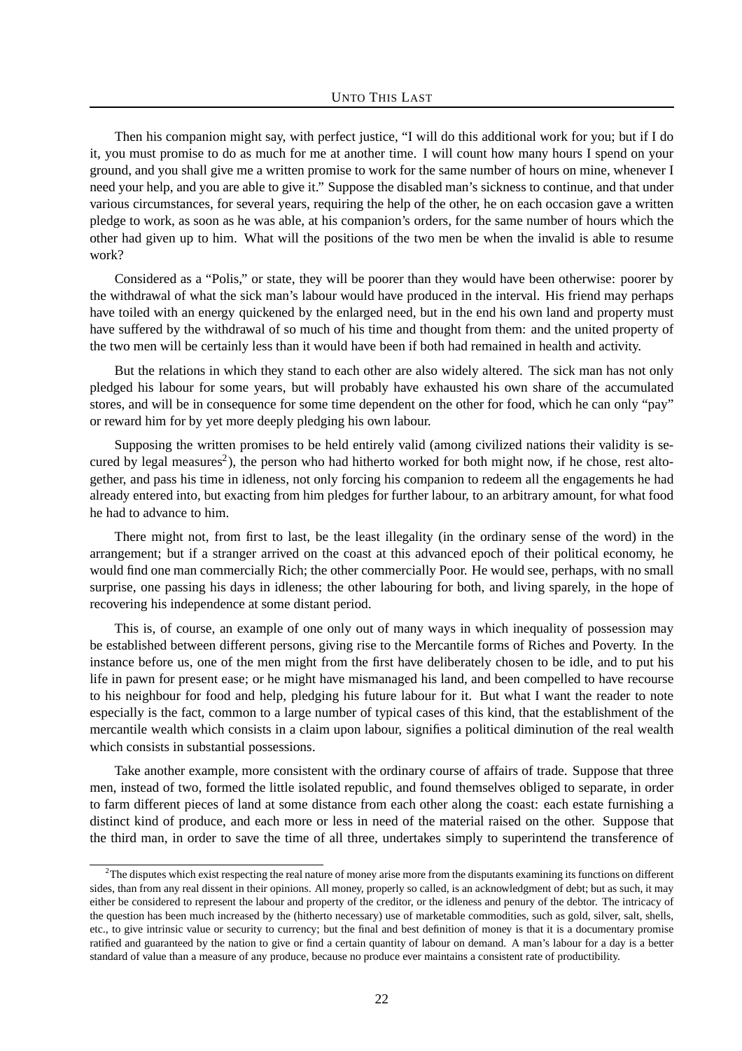Then his companion might say, with perfect justice, "I will do this additional work for you; but if I do it, you must promise to do as much for me at another time. I will count how many hours I spend on your ground, and you shall give me a written promise to work for the same number of hours on mine, whenever I need your help, and you are able to give it." Suppose the disabled man's sickness to continue, and that under various circumstances, for several years, requiring the help of the other, he on each occasion gave a written pledge to work, as soon as he was able, at his companion's orders, for the same number of hours which the other had given up to him. What will the positions of the two men be when the invalid is able to resume work?

Considered as a "Polis," or state, they will be poorer than they would have been otherwise: poorer by the withdrawal of what the sick man's labour would have produced in the interval. His friend may perhaps have toiled with an energy quickened by the enlarged need, but in the end his own land and property must have suffered by the withdrawal of so much of his time and thought from them: and the united property of the two men will be certainly less than it would have been if both had remained in health and activity.

But the relations in which they stand to each other are also widely altered. The sick man has not only pledged his labour for some years, but will probably have exhausted his own share of the accumulated stores, and will be in consequence for some time dependent on the other for food, which he can only "pay" or reward him for by yet more deeply pledging his own labour.

Supposing the written promises to be held entirely valid (among civilized nations their validity is secured by legal measures[2]), the person who had hitherto worked for both might now, if he chose, rest altogether, and pass his time in idleness, not only forcing his companion to redeem all the engagements he had already entered into, but exacting from him pledges for further labour, to an arbitrary amount, for what food he had to advance to him.

There might not, from first to last, be the least illegality (in the ordinary sense of the word) in the arrangement; but if a stranger arrived on the coast at this advanced epoch of their political economy, he would find one man commercially Rich; the other commercially Poor. He would see, perhaps, with no small surprise, one passing his days in idleness; the other labouring for both, and living sparely, in the hope of recovering his independence at some distant period.

This is, of course, an example of one only out of many ways in which inequality of possession may be established between different persons, giving rise to the Mercantile forms of Riches and Poverty. In the instance before us, one of the men might from the first have deliberately chosen to be idle, and to put his life in pawn for present ease; or he might have mismanaged his land, and been compelled to have recourse to his neighbour for food and help, pledging his future labour for it. But what I want the reader to note especially is the fact, common to a large number of typical cases of this kind, that the establishment of the mercantile wealth which consists in a claim upon labour, signifies a political diminution of the real wealth which consists in substantial possessions.

Take another example, more consistent with the ordinary course of affairs of trade. Suppose that three men, instead of two, formed the little isolated republic, and found themselves obliged to separate, in order to farm different pieces of land at some distance from each other along the coast: each estate furnishing a distinct kind of produce, and each more or less in need of the material raised on the other. Suppose that the third man, in order to save the time of all three, undertakes simply to superintend the transference of

---

[2]The disputes which exist respecting the real nature of money arise more from the disputants examining its functions on different sides, than from any real dissent in their opinions. All money, properly so called, is an acknowledgment of debt; but as such, it may either be considered to represent the labour and property of the creditor, or the idleness and penury of the debtor. The intricacy of the question has been much increased by the (hitherto necessary) use of marketable commodities, such as gold, silver, salt, shells, etc., to give intrinsic value or security to currency; but the final and best definition of money is that it is a documentary promise ratified and guaranteed by the nation to give or find a certain quantity of labour on demand. A man's labour for a day is a better standard of value than a measure of any produce, because no produce ever maintains a consistent rate of productibility.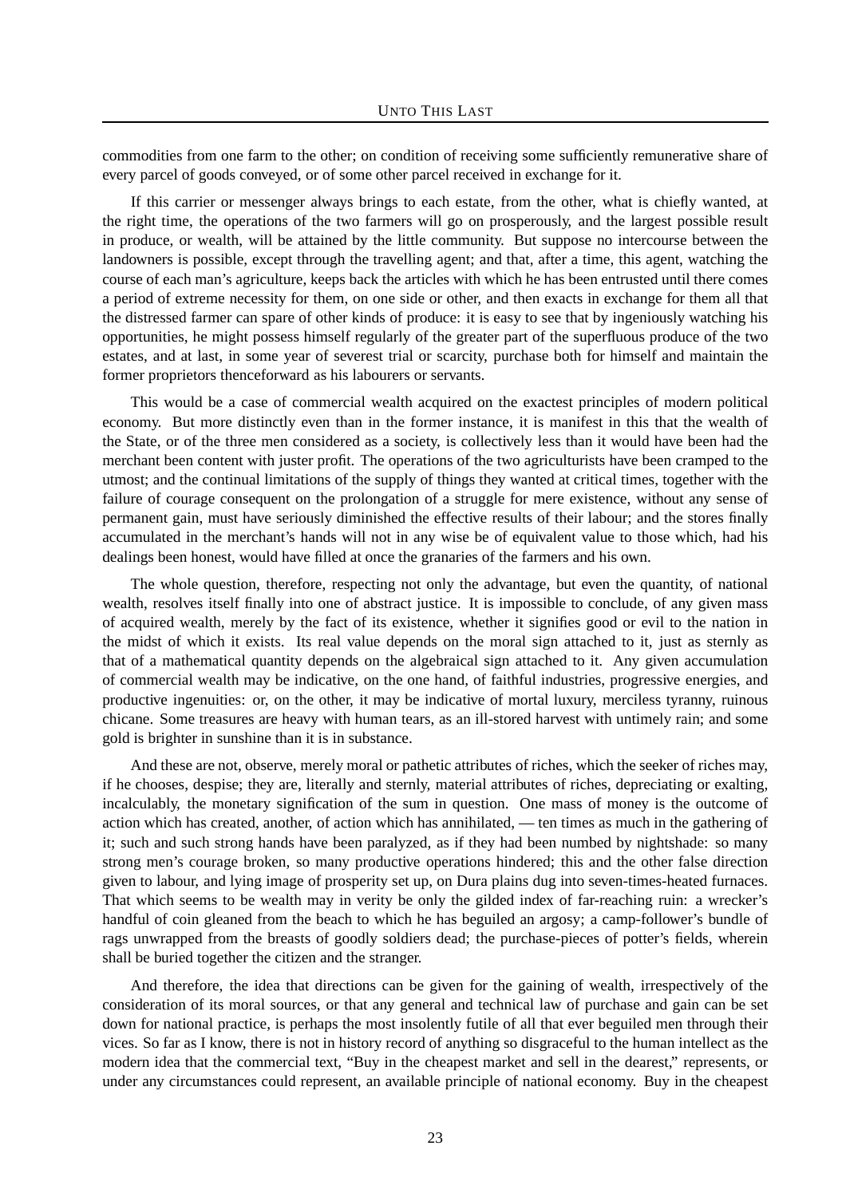commodities from one farm to the other; on condition of receiving some sufficiently remunerative share of every parcel of goods conveyed, or of some other parcel received in exchange for it.

If this carrier or messenger always brings to each estate, from the other, what is chiefly wanted, at the right time, the operations of the two farmers will go on prosperously, and the largest possible result in produce, or wealth, will be attained by the little community. But suppose no intercourse between the landowners is possible, except through the travelling agent; and that, after a time, this agent, watching the course of each man's agriculture, keeps back the articles with which he has been entrusted until there comes a period of extreme necessity for them, on one side or other, and then exacts in exchange for them all that the distressed farmer can spare of other kinds of produce: it is easy to see that by ingeniously watching his opportunities, he might possess himself regularly of the greater part of the superfluous produce of the two estates, and at last, in some year of severest trial or scarcity, purchase both for himself and maintain the former proprietors thenceforward as his labourers or servants.

This would be a case of commercial wealth acquired on the exactest principles of modern political economy. But more distinctly even than in the former instance, it is manifest in this that the wealth of the State, or of the three men considered as a society, is collectively less than it would have been had the merchant been content with juster profit. The operations of the two agriculturists have been cramped to the utmost; and the continual limitations of the supply of things they wanted at critical times, together with the failure of courage consequent on the prolongation of a struggle for mere existence, without any sense of permanent gain, must have seriously diminished the effective results of their labour; and the stores finally accumulated in the merchant's hands will not in any wise be of equivalent value to those which, had his dealings been honest, would have filled at once the granaries of the farmers and his own.

The whole question, therefore, respecting not only the advantage, but even the quantity, of national wealth, resolves itself finally into one of abstract justice. It is impossible to conclude, of any given mass of acquired wealth, merely by the fact of its existence, whether it signifies good or evil to the nation in the midst of which it exists. Its real value depends on the moral sign attached to it, just as sternly as that of a mathematical quantity depends on the algebraical sign attached to it. Any given accumulation of commercial wealth may be indicative, on the one hand, of faithful industries, progressive energies, and productive ingenuities: or, on the other, it may be indicative of mortal luxury, merciless tyranny, ruinous chicane. Some treasures are heavy with human tears, as an ill-stored harvest with untimely rain; and some gold is brighter in sunshine than it is in substance.

And these are not, observe, merely moral or pathetic attributes of riches, which the seeker of riches may, if he chooses, despise; they are, literally and sternly, material attributes of riches, depreciating or exalting, incalculably, the monetary signification of the sum in question. One mass of money is the outcome of action which has created, another, of action which has annihilated, — ten times as much in the gathering of it; such and such strong hands have been paralyzed, as if they had been numbed by nightshade: so many strong men's courage broken, so many productive operations hindered; this and the other false direction given to labour, and lying image of prosperity set up, on Dura plains dug into seven-times-heated furnaces. That which seems to be wealth may in verity be only the gilded index of far-reaching ruin: a wrecker's handful of coin gleaned from the beach to which he has beguiled an argosy; a camp-follower's bundle of rags unwrapped from the breasts of goodly soldiers dead; the purchase-pieces of potter's fields, wherein shall be buried together the citizen and the stranger.

And therefore, the idea that directions can be given for the gaining of wealth, irrespectively of the consideration of its moral sources, or that any general and technical law of purchase and gain can be set down for national practice, is perhaps the most insolently futile of all that ever beguiled men through their vices. So far as I know, there is not in history record of anything so disgraceful to the human intellect as the modern idea that the commercial text, "Buy in the cheapest market and sell in the dearest," represents, or under any circumstances could represent, an available principle of national economy. Buy in the cheapest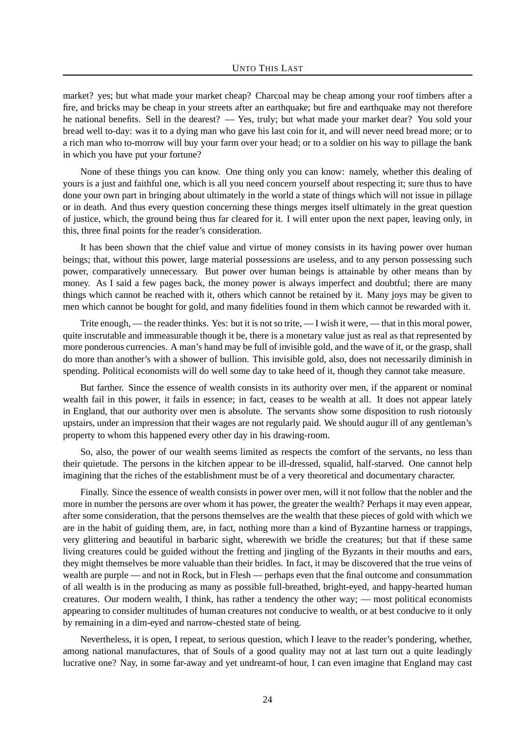market? yes; but what made your market cheap? Charcoal may be cheap among your roof timbers after a fire, and bricks may be cheap in your streets after an earthquake; but fire and earthquake may not therefore he national benefits. Sell in the dearest? — Yes, truly; but what made your market dear? You sold your bread well to-day: was it to a dying man who gave his last coin for it, and will never need bread more; or to a rich man who to-morrow will buy your farm over your head; or to a soldier on his way to pillage the bank in which you have put your fortune?

None of these things you can know. One thing only you can know: namely, whether this dealing of yours is a just and faithful one, which is all you need concern yourself about respecting it; sure thus to have done your own part in bringing about ultimately in the world a state of things which will not issue in pillage or in death. And thus every question concerning these things merges itself ultimately in the great question of justice, which, the ground being thus far cleared for it. I will enter upon the next paper, leaving only, in this, three final points for the reader's consideration.

It has been shown that the chief value and virtue of money consists in its having power over human beings; that, without this power, large material possessions are useless, and to any person possessing such power, comparatively unnecessary. But power over human beings is attainable by other means than by money. As I said a few pages back, the money power is always imperfect and doubtful; there are many things which cannot be reached with it, others which cannot be retained by it. Many joys may be given to men which cannot be bought for gold, and many fidelities found in them which cannot be rewarded with it.

Trite enough, — the reader thinks. Yes: but it is not so trite, — I wish it were, — that in this moral power, quite inscrutable and immeasurable though it be, there is a monetary value just as real as that represented by more ponderous currencies. A man's hand may be full of invisible gold, and the wave of it, or the grasp, shall do more than another's with a shower of bullion. This invisible gold, also, does not necessarily diminish in spending. Political economists will do well some day to take heed of it, though they cannot take measure.

But farther. Since the essence of wealth consists in its authority over men, if the apparent or nominal wealth fail in this power, it fails in essence; in fact, ceases to be wealth at all. It does not appear lately in England, that our authority over men is absolute. The servants show some disposition to rush riotously upstairs, under an impression that their wages are not regularly paid. We should augur ill of any gentleman's property to whom this happened every other day in his drawing-room.

So, also, the power of our wealth seems limited as respects the comfort of the servants, no less than their quietude. The persons in the kitchen appear to be ill-dressed, squalid, half-starved. One cannot help imagining that the riches of the establishment must be of a very theoretical and documentary character.

Finally. Since the essence of wealth consists in power over men, will it not follow that the nobler and the more in number the persons are over whom it has power, the greater the wealth? Perhaps it may even appear, after some consideration, that the persons themselves are the wealth that these pieces of gold with which we are in the habit of guiding them, are, in fact, nothing more than a kind of Byzantine harness or trappings, very glittering and beautiful in barbaric sight, wherewith we bridle the creatures; but that if these same living creatures could be guided without the fretting and jingling of the Byzants in their mouths and ears, they might themselves be more valuable than their bridles. In fact, it may be discovered that the true veins of wealth are purple — and not in Rock, but in Flesh — perhaps even that the final outcome and consummation of all wealth is in the producing as many as possible full-breathed, bright-eyed, and happy-hearted human creatures. Our modern wealth, I think, has rather a tendency the other way; — most political economists appearing to consider multitudes of human creatures not conducive to wealth, or at best conducive to it only by remaining in a dim-eyed and narrow-chested state of being.

Nevertheless, it is open, I repeat, to serious question, which I leave to the reader's pondering, whether, among national manufactures, that of Souls of a good quality may not at last turn out a quite leadingly lucrative one? Nay, in some far-away and yet undreamt-of hour, I can even imagine that England may cast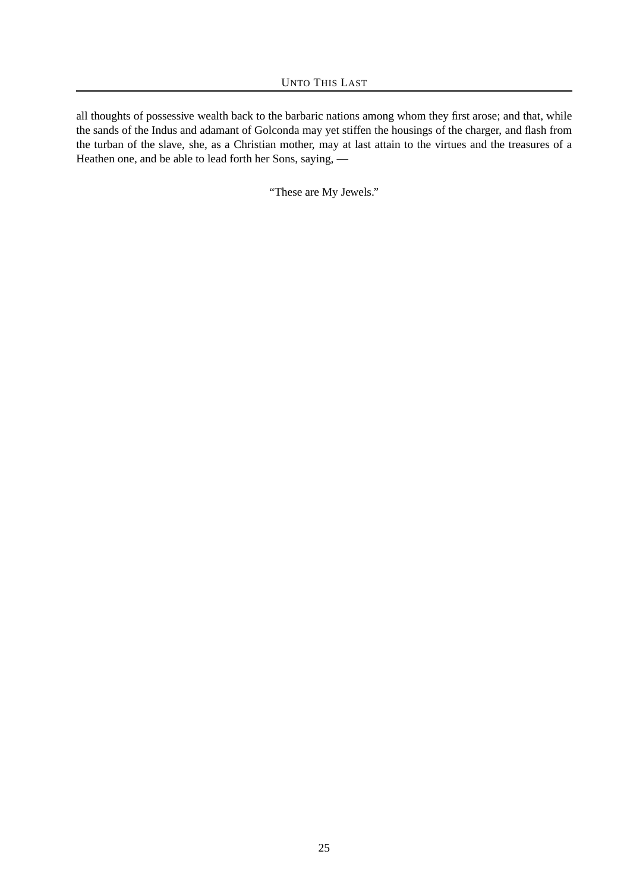all thoughts of possessive wealth back to the barbaric nations among whom they first arose; and that, while the sands of the Indus and adamant of Golconda may yet stiffen the housings of the charger, and flash from the turban of the slave, she, as a Christian mother, may at last attain to the virtues and the treasures of a Heathen one, and be able to lead forth her Sons, saying, —

"These are My Jewels."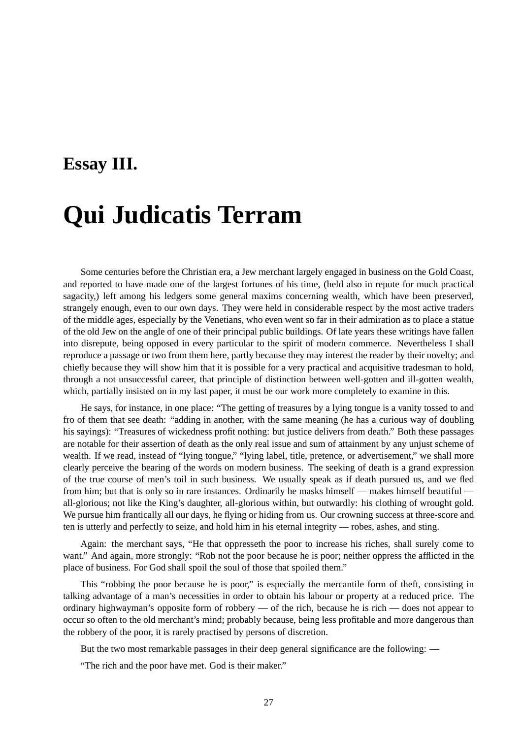## Essay III.

# Qui Judicatis Terram

Some centuries before the Christian era, a Jew merchant largely engaged in business on the Gold Coast, and reported to have made one of the largest fortunes of his time, (held also in repute for much practical sagacity,) left among his ledgers some general maxims concerning wealth, which have been preserved, strangely enough, even to our own days. They were held in considerable respect by the most active traders of the middle ages, especially by the Venetians, who even went so far in their admiration as to place a statue of the old Jew on the angle of one of their principal public buildings. Of late years these writings have fallen into disrepute, being opposed in every particular to the spirit of modern commerce. Nevertheless I shall reproduce a passage or two from them here, partly because they may interest the reader by their novelty; and chiefly because they will show him that it is possible for a very practical and acquisitive tradesman to hold, through a not unsuccessful career, that principle of distinction between well-gotten and ill-gotten wealth, which, partially insisted on in my last paper, it must be our work more completely to examine in this.

He says, for instance, in one place: "The getting of treasures by a lying tongue is a vanity tossed to and fro of them that see death: "adding in another, with the same meaning (he has a curious way of doubling his sayings): "Treasures of wickedness profit nothing: but justice delivers from death." Both these passages are notable for their assertion of death as the only real issue and sum of attainment by any unjust scheme of wealth. If we read, instead of "lying tongue," "lying label, title, pretence, or advertisement," we shall more clearly perceive the bearing of the words on modern business. The seeking of death is a grand expression of the true course of men's toil in such business. We usually speak as if death pursued us, and we fled from him; but that is only so in rare instances. Ordinarily he masks himself — makes himself beautiful — all-glorious; not like the King's daughter, all-glorious within, but outwardly: his clothing of wrought gold. We pursue him frantically all our days, he flying or hiding from us. Our crowning success at three-score and ten is utterly and perfectly to seize, and hold him in his eternal integrity — robes, ashes, and sting.

Again: the merchant says, "He that oppresseth the poor to increase his riches, shall surely come to want." And again, more strongly: "Rob not the poor because he is poor; neither oppress the afflicted in the place of business. For God shall spoil the soul of those that spoiled them."

This "robbing the poor because he is poor," is especially the mercantile form of theft, consisting in talking advantage of a man's necessities in order to obtain his labour or property at a reduced price. The ordinary highwayman's opposite form of robbery — of the rich, because he is rich — does not appear to occur so often to the old merchant's mind; probably because, being less profitable and more dangerous than the robbery of the poor, it is rarely practised by persons of discretion.

But the two most remarkable passages in their deep general significance are the following: —

"The rich and the poor have met. God is their maker."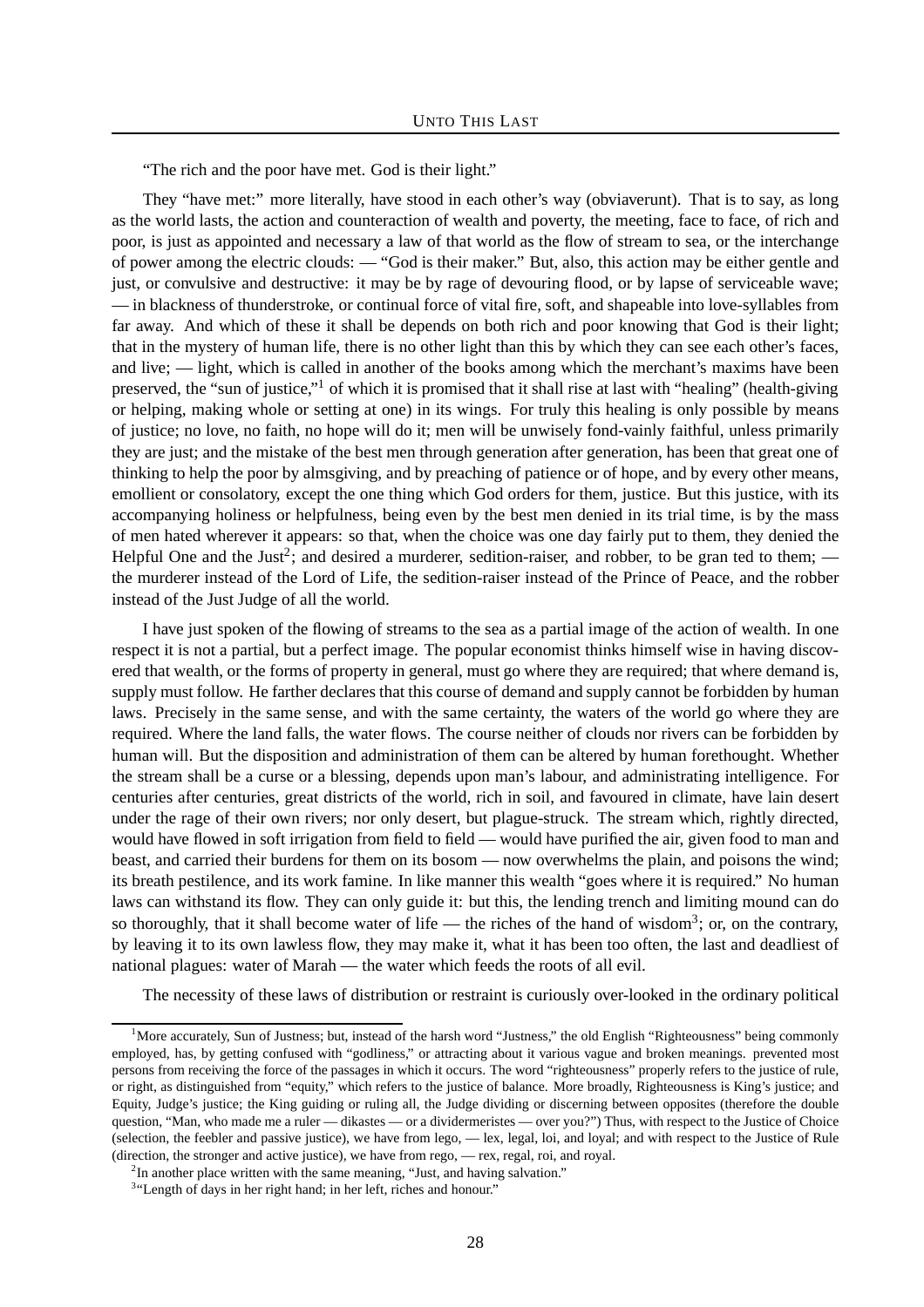"The rich and the poor have met. God is their light."

They "have met:" more literally, have stood in each other's way (obviaverunt). That is to say, as long as the world lasts, the action and counteraction of wealth and poverty, the meeting, face to face, of rich and poor, is just as appointed and necessary a law of that world as the flow of stream to sea, or the interchange of power among the electric clouds: — "God is their maker." But, also, this action may be either gentle and just, or convulsive and destructive: it may be by rage of devouring flood, or by lapse of serviceable wave; — in blackness of thunderstroke, or continual force of vital fire, soft, and shapeable into love-syllables from far away. And which of these it shall be depends on both rich and poor knowing that God is their light; that in the mystery of human life, there is no other light than this by which they can see each other's faces, and live; — light, which is called in another of the books among which the merchant's maxims have been preserved, the "sun of justice,"[1] of which it is promised that it shall rise at last with "healing" (health-giving or helping, making whole or setting at one) in its wings. For truly this healing is only possible by means of justice; no love, no faith, no hope will do it; men will be unwisely fond-vainly faithful, unless primarily they are just; and the mistake of the best men through generation after generation, has been that great one of thinking to help the poor by almsgiving, and by preaching of patience or of hope, and by every other means, emollient or consolatory, except the one thing which God orders for them, justice. But this justice, with its accompanying holiness or helpfulness, being even by the best men denied in its trial time, is by the mass of men hated wherever it appears: so that, when the choice was one day fairly put to them, they denied the Helpful One and the Just[2]; and desired a murderer, sedition-raiser, and robber, to be gran ted to them; — the murderer instead of the Lord of Life, the sedition-raiser instead of the Prince of Peace, and the robber instead of the Just Judge of all the world.

I have just spoken of the flowing of streams to the sea as a partial image of the action of wealth. In one respect it is not a partial, but a perfect image. The popular economist thinks himself wise in having discovered that wealth, or the forms of property in general, must go where they are required; that where demand is, supply must follow. He farther declares that this course of demand and supply cannot be forbidden by human laws. Precisely in the same sense, and with the same certainty, the waters of the world go where they are required. Where the land falls, the water flows. The course neither of clouds nor rivers can be forbidden by human will. But the disposition and administration of them can be altered by human forethought. Whether the stream shall be a curse or a blessing, depends upon man's labour, and administrating intelligence. For centuries after centuries, great districts of the world, rich in soil, and favoured in climate, have lain desert under the rage of their own rivers; nor only desert, but plague-struck. The stream which, rightly directed, would have flowed in soft irrigation from field to field — would have purified the air, given food to man and beast, and carried their burdens for them on its bosom — now overwhelms the plain, and poisons the wind; its breath pestilence, and its work famine. In like manner this wealth "goes where it is required." No human laws can withstand its flow. They can only guide it: but this, the lending trench and limiting mound can do so thoroughly, that it shall become water of life — the riches of the hand of wisdom[3]; or, on the contrary, by leaving it to its own lawless flow, they may make it, what it has been too often, the last and deadliest of national plagues: water of Marah — the water which feeds the roots of all evil.

The necessity of these laws of distribution or restraint is curiously over-looked in the ordinary political

---

[1] More accurately, Sun of Justness; but, instead of the harsh word "Justness," the old English "Righteousness" being commonly employed, has, by getting confused with "godliness," or attracting about it various vague and broken meanings. prevented most persons from receiving the force of the passages in which it occurs. The word "righteousness" properly refers to the justice of rule, or right, as distinguished from "equity," which refers to the justice of balance. More broadly, Righteousness is King's justice; and Equity, Judge's justice; the King guiding or ruling all, the Judge dividing or discerning between opposites (therefore the double question, "Man, who made me a ruler — dikastes — or a dividermeristes — over you?") Thus, with respect to the Justice of Choice (selection, the feebler and passive justice), we have from lego, — lex, legal, loi, and loyal; and with respect to the Justice of Rule (direction, the stronger and active justice), we have from rego, — rex, regal, roi, and royal.

[2] In another place written with the same meaning, "Just, and having salvation."

[3] "Length of days in her right hand; in her left, riches and honour."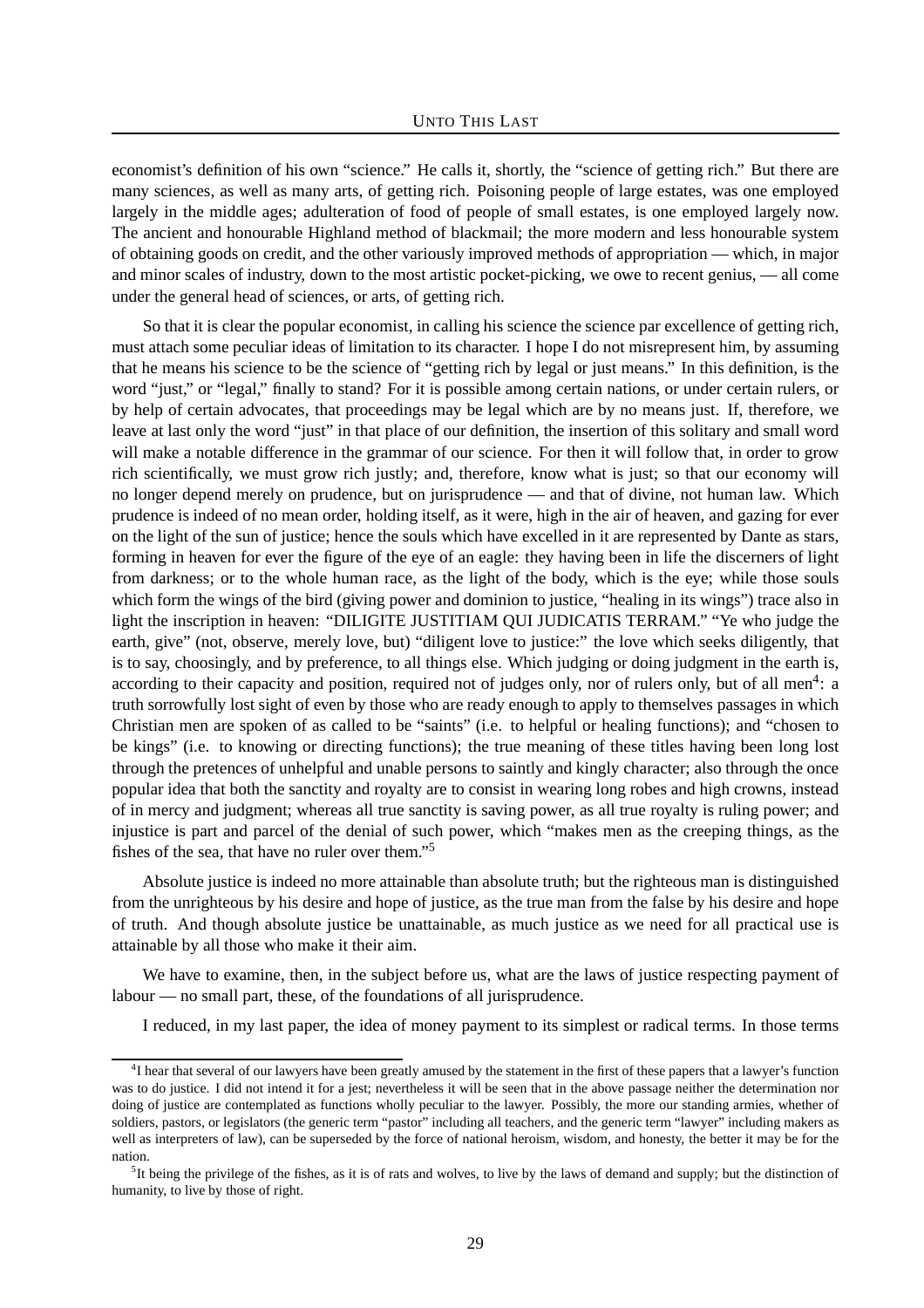economist's definition of his own "science." He calls it, shortly, the "science of getting rich." But there are many sciences, as well as many arts, of getting rich. Poisoning people of large estates, was one employed largely in the middle ages; adulteration of food of people of small estates, is one employed largely now. The ancient and honourable Highland method of blackmail; the more modern and less honourable system of obtaining goods on credit, and the other variously improved methods of appropriation — which, in major and minor scales of industry, down to the most artistic pocket-picking, we owe to recent genius, — all come under the general head of sciences, or arts, of getting rich.

So that it is clear the popular economist, in calling his science the science par excellence of getting rich, must attach some peculiar ideas of limitation to its character. I hope I do not misrepresent him, by assuming that he means his science to be the science of "getting rich by legal or just means." In this definition, is the word "just," or "legal," finally to stand? For it is possible among certain nations, or under certain rulers, or by help of certain advocates, that proceedings may be legal which are by no means just. If, therefore, we leave at last only the word "just" in that place of our definition, the insertion of this solitary and small word will make a notable difference in the grammar of our science. For then it will follow that, in order to grow rich scientifically, we must grow rich justly; and, therefore, know what is just; so that our economy will no longer depend merely on prudence, but on jurisprudence — and that of divine, not human law. Which prudence is indeed of no mean order, holding itself, as it were, high in the air of heaven, and gazing for ever on the light of the sun of justice; hence the souls which have excelled in it are represented by Dante as stars, forming in heaven for ever the figure of the eye of an eagle: they having been in life the discerners of light from darkness; or to the whole human race, as the light of the body, which is the eye; while those souls which form the wings of the bird (giving power and dominion to justice, "healing in its wings") trace also in light the inscription in heaven: "DILIGITE JUSTITIAM QUI JUDICATIS TERRAM." "Ye who judge the earth, give" (not, observe, merely love, but) "diligent love to justice:" the love which seeks diligently, that is to say, choosingly, and by preference, to all things else. Which judging or doing judgment in the earth is, according to their capacity and position, required not of judges only, nor of rulers only, but of all men[4]: a truth sorrowfully lost sight of even by those who are ready enough to apply to themselves passages in which Christian men are spoken of as called to be "saints" (i.e. to helpful or healing functions); and "chosen to be kings" (i.e. to knowing or directing functions); the true meaning of these titles having been long lost through the pretences of unhelpful and unable persons to saintly and kingly character; also through the once popular idea that both the sanctity and royalty are to consist in wearing long robes and high crowns, instead of in mercy and judgment; whereas all true sanctity is saving power, as all true royalty is ruling power; and injustice is part and parcel of the denial of such power, which "makes men as the creeping things, as the fishes of the sea, that have no ruler over them."[5]

Absolute justice is indeed no more attainable than absolute truth; but the righteous man is distinguished from the unrighteous by his desire and hope of justice, as the true man from the false by his desire and hope of truth. And though absolute justice be unattainable, as much justice as we need for all practical use is attainable by all those who make it their aim.

We have to examine, then, in the subject before us, what are the laws of justice respecting payment of labour — no small part, these, of the foundations of all jurisprudence.

I reduced, in my last paper, the idea of money payment to its simplest or radical terms. In those terms

[4] I hear that several of our lawyers have been greatly amused by the statement in the first of these papers that a lawyer's function was to do justice. I did not intend it for a jest; nevertheless it will be seen that in the above passage neither the determination nor doing of justice are contemplated as functions wholly peculiar to the lawyer. Possibly, the more our standing armies, whether of soldiers, pastors, or legislators (the generic term "pastor" including all teachers, and the generic term "lawyer" including makers as well as interpreters of law), can be superseded by the force of national heroism, wisdom, and honesty, the better it may be for the nation.

[5] It being the privilege of the fishes, as it is of rats and wolves, to live by the laws of demand and supply; but the distinction of humanity, to live by those of right.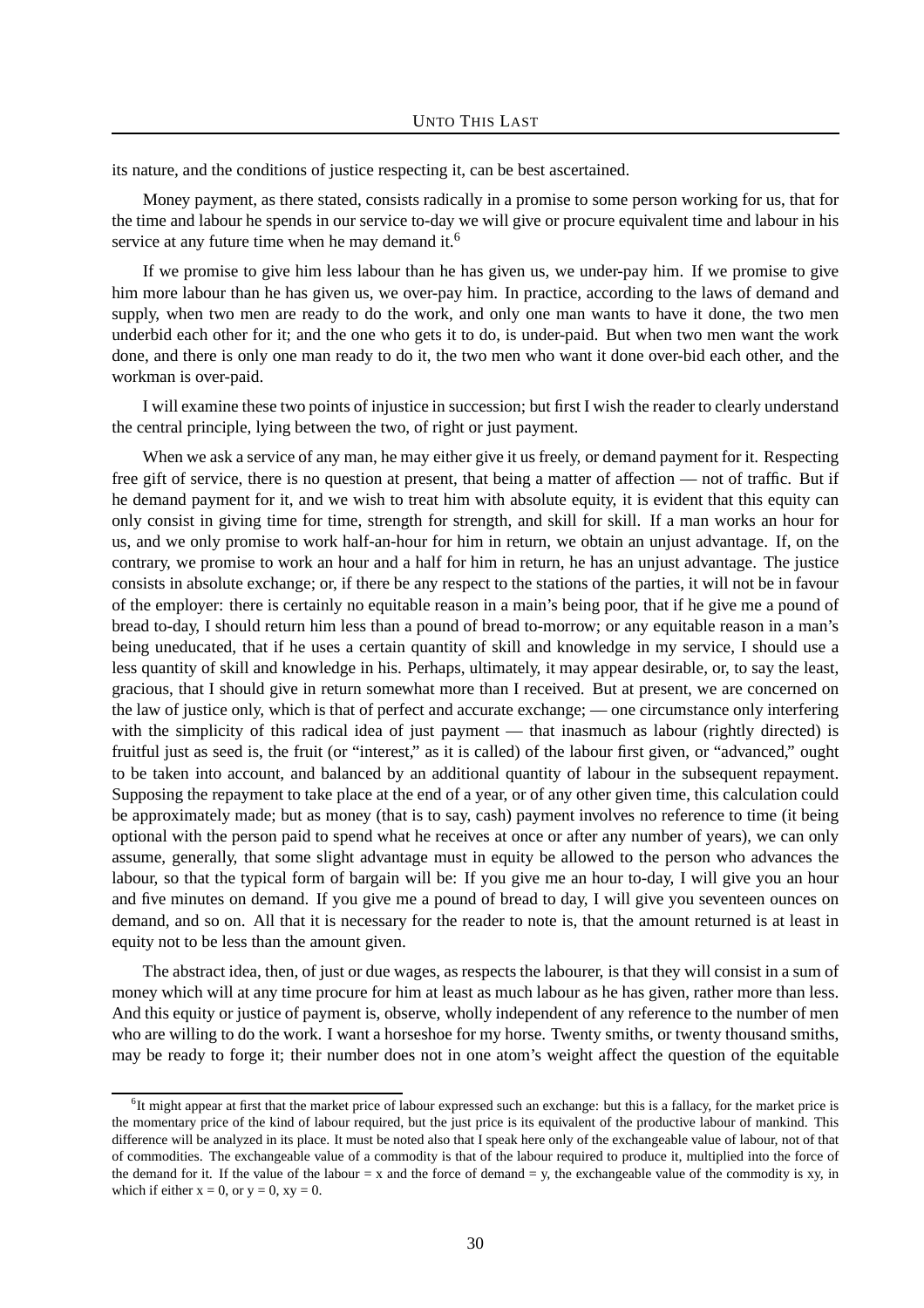its nature, and the conditions of justice respecting it, can be best ascertained.

Money payment, as there stated, consists radically in a promise to some person working for us, that for the time and labour he spends in our service to-day we will give or procure equivalent time and labour in his service at any future time when he may demand it.[6]

If we promise to give him less labour than he has given us, we under-pay him. If we promise to give him more labour than he has given us, we over-pay him. In practice, according to the laws of demand and supply, when two men are ready to do the work, and only one man wants to have it done, the two men underbid each other for it; and the one who gets it to do, is under-paid. But when two men want the work done, and there is only one man ready to do it, the two men who want it done over-bid each other, and the workman is over-paid.

I will examine these two points of injustice in succession; but first I wish the reader to clearly understand the central principle, lying between the two, of right or just payment.

When we ask a service of any man, he may either give it us freely, or demand payment for it. Respecting free gift of service, there is no question at present, that being a matter of affection — not of traffic. But if he demand payment for it, and we wish to treat him with absolute equity, it is evident that this equity can only consist in giving time for time, strength for strength, and skill for skill. If a man works an hour for us, and we only promise to work half-an-hour for him in return, we obtain an unjust advantage. If, on the contrary, we promise to work an hour and a half for him in return, he has an unjust advantage. The justice consists in absolute exchange; or, if there be any respect to the stations of the parties, it will not be in favour of the employer: there is certainly no equitable reason in a main's being poor, that if he give me a pound of bread to-day, I should return him less than a pound of bread to-morrow; or any equitable reason in a man's being uneducated, that if he uses a certain quantity of skill and knowledge in my service, I should use a less quantity of skill and knowledge in his. Perhaps, ultimately, it may appear desirable, or, to say the least, gracious, that I should give in return somewhat more than I received. But at present, we are concerned on the law of justice only, which is that of perfect and accurate exchange; — one circumstance only interfering with the simplicity of this radical idea of just payment — that inasmuch as labour (rightly directed) is fruitful just as seed is, the fruit (or "interest," as it is called) of the labour first given, or "advanced," ought to be taken into account, and balanced by an additional quantity of labour in the subsequent repayment. Supposing the repayment to take place at the end of a year, or of any other given time, this calculation could be approximately made; but as money (that is to say, cash) payment involves no reference to time (it being optional with the person paid to spend what he receives at once or after any number of years), we can only assume, generally, that some slight advantage must in equity be allowed to the person who advances the labour, so that the typical form of bargain will be: If you give me an hour to-day, I will give you an hour and five minutes on demand. If you give me a pound of bread to day, I will give you seventeen ounces on demand, and so on. All that it is necessary for the reader to note is, that the amount returned is at least in equity not to be less than the amount given.

The abstract idea, then, of just or due wages, as respects the labourer, is that they will consist in a sum of money which will at any time procure for him at least as much labour as he has given, rather more than less. And this equity or justice of payment is, observe, wholly independent of any reference to the number of men who are willing to do the work. I want a horseshoe for my horse. Twenty smiths, or twenty thousand smiths, may be ready to forge it; their number does not in one atom's weight affect the question of the equitable

[6] It might appear at first that the market price of labour expressed such an exchange: but this is a fallacy, for the market price is the momentary price of the kind of labour required, but the just price is its equivalent of the productive labour of mankind. This difference will be analyzed in its place. It must be noted also that I speak here only of the exchangeable value of labour, not of that of commodities. The exchangeable value of a commodity is that of the labour required to produce it, multiplied into the force of the demand for it. If the value of the labour = $x$ and the force of demand = $y$, the exchangeable value of the commodity is $xy$, in which if either $x = 0$, or $y = 0$, $xy = 0$.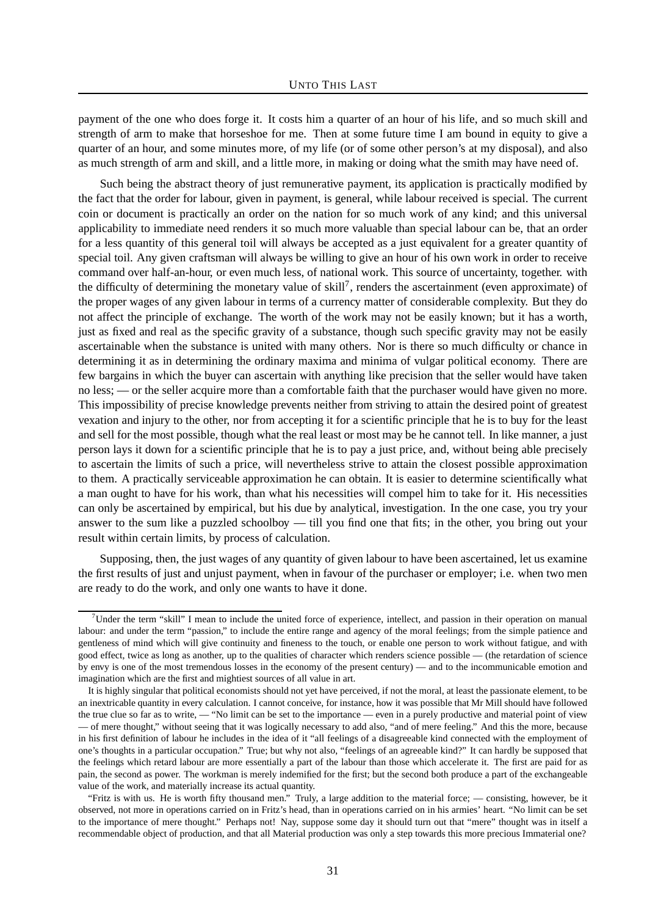payment of the one who does forge it. It costs him a quarter of an hour of his life, and so much skill and strength of arm to make that horseshoe for me. Then at some future time I am bound in equity to give a quarter of an hour, and some minutes more, of my life (or of some other person's at my disposal), and also as much strength of arm and skill, and a little more, in making or doing what the smith may have need of.

Such being the abstract theory of just remunerative payment, its application is practically modified by the fact that the order for labour, given in payment, is general, while labour received is special. The current coin or document is practically an order on the nation for so much work of any kind; and this universal applicability to immediate need renders it so much more valuable than special labour can be, that an order for a less quantity of this general toil will always be accepted as a just equivalent for a greater quantity of special toil. Any given craftsman will always be willing to give an hour of his own work in order to receive command over half-an-hour, or even much less, of national work. This source of uncertainty, together. with the difficulty of determining the monetary value of skill[7], renders the ascertainment (even approximate) of the proper wages of any given labour in terms of a currency matter of considerable complexity. But they do not affect the principle of exchange. The worth of the work may not be easily known; but it has a worth, just as fixed and real as the specific gravity of a substance, though such specific gravity may not be easily ascertainable when the substance is united with many others. Nor is there so much difficulty or chance in determining it as in determining the ordinary maxima and minima of vulgar political economy. There are few bargains in which the buyer can ascertain with anything like precision that the seller would have taken no less; — or the seller acquire more than a comfortable faith that the purchaser would have given no more. This impossibility of precise knowledge prevents neither from striving to attain the desired point of greatest vexation and injury to the other, nor from accepting it for a scientific principle that he is to buy for the least and sell for the most possible, though what the real least or most may be he cannot tell. In like manner, a just person lays it down for a scientific principle that he is to pay a just price, and, without being able precisely to ascertain the limits of such a price, will nevertheless strive to attain the closest possible approximation to them. A practically serviceable approximation he can obtain. It is easier to determine scientifically what a man ought to have for his work, than what his necessities will compel him to take for it. His necessities can only be ascertained by empirical, but his due by analytical, investigation. In the one case, you try your answer to the sum like a puzzled schoolboy — till you find one that fits; in the other, you bring out your result within certain limits, by process of calculation.

Supposing, then, the just wages of any quantity of given labour to have been ascertained, let us examine the first results of just and unjust payment, when in favour of the purchaser or employer; i.e. when two men are ready to do the work, and only one wants to have it done.

---

[7]Under the term "skill" I mean to include the united force of experience, intellect, and passion in their operation on manual labour: and under the term "passion," to include the entire range and agency of the moral feelings; from the simple patience and gentleness of mind which will give continuity and fineness to the touch, or enable one person to work without fatigue, and with good effect, twice as long as another, up to the qualities of character which renders science possible — (the retardation of science by envy is one of the most tremendous losses in the economy of the present century) — and to the incommunicable emotion and imagination which are the first and mightiest sources of all value in art.

It is highly singular that political economists should not yet have perceived, if not the moral, at least the passionate element, to be an inextricable quantity in every calculation. I cannot conceive, for instance, how it was possible that Mr Mill should have followed the true clue so far as to write, — "No limit can be set to the importance — even in a purely productive and material point of view — of mere thought," without seeing that it was logically necessary to add also, "and of mere feeling." And this the more, because in his first definition of labour he includes in the idea of it "all feelings of a disagreeable kind connected with the employment of one's thoughts in a particular occupation." True; but why not also, "feelings of an agreeable kind?" It can hardly be supposed that the feelings which retard labour are more essentially a part of the labour than those which accelerate it. The first are paid for as pain, the second as power. The workman is merely indemified for the first; but the second both produce a part of the exchangeable value of the work, and materially increase its actual quantity.

"Fritz is with us. He is worth fifty thousand men." Truly, a large addition to the material force; — consisting, however, be it observed, not more in operations carried on in Fritz's head, than in operations carried on in his armies' heart. "No limit can be set to the importance of mere thought." Perhaps not! Nay, suppose some day it should turn out that "mere" thought was in itself a recommendable object of production, and that all Material production was only a step towards this more precious Immaterial one?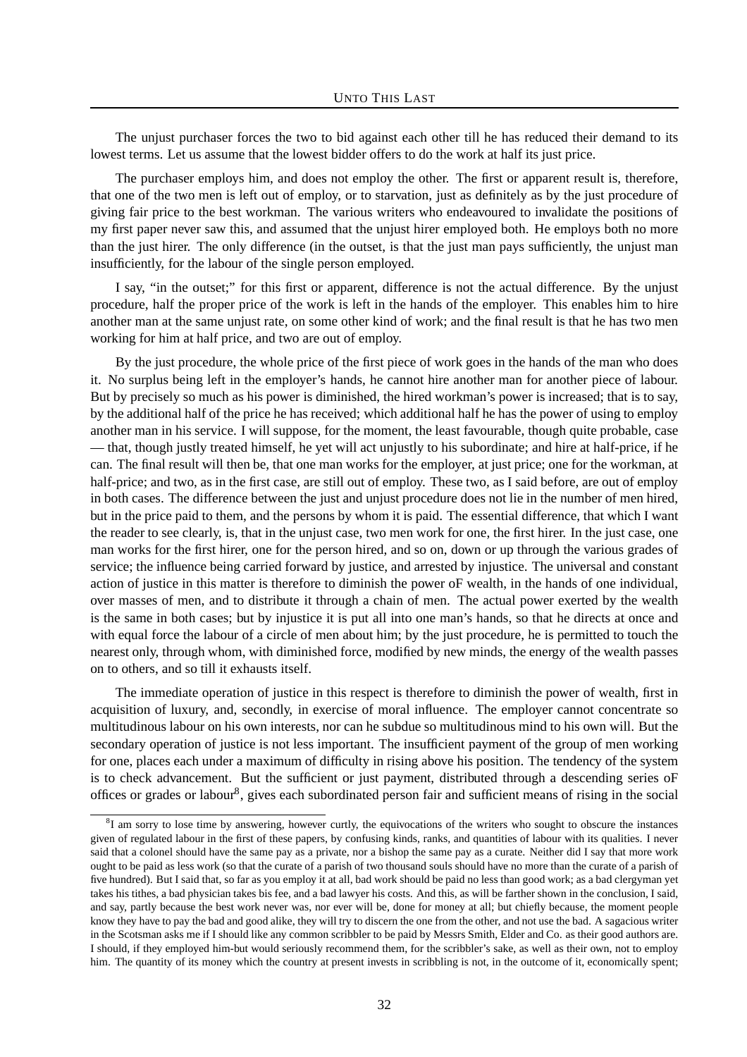The unjust purchaser forces the two to bid against each other till he has reduced their demand to its lowest terms. Let us assume that the lowest bidder offers to do the work at half its just price.

The purchaser employs him, and does not employ the other. The first or apparent result is, therefore, that one of the two men is left out of employ, or to starvation, just as definitely as by the just procedure of giving fair price to the best workman. The various writers who endeavoured to invalidate the positions of my first paper never saw this, and assumed that the unjust hirer employed both. He employs both no more than the just hirer. The only difference (in the outset, is that the just man pays sufficiently, the unjust man insufficiently, for the labour of the single person employed.

I say, "in the outset;" for this first or apparent, difference is not the actual difference. By the unjust procedure, half the proper price of the work is left in the hands of the employer. This enables him to hire another man at the same unjust rate, on some other kind of work; and the final result is that he has two men working for him at half price, and two are out of employ.

By the just procedure, the whole price of the first piece of work goes in the hands of the man who does it. No surplus being left in the employer's hands, he cannot hire another man for another piece of labour. But by precisely so much as his power is diminished, the hired workman's power is increased; that is to say, by the additional half of the price he has received; which additional half he has the power of using to employ another man in his service. I will suppose, for the moment, the least favourable, though quite probable, case — that, though justly treated himself, he yet will act unjustly to his subordinate; and hire at half-price, if he can. The final result will then be, that one man works for the employer, at just price; one for the workman, at half-price; and two, as in the first case, are still out of employ. These two, as I said before, are out of employ in both cases. The difference between the just and unjust procedure does not lie in the number of men hired, but in the price paid to them, and the persons by whom it is paid. The essential difference, that which I want the reader to see clearly, is, that in the unjust case, two men work for one, the first hirer. In the just case, one man works for the first hirer, one for the person hired, and so on, down or up through the various grades of service; the influence being carried forward by justice, and arrested by injustice. The universal and constant action of justice in this matter is therefore to diminish the power oF wealth, in the hands of one individual, over masses of men, and to distribute it through a chain of men. The actual power exerted by the wealth is the same in both cases; but by injustice it is put all into one man's hands, so that he directs at once and with equal force the labour of a circle of men about him; by the just procedure, he is permitted to touch the nearest only, through whom, with diminished force, modified by new minds, the energy of the wealth passes on to others, and so till it exhausts itself.

The immediate operation of justice in this respect is therefore to diminish the power of wealth, first in acquisition of luxury, and, secondly, in exercise of moral influence. The employer cannot concentrate so multitudinous labour on his own interests, nor can he subdue so multitudinous mind to his own will. But the secondary operation of justice is not less important. The insufficient payment of the group of men working for one, places each under a maximum of difficulty in rising above his position. The tendency of the system is to check advancement. But the sufficient or just payment, distributed through a descending series oF offices or grades or labour[8], gives each subordinated person fair and sufficient means of rising in the social

[8]I am sorry to lose time by answering, however curtly, the equivocations of the writers who sought to obscure the instances given of regulated labour in the first of these papers, by confusing kinds, ranks, and quantities of labour with its qualities. I never said that a colonel should have the same pay as a private, nor a bishop the same pay as a curate. Neither did I say that more work ought to be paid as less work (so that the curate of a parish of two thousand souls should have no more than the curate of a parish of five hundred). But I said that, so far as you employ it at all, bad work should be paid no less than good work; as a bad clergyman yet takes his tithes, a bad physician takes bis fee, and a bad lawyer his costs. And this, as will be farther shown in the conclusion, I said, and say, partly because the best work never was, nor ever will be, done for money at all; but chiefly because, the moment people know they have to pay the bad and good alike, they will try to discern the one from the other, and not use the bad. A sagacious writer in the Scotsman asks me if I should like any common scribbler to be paid by Messrs Smith, Elder and Co. as their good authors are. I should, if they employed him-but would seriously recommend them, for the scribbler's sake, as well as their own, not to employ him. The quantity of its money which the country at present invests in scribbling is not, in the outcome of it, economically spent;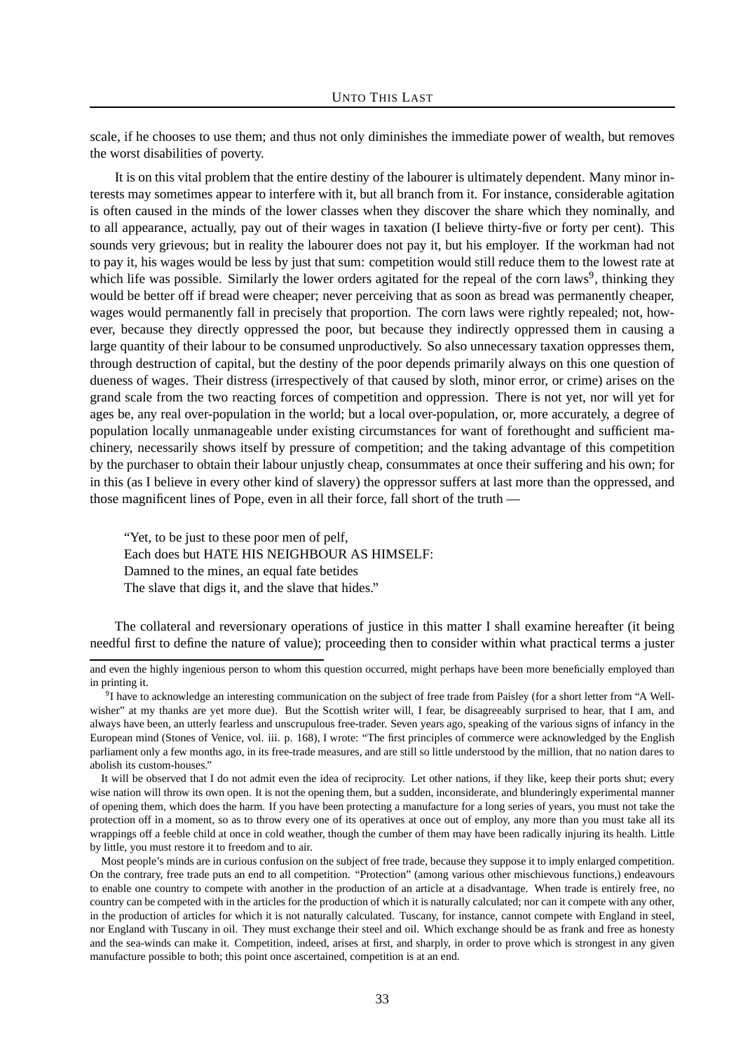scale, if he chooses to use them; and thus not only diminishes the immediate power of wealth, but removes the worst disabilities of poverty.

It is on this vital problem that the entire destiny of the labourer is ultimately dependent. Many minor interests may sometimes appear to interfere with it, but all branch from it. For instance, considerable agitation is often caused in the minds of the lower classes when they discover the share which they nominally, and to all appearance, actually, pay out of their wages in taxation (I believe thirty-five or forty per cent). This sounds very grievous; but in reality the labourer does not pay it, but his employer. If the workman had not to pay it, his wages would be less by just that sum: competition would still reduce them to the lowest rate at which life was possible. Similarly the lower orders agitated for the repeal of the corn laws[9], thinking they would be better off if bread were cheaper; never perceiving that as soon as bread was permanently cheaper, wages would permanently fall in precisely that proportion. The corn laws were rightly repealed; not, however, because they directly oppressed the poor, but because they indirectly oppressed them in causing a large quantity of their labour to be consumed unproductively. So also unnecessary taxation oppresses them, through destruction of capital, but the destiny of the poor depends primarily always on this one question of dueness of wages. Their distress (irrespectively of that caused by sloth, minor error, or crime) arises on the grand scale from the two reacting forces of competition and oppression. There is not yet, nor will yet for ages be, any real over-population in the world; but a local over-population, or, more accurately, a degree of population locally unmanageable under existing circumstances for want of forethought and sufficient machinery, necessarily shows itself by pressure of competition; and the taking advantage of this competition by the purchaser to obtain their labour unjustly cheap, consummates at once their suffering and his own; for in this (as I believe in every other kind of slavery) the oppressor suffers at last more than the oppressed, and those magnificent lines of Pope, even in all their force, fall short of the truth —

> "Yet, to be just to these poor men of pelf,
> Each does but HATE HIS NEIGHBOUR AS HIMSELF:
> Damned to the mines, an equal fate betides
> The slave that digs it, and the slave that hides."

The collateral and reversionary operations of justice in this matter I shall examine hereafter (it being needful first to define the nature of value); proceeding then to consider within what practical terms a juster

---

and even the highly ingenious person to whom this question occurred, might perhaps have been more beneficially employed than in printing it.

[9] I have to acknowledge an interesting communication on the subject of free trade from Paisley (for a short letter from "A Well-wisher" at my thanks are yet more due). But the Scottish writer will, I fear, be disagreeably surprised to hear, that I am, and always have been, an utterly fearless and unscrupulous free-trader. Seven years ago, speaking of the various signs of infancy in the European mind (Stones of Venice, vol. iii. p. 168), I wrote: "The first principles of commerce were acknowledged by the English parliament only a few months ago, in its free-trade measures, and are still so little understood by the million, that no nation dares to abolish its custom-houses."

It will be observed that I do not admit even the idea of reciprocity. Let other nations, if they like, keep their ports shut; every wise nation will throw its own open. It is not the opening them, but a sudden, inconsiderate, and blunderingly experimental manner of opening them, which does the harm. If you have been protecting a manufacture for a long series of years, you must not take the protection off in a moment, so as to throw every one of its operatives at once out of employ, any more than you must take all its wrappings off a feeble child at once in cold weather, though the cumber of them may have been radically injuring its health. Little by little, you must restore it to freedom and to air.

Most people's minds are in curious confusion on the subject of free trade, because they suppose it to imply enlarged competition. On the contrary, free trade puts an end to all competition. "Protection" (among various other mischievous functions,) endeavours to enable one country to compete with another in the production of an article at a disadvantage. When trade is entirely free, no country can be competed with in the articles for the production of which it is naturally calculated; nor can it compete with any other, in the production of articles for which it is not naturally calculated. Tuscany, for instance, cannot compete with England in steel, nor England with Tuscany in oil. They must exchange their steel and oil. Which exchange should be as frank and free as honesty and the sea-winds can make it. Competition, indeed, arises at first, and sharply, in order to prove which is strongest in any given manufacture possible to both; this point once ascertained, competition is at an end.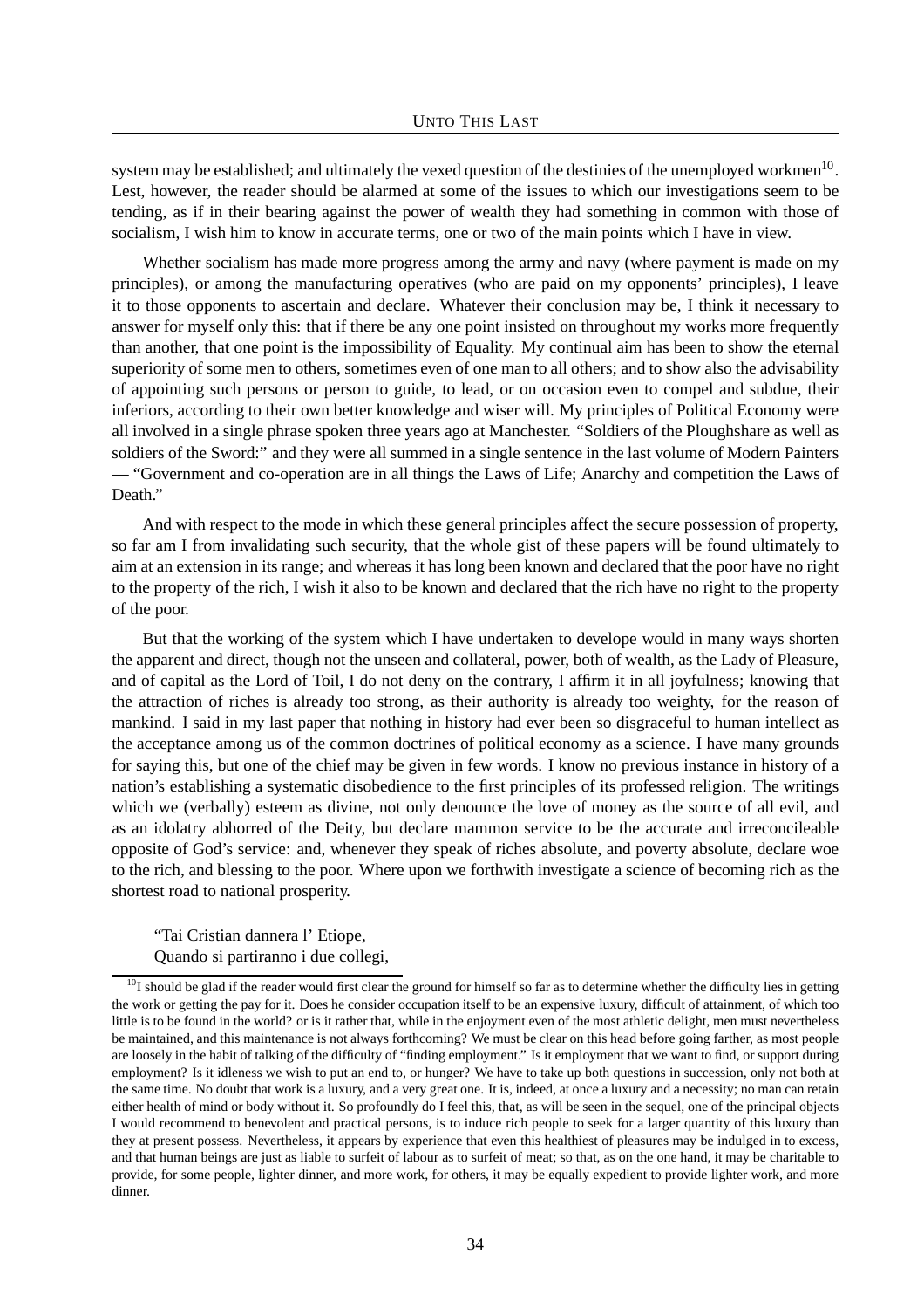system may be established; and ultimately the vexed question of the destinies of the unemployed workmen[10]. Lest, however, the reader should be alarmed at some of the issues to which our investigations seem to be tending, as if in their bearing against the power of wealth they had something in common with those of socialism, I wish him to know in accurate terms, one or two of the main points which I have in view.

Whether socialism has made more progress among the army and navy (where payment is made on my principles), or among the manufacturing operatives (who are paid on my opponents' principles), I leave it to those opponents to ascertain and declare. Whatever their conclusion may be, I think it necessary to answer for myself only this: that if there be any one point insisted on throughout my works more frequently than another, that one point is the impossibility of Equality. My continual aim has been to show the eternal superiority of some men to others, sometimes even of one man to all others; and to show also the advisability of appointing such persons or person to guide, to lead, or on occasion even to compel and subdue, their inferiors, according to their own better knowledge and wiser will. My principles of Political Economy were all involved in a single phrase spoken three years ago at Manchester. "Soldiers of the Ploughshare as well as soldiers of the Sword:" and they were all summed in a single sentence in the last volume of Modern Painters — "Government and co-operation are in all things the Laws of Life; Anarchy and competition the Laws of Death."

And with respect to the mode in which these general principles affect the secure possession of property, so far am I from invalidating such security, that the whole gist of these papers will be found ultimately to aim at an extension in its range; and whereas it has long been known and declared that the poor have no right to the property of the rich, I wish it also to be known and declared that the rich have no right to the property of the poor.

But that the working of the system which I have undertaken to develope would in many ways shorten the apparent and direct, though not the unseen and collateral, power, both of wealth, as the Lady of Pleasure, and of capital as the Lord of Toil, I do not deny on the contrary, I affirm it in all joyfulness; knowing that the attraction of riches is already too strong, as their authority is already too weighty, for the reason of mankind. I said in my last paper that nothing in history had ever been so disgraceful to human intellect as the acceptance among us of the common doctrines of political economy as a science. I have many grounds for saying this, but one of the chief may be given in few words. I know no previous instance in history of a nation's establishing a systematic disobedience to the first principles of its professed religion. The writings which we (verbally) esteem as divine, not only denounce the love of money as the source of all evil, and as an idolatry abhorred of the Deity, but declare mammon service to be the accurate and irreconcileable opposite of God's service: and, whenever they speak of riches absolute, and poverty absolute, declare woe to the rich, and blessing to the poor. Where upon we forthwith investigate a science of becoming rich as the shortest road to national prosperity.

"Tai Cristian dannera l' Etiope,  
Quando si partiranno i due collegi,

[10] I should be glad if the reader would first clear the ground for himself so far as to determine whether the difficulty lies in getting the work or getting the pay for it. Does he consider occupation itself to be an expensive luxury, difficult of attainment, of which too little is to be found in the world? or is it rather that, while in the enjoyment even of the most athletic delight, men must nevertheless be maintained, and this maintenance is not always forthcoming? We must be clear on this head before going farther, as most people are loosely in the habit of talking of the difficulty of "finding employment." Is it employment that we want to find, or support during employment? Is it idleness we wish to put an end to, or hunger? We have to take up both questions in succession, only not both at the same time. No doubt that work is a luxury, and a very great one. It is, indeed, at once a luxury and a necessity; no man can retain either health of mind or body without it. So profoundly do I feel this, that, as will be seen in the sequel, one of the principal objects I would recommend to benevolent and practical persons, is to induce rich people to seek for a larger quantity of this luxury than they at present possess. Nevertheless, it appears by experience that even this healthiest of pleasures may be indulged in to excess, and that human beings are just as liable to surfeit of labour as to surfeit of meat; so that, as on the one hand, it may be charitable to provide, for some people, lighter dinner, and more work, for others, it may be equally expedient to provide lighter work, and more dinner.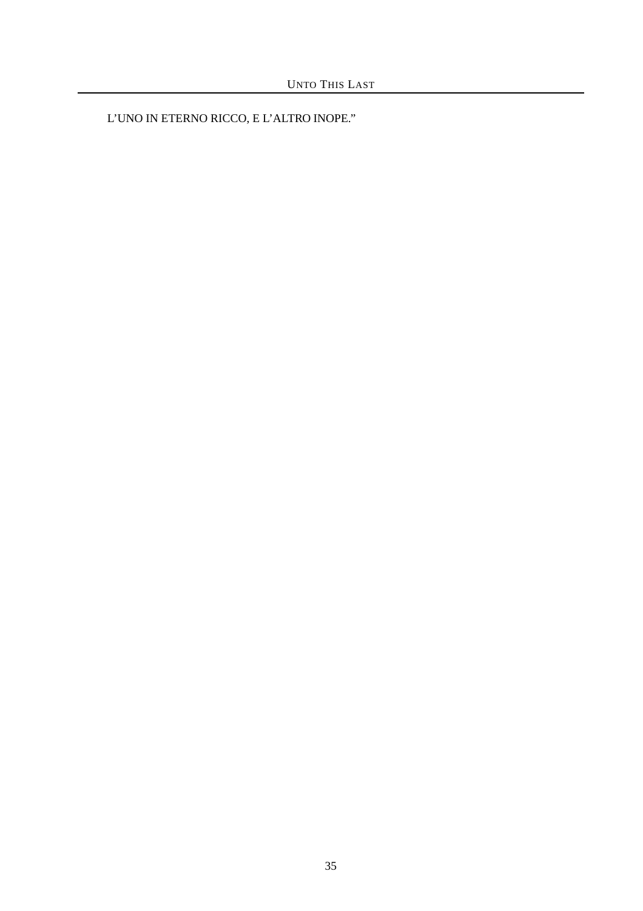L'UNO IN ETERNO RICCO, E L'ALTRO INOPE."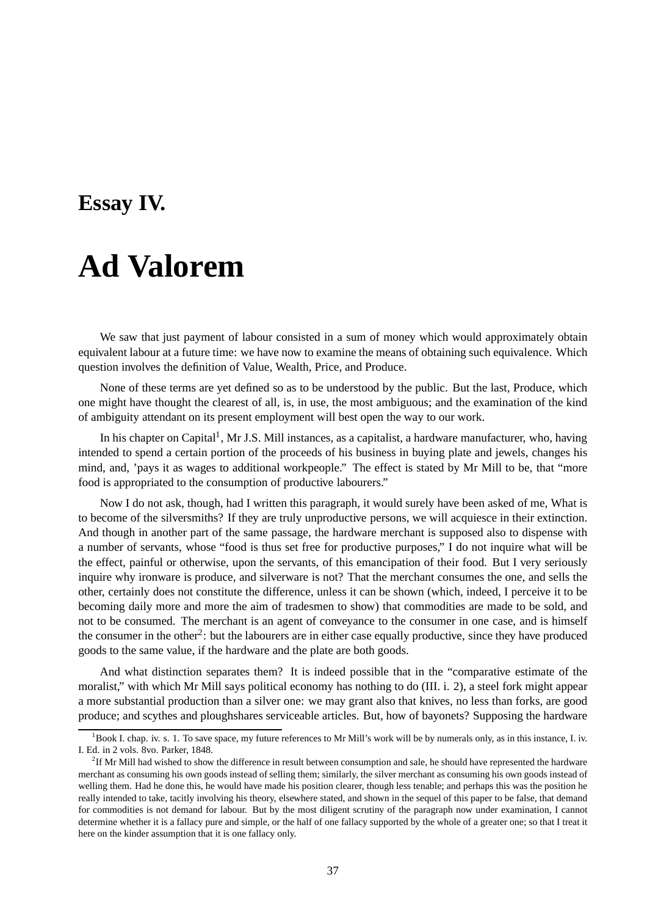# Essay IV.

# Ad Valorem

We saw that just payment of labour consisted in a sum of money which would approximately obtain equivalent labour at a future time: we have now to examine the means of obtaining such equivalence. Which question involves the definition of Value, Wealth, Price, and Produce.

None of these terms are yet defined so as to be understood by the public. But the last, Produce, which one might have thought the clearest of all, is, in use, the most ambiguous; and the examination of the kind of ambiguity attendant on its present employment will best open the way to our work.

In his chapter on Capital[1], Mr J.S. Mill instances, as a capitalist, a hardware manufacturer, who, having intended to spend a certain portion of the proceeds of his business in buying plate and jewels, changes his mind, and, 'pays it as wages to additional workpeople." The effect is stated by Mr Mill to be, that "more food is appropriated to the consumption of productive labourers."

Now I do not ask, though, had I written this paragraph, it would surely have been asked of me, What is to become of the silversmiths? If they are truly unproductive persons, we will acquiesce in their extinction. And though in another part of the same passage, the hardware merchant is supposed also to dispense with a number of servants, whose "food is thus set free for productive purposes," I do not inquire what will be the effect, painful or otherwise, upon the servants, of this emancipation of their food. But I very seriously inquire why ironware is produce, and silverware is not? That the merchant consumes the one, and sells the other, certainly does not constitute the difference, unless it can be shown (which, indeed, I perceive it to be becoming daily more and more the aim of tradesmen to show) that commodities are made to be sold, and not to be consumed. The merchant is an agent of conveyance to the consumer in one case, and is himself the consumer in the other[2]: but the labourers are in either case equally productive, since they have produced goods to the same value, if the hardware and the plate are both goods.

And what distinction separates them? It is indeed possible that in the "comparative estimate of the moralist," with which Mr Mill says political economy has nothing to do (III. i. 2), a steel fork might appear a more substantial production than a silver one: we may grant also that knives, no less than forks, are good produce; and scythes and ploughshares serviceable articles. But, how of bayonets? Supposing the hardware

[1] Book I. chap. iv. s. 1. To save space, my future references to Mr Mill's work will be by numerals only, as in this instance, I. iv. I. Ed. in 2 vols. 8vo. Parker, 1848.

[2] If Mr Mill had wished to show the difference in result between consumption and sale, he should have represented the hardware merchant as consuming his own goods instead of selling them; similarly, the silver merchant as consuming his own goods instead of welling them. Had he done this, he would have made his position clearer, though less tenable; and perhaps this was the position he really intended to take, tacitly involving his theory, elsewhere stated, and shown in the sequel of this paper to be false, that demand for commodities is not demand for labour. But by the most diligent scrutiny of the paragraph now under examination, I cannot determine whether it is a fallacy pure and simple, or the half of one fallacy supported by the whole of a greater one; so that I treat it here on the kinder assumption that it is one fallacy only.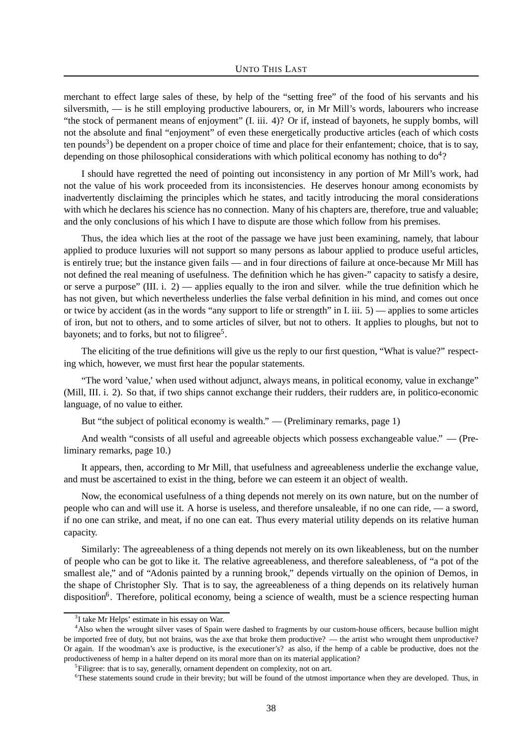merchant to effect large sales of these, by help of the "setting free" of the food of his servants and his silversmith, — is he still employing productive labourers, or, in Mr Mill's words, labourers who increase "the stock of permanent means of enjoyment" (I. iii. 4)? Or if, instead of bayonets, he supply bombs, will not the absolute and final "enjoyment" of even these energetically productive articles (each of which costs ten pounds[3]) be dependent on a proper choice of time and place for their enfantement; choice, that is to say, depending on those philosophical considerations with which political economy has nothing to do[4]?

I should have regretted the need of pointing out inconsistency in any portion of Mr Mill's work, had not the value of his work proceeded from its inconsistencies. He deserves honour among economists by inadvertently disclaiming the principles which he states, and tacitly introducing the moral considerations with which he declares his science has no connection. Many of his chapters are, therefore, true and valuable; and the only conclusions of his which I have to dispute are those which follow from his premises.

Thus, the idea which lies at the root of the passage we have just been examining, namely, that labour applied to produce luxuries will not support so many persons as labour applied to produce useful articles, is entirely true; but the instance given fails — and in four directions of failure at once-because Mr Mill has not defined the real meaning of usefulness. The definition which he has given-" capacity to satisfy a desire, or serve a purpose" (III. i. 2) — applies equally to the iron and silver. while the true definition which he has not given, but which nevertheless underlies the false verbal definition in his mind, and comes out once or twice by accident (as in the words "any support to life or strength" in I. iii. 5) — applies to some articles of iron, but not to others, and to some articles of silver, but not to others. It applies to ploughs, but not to bayonets; and to forks, but not to filigree[5].

The eliciting of the true definitions will give us the reply to our first question, "What is value?" respecting which, however, we must first hear the popular statements.

"The word 'value,' when used without adjunct, always means, in political economy, value in exchange" (Mill, III. i. 2). So that, if two ships cannot exchange their rudders, their rudders are, in politico-economic language, of no value to either.

But "the subject of political economy is wealth." — (Preliminary remarks, page 1)

And wealth "consists of all useful and agreeable objects which possess exchangeable value." — (Preliminary remarks, page 10.)

It appears, then, according to Mr Mill, that usefulness and agreeableness underlie the exchange value, and must be ascertained to exist in the thing, before we can esteem it an object of wealth.

Now, the economical usefulness of a thing depends not merely on its own nature, but on the number of people who can and will use it. A horse is useless, and therefore unsaleable, if no one can ride, — a sword, if no one can strike, and meat, if no one can eat. Thus every material utility depends on its relative human capacity.

Similarly: The agreeableness of a thing depends not merely on its own likeableness, but on the number of people who can be got to like it. The relative agreeableness, and therefore saleableness, of "a pot of the smallest ale," and of "Adonis painted by a running brook," depends virtually on the opinion of Demos, in the shape of Christopher Sly. That is to say, the agreeableness of a thing depends on its relatively human disposition[6]. Therefore, political economy, being a science of wealth, must be a science respecting human

---

[3] I take Mr Helps' estimate in his essay on War.

[4] Also when the wrought silver vases of Spain were dashed to fragments by our custom-house officers, because bullion might be imported free of duty, but not brains, was the axe that broke them productive? — the artist who wrought them unproductive? Or again. If the woodman's axe is productive, is the executioner's? as also, if the hemp of a cable be productive, does not the productiveness of hemp in a halter depend on its moral more than on its material application?

[5] Filigree: that is to say, generally, ornament dependent on complexity, not on art.

[6] These statements sound crude in their brevity; but will be found of the utmost importance when they are developed. Thus, in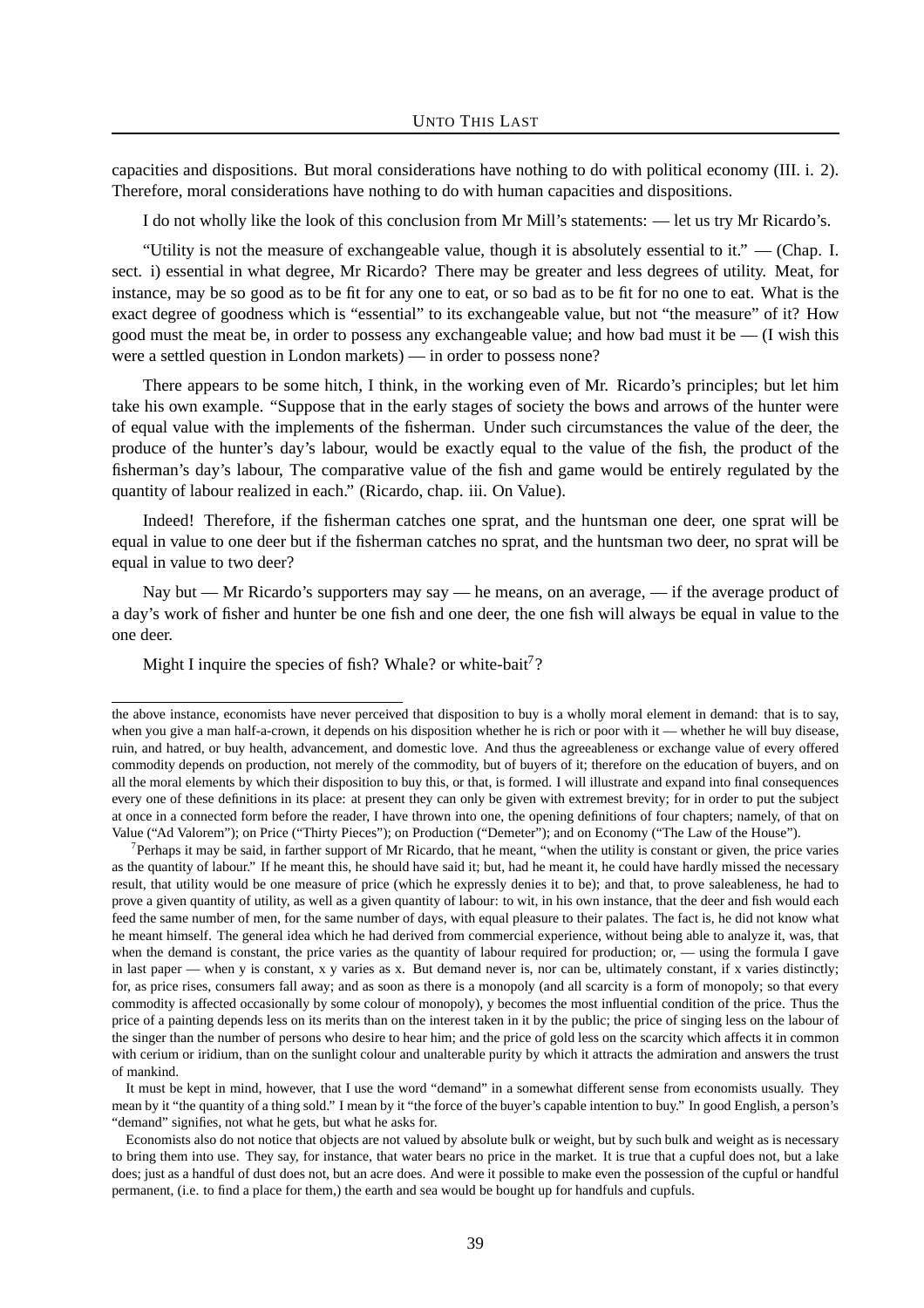capacities and dispositions. But moral considerations have nothing to do with political economy (III. i. 2). Therefore, moral considerations have nothing to do with human capacities and dispositions.

I do not wholly like the look of this conclusion from Mr Mill's statements: — let us try Mr Ricardo's.

"Utility is not the measure of exchangeable value, though it is absolutely essential to it." — (Chap. I. sect. i) essential in what degree, Mr Ricardo? There may be greater and less degrees of utility. Meat, for instance, may be so good as to be fit for any one to eat, or so bad as to be fit for no one to eat. What is the exact degree of goodness which is "essential" to its exchangeable value, but not "the measure" of it? How good must the meat be, in order to possess any exchangeable value; and how bad must it be — (I wish this were a settled question in London markets) — in order to possess none?

There appears to be some hitch, I think, in the working even of Mr. Ricardo's principles; but let him take his own example. "Suppose that in the early stages of society the bows and arrows of the hunter were of equal value with the implements of the fisherman. Under such circumstances the value of the deer, the produce of the hunter's day's labour, would be exactly equal to the value of the fish, the product of the fisherman's day's labour, The comparative value of the fish and game would be entirely regulated by the quantity of labour realized in each." (Ricardo, chap. iii. On Value).

Indeed! Therefore, if the fisherman catches one sprat, and the huntsman one deer, one sprat will be equal in value to one deer but if the fisherman catches no sprat, and the huntsman two deer, no sprat will be equal in value to two deer?

Nay but — Mr Ricardo's supporters may say — he means, on an average, — if the average product of a day's work of fisher and hunter be one fish and one deer, the one fish will always be equal in value to the one deer.

Might I inquire the species of fish? Whale? or white-bait[7]?

---

the above instance, economists have never perceived that disposition to buy is a wholly moral element in demand: that is to say, when you give a man half-a-crown, it depends on his disposition whether he is rich or poor with it — whether he will buy disease, ruin, and hatred, or buy health, advancement, and domestic love. And thus the agreeableness or exchange value of every offered commodity depends on production, not merely of the commodity, but of buyers of it; therefore on the education of buyers, and on all the moral elements by which their disposition to buy this, or that, is formed. I will illustrate and expand into final consequences every one of these definitions in its place: at present they can only be given with extremest brevity; for in order to put the subject at once in a connected form before the reader, I have thrown into one, the opening definitions of four chapters; namely, of that on Value ("Ad Valorem"); on Price ("Thirty Pieces"); on Production ("Demeter"); and on Economy ("The Law of the House").

[7]Perhaps it may be said, in farther support of Mr Ricardo, that he meant, "when the utility is constant or given, the price varies as the quantity of labour." If he meant this, he should have said it; but, had he meant it, he could have hardly missed the necessary result, that utility would be one measure of price (which he expressly denies it to be); and that, to prove saleableness, he had to prove a given quantity of utility, as well as a given quantity of labour: to wit, in his own instance, that the deer and fish would each feed the same number of men, for the same number of days, with equal pleasure to their palates. The fact is, he did not know what he meant himself. The general idea which he had derived from commercial experience, without being able to analyze it, was, that when the demand is constant, the price varies as the quantity of labour required for production; or, — using the formula I gave in last paper — when y is constant, x y varies as x. But demand never is, nor can be, ultimately constant, if x varies distinctly; for, as price rises, consumers fall away; and as soon as there is a monopoly (and all scarcity is a form of monopoly; so that every commodity is affected occasionally by some colour of monopoly), y becomes the most influential condition of the price. Thus the price of a painting depends less on its merits than on the interest taken in it by the public; the price of singing less on the labour of the singer than the number of persons who desire to hear him; and the price of gold less on the scarcity which affects it in common with cerium or iridium, than on the sunlight colour and unalterable purity by which it attracts the admiration and answers the trust of mankind.

It must be kept in mind, however, that I use the word "demand" in a somewhat different sense from economists usually. They mean by it "the quantity of a thing sold." I mean by it "the force of the buyer's capable intention to buy." In good English, a person's "demand" signifies, not what he gets, but what he asks for.

Economists also do not notice that objects are not valued by absolute bulk or weight, but by such bulk and weight as is necessary to bring them into use. They say, for instance, that water bears no price in the market. It is true that a cupful does not, but a lake does; just as a handful of dust does not, but an acre does. And were it possible to make even the possession of the cupful or handful permanent, (i.e. to find a place for them,) the earth and sea would be bought up for handfuls and cupfuls.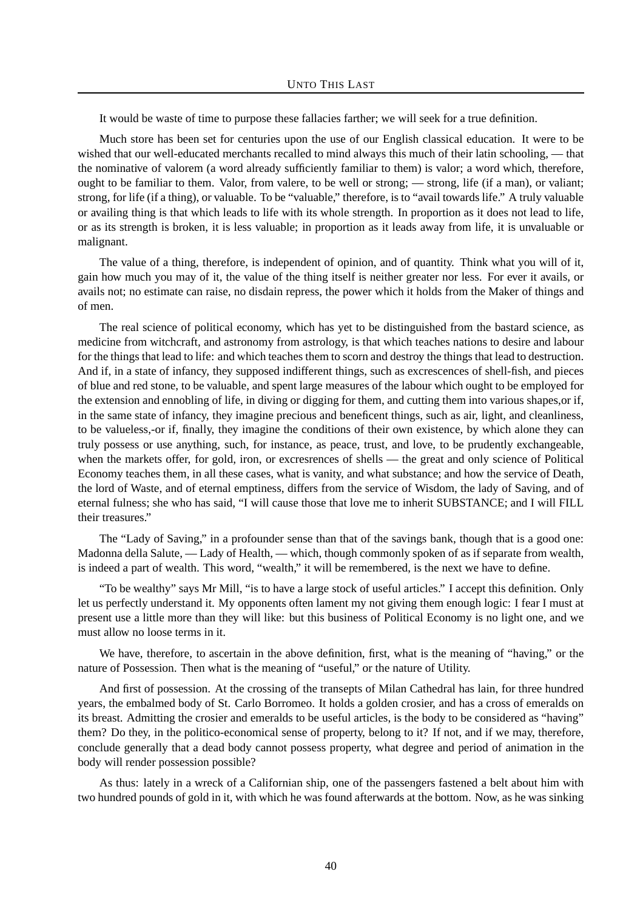It would be waste of time to purpose these fallacies farther; we will seek for a true definition.

Much store has been set for centuries upon the use of our English classical education. It were to be wished that our well-educated merchants recalled to mind always this much of their latin schooling, — that the nominative of valorem (a word already sufficiently familiar to them) is valor; a word which, therefore, ought to be familiar to them. Valor, from valere, to be well or strong; — strong, life (if a man), or valiant; strong, for life (if a thing), or valuable. To be "valuable," therefore, is to "avail towards life." A truly valuable or availing thing is that which leads to life with its whole strength. In proportion as it does not lead to life, or as its strength is broken, it is less valuable; in proportion as it leads away from life, it is unvaluable or malignant.

The value of a thing, therefore, is independent of opinion, and of quantity. Think what you will of it, gain how much you may of it, the value of the thing itself is neither greater nor less. For ever it avails, or avails not; no estimate can raise, no disdain repress, the power which it holds from the Maker of things and of men.

The real science of political economy, which has yet to be distinguished from the bastard science, as medicine from witchcraft, and astronomy from astrology, is that which teaches nations to desire and labour for the things that lead to life: and which teaches them to scorn and destroy the things that lead to destruction. And if, in a state of infancy, they supposed indifferent things, such as excrescences of shell-fish, and pieces of blue and red stone, to be valuable, and spent large measures of the labour which ought to be employed for the extension and ennobling of life, in diving or digging for them, and cutting them into various shapes,or if, in the same state of infancy, they imagine precious and beneficent things, such as air, light, and cleanliness, to be valueless,-or if, finally, they imagine the conditions of their own existence, by which alone they can truly possess or use anything, such, for instance, as peace, trust, and love, to be prudently exchangeable, when the markets offer, for gold, iron, or excresrences of shells — the great and only science of Political Economy teaches them, in all these cases, what is vanity, and what substance; and how the service of Death, the lord of Waste, and of eternal emptiness, differs from the service of Wisdom, the lady of Saving, and of eternal fulness; she who has said, "I will cause those that love me to inherit SUBSTANCE; and I will FILL their treasures."

The "Lady of Saving," in a profounder sense than that of the savings bank, though that is a good one: Madonna della Salute, — Lady of Health, — which, though commonly spoken of as if separate from wealth, is indeed a part of wealth. This word, "wealth," it will be remembered, is the next we have to define.

"To be wealthy" says Mr Mill, "is to have a large stock of useful articles." I accept this definition. Only let us perfectly understand it. My opponents often lament my not giving them enough logic: I fear I must at present use a little more than they will like: but this business of Political Economy is no light one, and we must allow no loose terms in it.

We have, therefore, to ascertain in the above definition, first, what is the meaning of "having," or the nature of Possession. Then what is the meaning of "useful," or the nature of Utility.

And first of possession. At the crossing of the transepts of Milan Cathedral has lain, for three hundred years, the embalmed body of St. Carlo Borromeo. It holds a golden crosier, and has a cross of emeralds on its breast. Admitting the crosier and emeralds to be useful articles, is the body to be considered as "having" them? Do they, in the politico-economical sense of property, belong to it? If not, and if we may, therefore, conclude generally that a dead body cannot possess property, what degree and period of animation in the body will render possession possible?

As thus: lately in a wreck of a Californian ship, one of the passengers fastened a belt about him with two hundred pounds of gold in it, with which he was found afterwards at the bottom. Now, as he was sinking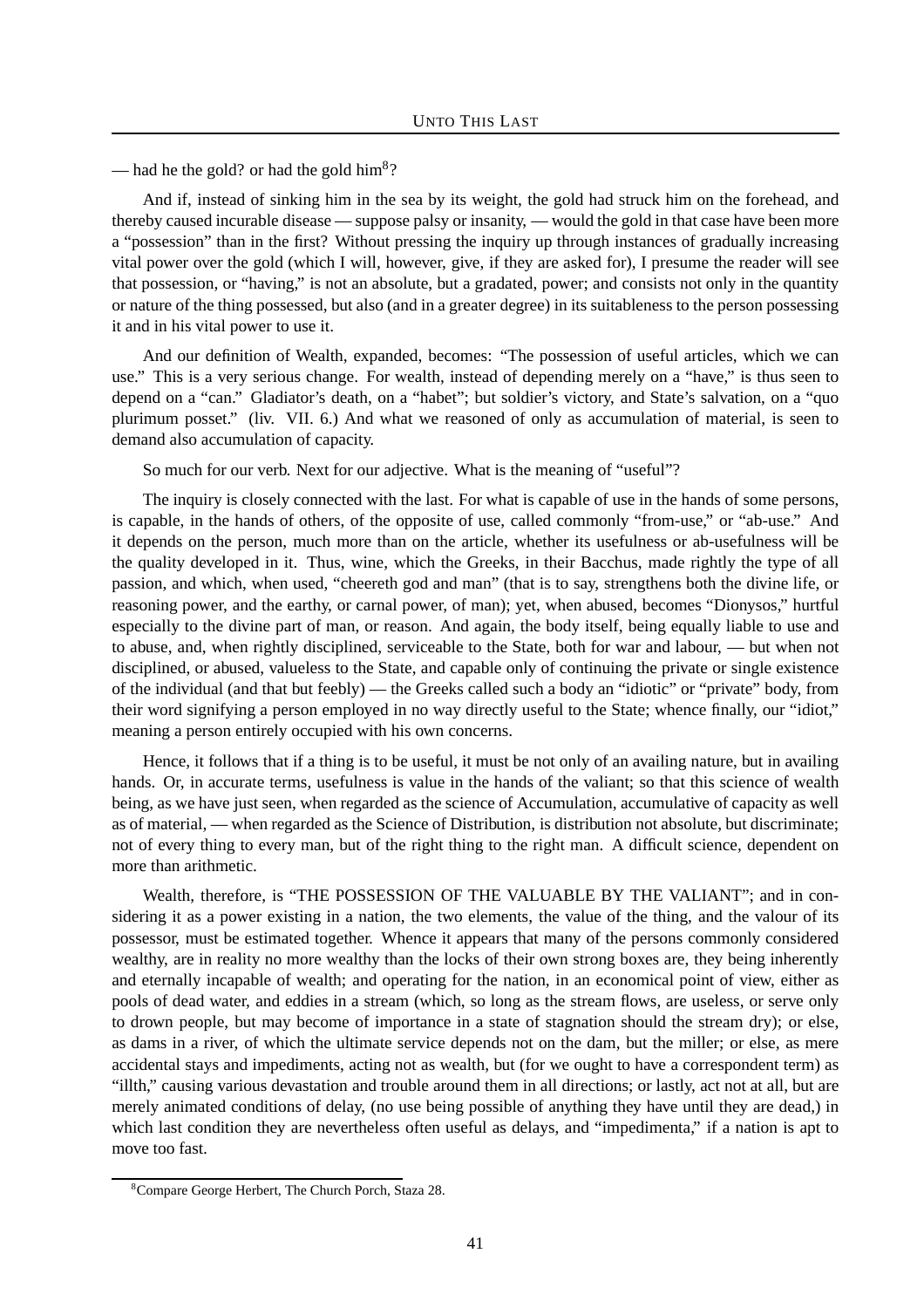— had he the gold? or had the gold him[8]?

And if, instead of sinking him in the sea by its weight, the gold had struck him on the forehead, and thereby caused incurable disease — suppose palsy or insanity, — would the gold in that case have been more a "possession" than in the first? Without pressing the inquiry up through instances of gradually increasing vital power over the gold (which I will, however, give, if they are asked for), I presume the reader will see that possession, or "having," is not an absolute, but a gradated, power; and consists not only in the quantity or nature of the thing possessed, but also (and in a greater degree) in its suitableness to the person possessing it and in his vital power to use it.

And our definition of Wealth, expanded, becomes: "The possession of useful articles, which we can use." This is a very serious change. For wealth, instead of depending merely on a "have," is thus seen to depend on a "can." Gladiator's death, on a "habet"; but soldier's victory, and State's salvation, on a "quo plurimum posset." (liv. VII. 6.) And what we reasoned of only as accumulation of material, is seen to demand also accumulation of capacity.

So much for our verb. Next for our adjective. What is the meaning of "useful"?

The inquiry is closely connected with the last. For what is capable of use in the hands of some persons, is capable, in the hands of others, of the opposite of use, called commonly "from-use," or "ab-use." And it depends on the person, much more than on the article, whether its usefulness or ab-usefulness will be the quality developed in it. Thus, wine, which the Greeks, in their Bacchus, made rightly the type of all passion, and which, when used, "cheereth god and man" (that is to say, strengthens both the divine life, or reasoning power, and the earthy, or carnal power, of man); yet, when abused, becomes "Dionysos," hurtful especially to the divine part of man, or reason. And again, the body itself, being equally liable to use and to abuse, and, when rightly disciplined, serviceable to the State, both for war and labour, — but when not disciplined, or abused, valueless to the State, and capable only of continuing the private or single existence of the individual (and that but feebly) — the Greeks called such a body an "idiotic" or "private" body, from their word signifying a person employed in no way directly useful to the State; whence finally, our "idiot," meaning a person entirely occupied with his own concerns.

Hence, it follows that if a thing is to be useful, it must be not only of an availing nature, but in availing hands. Or, in accurate terms, usefulness is value in the hands of the valiant; so that this science of wealth being, as we have just seen, when regarded as the science of Accumulation, accumulative of capacity as well as of material, — when regarded as the Science of Distribution, is distribution not absolute, but discriminate; not of every thing to every man, but of the right thing to the right man. A difficult science, dependent on more than arithmetic.

Wealth, therefore, is "THE POSSESSION OF THE VALUABLE BY THE VALIANT"; and in considering it as a power existing in a nation, the two elements, the value of the thing, and the valour of its possessor, must be estimated together. Whence it appears that many of the persons commonly considered wealthy, are in reality no more wealthy than the locks of their own strong boxes are, they being inherently and eternally incapable of wealth; and operating for the nation, in an economical point of view, either as pools of dead water, and eddies in a stream (which, so long as the stream flows, are useless, or serve only to drown people, but may become of importance in a state of stagnation should the stream dry); or else, as dams in a river, of which the ultimate service depends not on the dam, but the miller; or else, as mere accidental stays and impediments, acting not as wealth, but (for we ought to have a correspondent term) as "illth," causing various devastation and trouble around them in all directions; or lastly, act not at all, but are merely animated conditions of delay, (no use being possible of anything they have until they are dead,) in which last condition they are nevertheless often useful as delays, and "impedimenta," if a nation is apt to move too fast.

[8] Compare George Herbert, The Church Porch, Staza 28.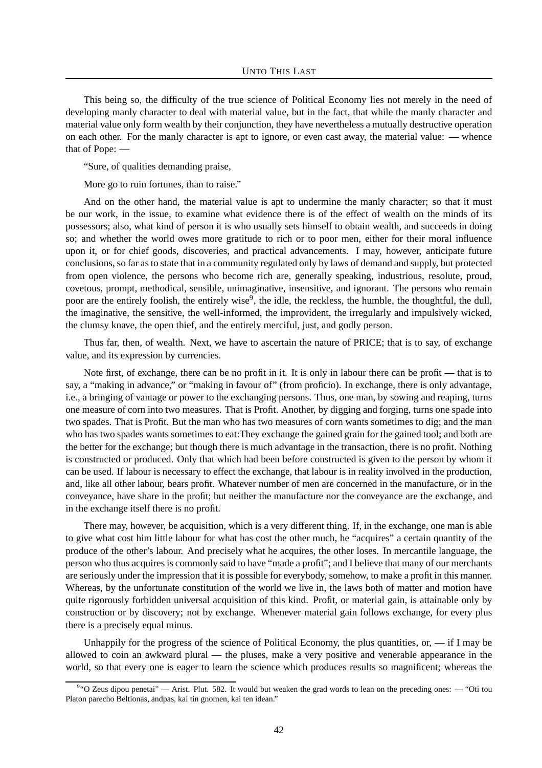This being so, the difficulty of the true science of Political Economy lies not merely in the need of developing manly character to deal with material value, but in the fact, that while the manly character and material value only form wealth by their conjunction, they have nevertheless a mutually destructive operation on each other. For the manly character is apt to ignore, or even cast away, the material value: — whence that of Pope: —

"Sure, of qualities demanding praise,

More go to ruin fortunes, than to raise."

And on the other hand, the material value is apt to undermine the manly character; so that it must be our work, in the issue, to examine what evidence there is of the effect of wealth on the minds of its possessors; also, what kind of person it is who usually sets himself to obtain wealth, and succeeds in doing so; and whether the world owes more gratitude to rich or to poor men, either for their moral influence upon it, or for chief goods, discoveries, and practical advancements. I may, however, anticipate future conclusions, so far as to state that in a community regulated only by laws of demand and supply, but protected from open violence, the persons who become rich are, generally speaking, industrious, resolute, proud, covetous, prompt, methodical, sensible, unimaginative, insensitive, and ignorant. The persons who remain poor are the entirely foolish, the entirely wise[9], the idle, the reckless, the humble, the thoughtful, the dull, the imaginative, the sensitive, the well-informed, the improvident, the irregularly and impulsively wicked, the clumsy knave, the open thief, and the entirely merciful, just, and godly person.

Thus far, then, of wealth. Next, we have to ascertain the nature of PRICE; that is to say, of exchange value, and its expression by currencies.

Note first, of exchange, there can be no profit in it. It is only in labour there can be profit — that is to say, a "making in advance," or "making in favour of" (from proficio). In exchange, there is only advantage, i.e., a bringing of vantage or power to the exchanging persons. Thus, one man, by sowing and reaping, turns one measure of corn into two measures. That is Profit. Another, by digging and forging, turns one spade into two spades. That is Profit. But the man who has two measures of corn wants sometimes to dig; and the man who has two spades wants sometimes to eat:They exchange the gained grain for the gained tool; and both are the better for the exchange; but though there is much advantage in the transaction, there is no profit. Nothing is constructed or produced. Only that which had been before constructed is given to the person by whom it can be used. If labour is necessary to effect the exchange, that labour is in reality involved in the production, and, like all other labour, bears profit. Whatever number of men are concerned in the manufacture, or in the conveyance, have share in the profit; but neither the manufacture nor the conveyance are the exchange, and in the exchange itself there is no profit.

There may, however, be acquisition, which is a very different thing. If, in the exchange, one man is able to give what cost him little labour for what has cost the other much, he "acquires" a certain quantity of the produce of the other's labour. And precisely what he acquires, the other loses. In mercantile language, the person who thus acquires is commonly said to have "made a profit"; and I believe that many of our merchants are seriously under the impression that it is possible for everybody, somehow, to make a profit in this manner. Whereas, by the unfortunate constitution of the world we live in, the laws both of matter and motion have quite rigorously forbidden universal acquisition of this kind. Profit, or material gain, is attainable only by construction or by discovery; not by exchange. Whenever material gain follows exchange, for every plus there is a precisely equal minus.

Unhappily for the progress of the science of Political Economy, the plus quantities, or, — if I may be allowed to coin an awkward plural — the pluses, make a very positive and venerable appearance in the world, so that every one is eager to learn the science which produces results so magnificent; whereas the

[9] "O Zeus dipou penetai" — Arist. Plut. 582. It would but weaken the grad words to lean on the preceding ones: — "Oti tou Platon parecho Beltionas, andpas, kai tin gnomen, kai ten idean."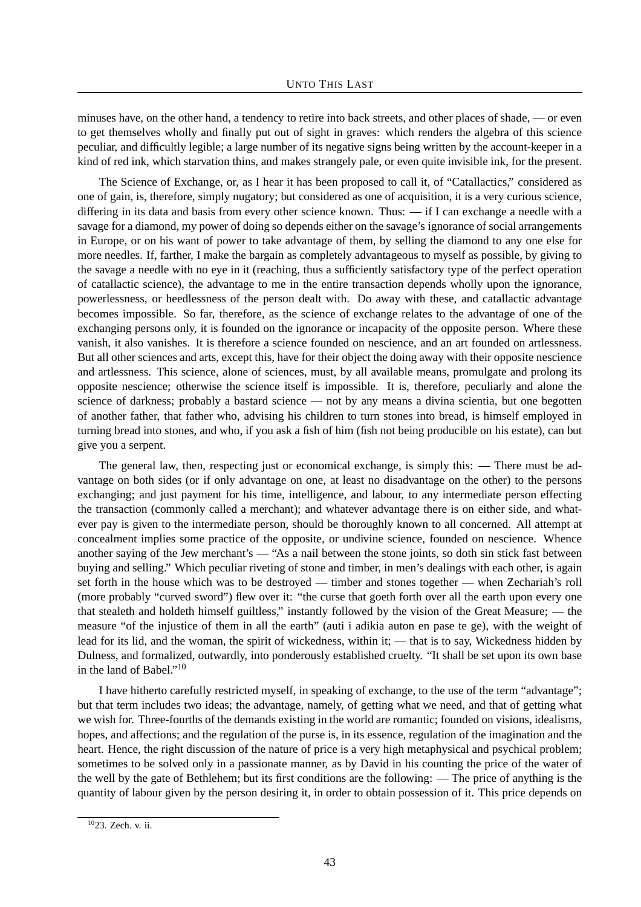minuses have, on the other hand, a tendency to retire into back streets, and other places of shade, — or even to get themselves wholly and finally put out of sight in graves: which renders the algebra of this science peculiar, and difficultly legible; a large number of its negative signs being written by the account-keeper in a kind of red ink, which starvation thins, and makes strangely pale, or even quite invisible ink, for the present.

The Science of Exchange, or, as I hear it has been proposed to call it, of "Catallactics," considered as one of gain, is, therefore, simply nugatory; but considered as one of acquisition, it is a very curious science, differing in its data and basis from every other science known. Thus: — if I can exchange a needle with a savage for a diamond, my power of doing so depends either on the savage's ignorance of social arrangements in Europe, or on his want of power to take advantage of them, by selling the diamond to any one else for more needles. If, farther, I make the bargain as completely advantageous to myself as possible, by giving to the savage a needle with no eye in it (reaching, thus a sufficiently satisfactory type of the perfect operation of catallactic science), the advantage to me in the entire transaction depends wholly upon the ignorance, powerlessness, or heedlessness of the person dealt with. Do away with these, and catallactic advantage becomes impossible. So far, therefore, as the science of exchange relates to the advantage of one of the exchanging persons only, it is founded on the ignorance or incapacity of the opposite person. Where these vanish, it also vanishes. It is therefore a science founded on nescience, and an art founded on artlessness. But all other sciences and arts, except this, have for their object the doing away with their opposite nescience and artlessness. This science, alone of sciences, must, by all available means, promulgate and prolong its opposite nescience; otherwise the science itself is impossible. It is, therefore, peculiarly and alone the science of darkness; probably a bastard science — not by any means a divina scientia, but one begotten of another father, that father who, advising his children to turn stones into bread, is himself employed in turning bread into stones, and who, if you ask a fish of him (fish not being producible on his estate), can but give you a serpent.

The general law, then, respecting just or economical exchange, is simply this: — There must be advantage on both sides (or if only advantage on one, at least no disadvantage on the other) to the persons exchanging; and just payment for his time, intelligence, and labour, to any intermediate person effecting the transaction (commonly called a merchant); and whatever advantage there is on either side, and whatever pay is given to the intermediate person, should be thoroughly known to all concerned. All attempt at concealment implies some practice of the opposite, or undivine science, founded on nescience. Whence another saying of the Jew merchant's — "As a nail between the stone joints, so doth sin stick fast between buying and selling." Which peculiar riveting of stone and timber, in men's dealings with each other, is again set forth in the house which was to be destroyed — timber and stones together — when Zechariah's roll (more probably "curved sword") flew over it: "the curse that goeth forth over all the earth upon every one that stealeth and holdeth himself guiltless," instantly followed by the vision of the Great Measure; — the measure "of the injustice of them in all the earth" (auti i adikia auton en pase te ge), with the weight of lead for its lid, and the woman, the spirit of wickedness, within it; — that is to say, Wickedness hidden by Dulness, and formalized, outwardly, into ponderously established cruelty. "It shall be set upon its own base in the land of Babel."[10]

I have hitherto carefully restricted myself, in speaking of exchange, to the use of the term "advantage"; but that term includes two ideas; the advantage, namely, of getting what we need, and that of getting what we wish for. Three-fourths of the demands existing in the world are romantic; founded on visions, idealisms, hopes, and affections; and the regulation of the purse is, in its essence, regulation of the imagination and the heart. Hence, the right discussion of the nature of price is a very high metaphysical and psychical problem; sometimes to be solved only in a passionate manner, as by David in his counting the price of the water of the well by the gate of Bethlehem; but its first conditions are the following: — The price of anything is the quantity of labour given by the person desiring it, in order to obtain possession of it. This price depends on

[10] 23. Zech. v. ii.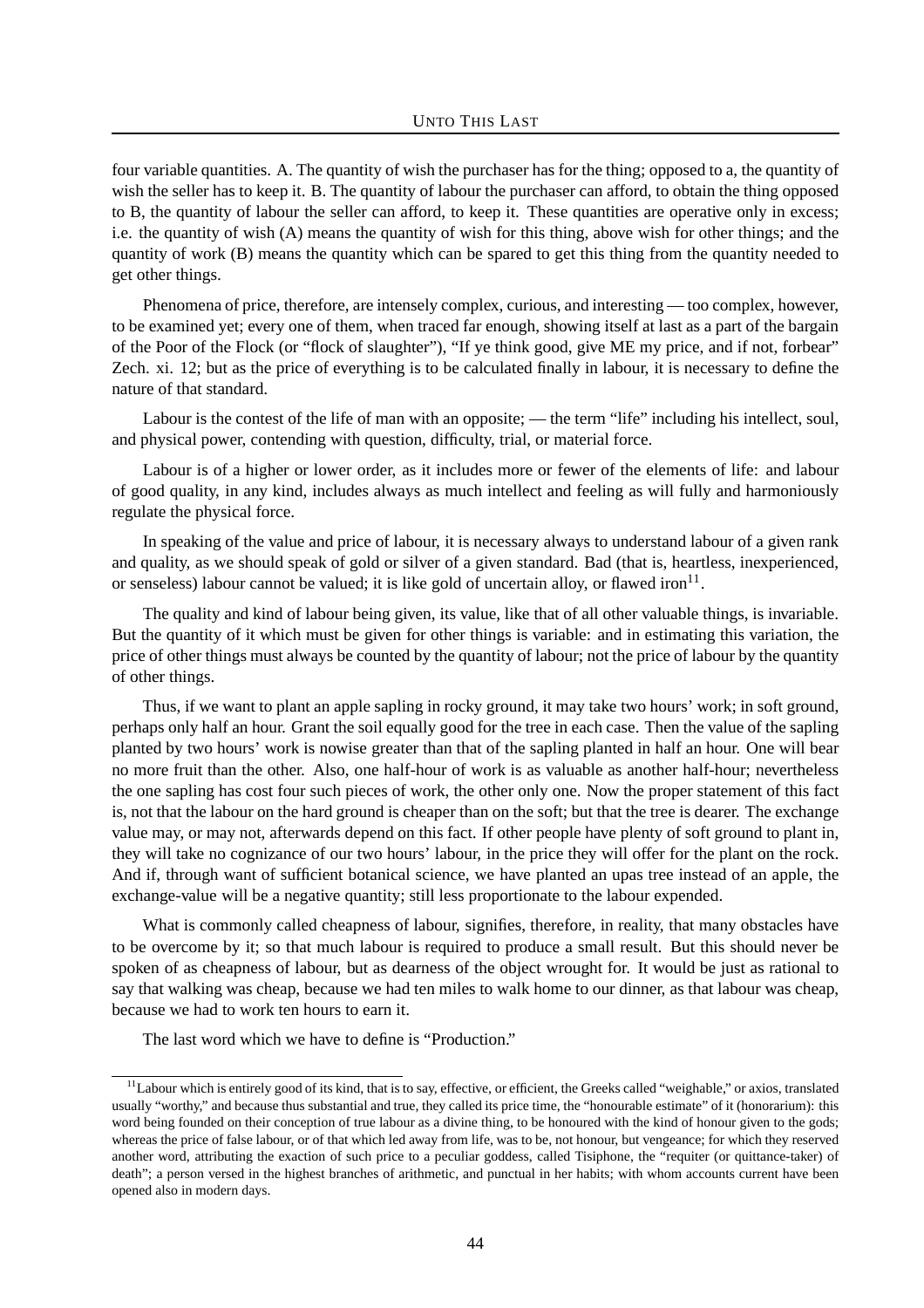four variable quantities. A. The quantity of wish the purchaser has for the thing; opposed to a, the quantity of wish the seller has to keep it. B. The quantity of labour the purchaser can afford, to obtain the thing opposed to B, the quantity of labour the seller can afford, to keep it. These quantities are operative only in excess; i.e. the quantity of wish (A) means the quantity of wish for this thing, above wish for other things; and the quantity of work (B) means the quantity which can be spared to get this thing from the quantity needed to get other things.

Phenomena of price, therefore, are intensely complex, curious, and interesting — too complex, however, to be examined yet; every one of them, when traced far enough, showing itself at last as a part of the bargain of the Poor of the Flock (or "flock of slaughter"), "If ye think good, give ME my price, and if not, forbear" Zech. xi. 12; but as the price of everything is to be calculated finally in labour, it is necessary to define the nature of that standard.

Labour is the contest of the life of man with an opposite; — the term "life" including his intellect, soul, and physical power, contending with question, difficulty, trial, or material force.

Labour is of a higher or lower order, as it includes more or fewer of the elements of life: and labour of good quality, in any kind, includes always as much intellect and feeling as will fully and harmoniously regulate the physical force.

In speaking of the value and price of labour, it is necessary always to understand labour of a given rank and quality, as we should speak of gold or silver of a given standard. Bad (that is, heartless, inexperienced, or senseless) labour cannot be valued; it is like gold of uncertain alloy, or flawed iron[11].

The quality and kind of labour being given, its value, like that of all other valuable things, is invariable. But the quantity of it which must be given for other things is variable: and in estimating this variation, the price of other things must always be counted by the quantity of labour; not the price of labour by the quantity of other things.

Thus, if we want to plant an apple sapling in rocky ground, it may take two hours' work; in soft ground, perhaps only half an hour. Grant the soil equally good for the tree in each case. Then the value of the sapling planted by two hours' work is nowise greater than that of the sapling planted in half an hour. One will bear no more fruit than the other. Also, one half-hour of work is as valuable as another half-hour; nevertheless the one sapling has cost four such pieces of work, the other only one. Now the proper statement of this fact is, not that the labour on the hard ground is cheaper than on the soft; but that the tree is dearer. The exchange value may, or may not, afterwards depend on this fact. If other people have plenty of soft ground to plant in, they will take no cognizance of our two hours' labour, in the price they will offer for the plant on the rock. And if, through want of sufficient botanical science, we have planted an upas tree instead of an apple, the exchange-value will be a negative quantity; still less proportionate to the labour expended.

What is commonly called cheapness of labour, signifies, therefore, in reality, that many obstacles have to be overcome by it; so that much labour is required to produce a small result. But this should never be spoken of as cheapness of labour, but as dearness of the object wrought for. It would be just as rational to say that walking was cheap, because we had ten miles to walk home to our dinner, as that labour was cheap, because we had to work ten hours to earn it.

The last word which we have to define is "Production."

[11] Labour which is entirely good of its kind, that is to say, effective, or efficient, the Greeks called "weighable," or axios, translated usually "worthy," and because thus substantial and true, they called its price time, the "honourable estimate" of it (honorarium): this word being founded on their conception of true labour as a divine thing, to be honoured with the kind of honour given to the gods; whereas the price of false labour, or of that which led away from life, was to be, not honour, but vengeance; for which they reserved another word, attributing the exaction of such price to a peculiar goddess, called Tisiphone, the "requiter (or quittance-taker) of death"; a person versed in the highest branches of arithmetic, and punctual in her habits; with whom accounts current have been opened also in modern days.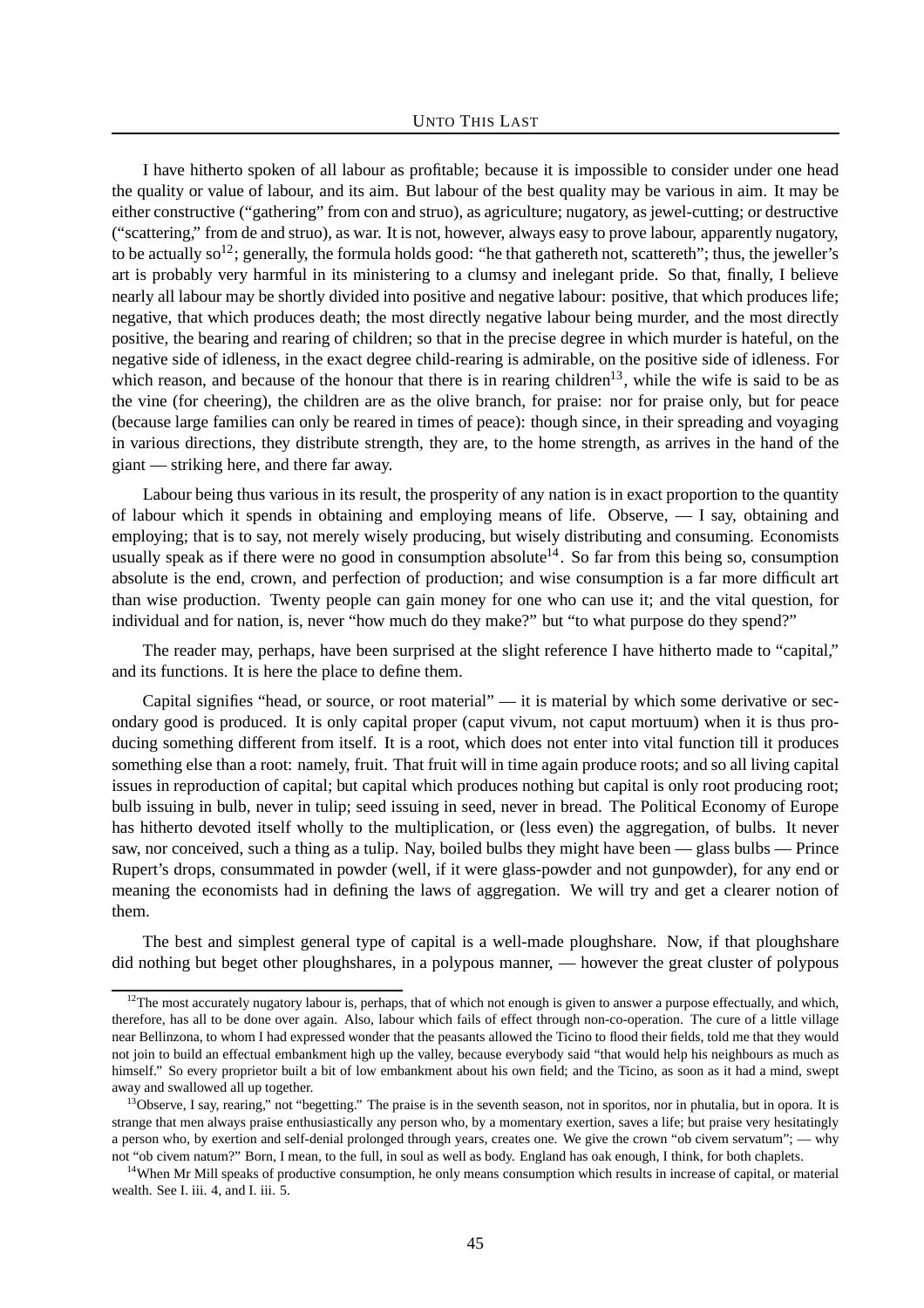I have hitherto spoken of all labour as profitable; because it is impossible to consider under one head the quality or value of labour, and its aim. But labour of the best quality may be various in aim. It may be either constructive ("gathering" from con and struo), as agriculture; nugatory, as jewel-cutting; or destructive ("scattering," from de and struo), as war. It is not, however, always easy to prove labour, apparently nugatory, to be actually so[12]; generally, the formula holds good: "he that gathereth not, scattereth"; thus, the jeweller's art is probably very harmful in its ministering to a clumsy and inelegant pride. So that, finally, I believe nearly all labour may be shortly divided into positive and negative labour: positive, that which produces life; negative, that which produces death; the most directly negative labour being murder, and the most directly positive, the bearing and rearing of children; so that in the precise degree in which murder is hateful, on the negative side of idleness, in the exact degree child-rearing is admirable, on the positive side of idleness. For which reason, and because of the honour that there is in rearing children[13], while the wife is said to be as the vine (for cheering), the children are as the olive branch, for praise: nor for praise only, but for peace (because large families can only be reared in times of peace): though since, in their spreading and voyaging in various directions, they distribute strength, they are, to the home strength, as arrives in the hand of the giant — striking here, and there far away.

Labour being thus various in its result, the prosperity of any nation is in exact proportion to the quantity of labour which it spends in obtaining and employing means of life. Observe, — I say, obtaining and employing; that is to say, not merely wisely producing, but wisely distributing and consuming. Economists usually speak as if there were no good in consumption absolute[14]. So far from this being so, consumption absolute is the end, crown, and perfection of production; and wise consumption is a far more difficult art than wise production. Twenty people can gain money for one who can use it; and the vital question, for individual and for nation, is, never "how much do they make?" but "to what purpose do they spend?"

The reader may, perhaps, have been surprised at the slight reference I have hitherto made to "capital," and its functions. It is here the place to define them.

Capital signifies "head, or source, or root material" — it is material by which some derivative or secondary good is produced. It is only capital proper (caput vivum, not caput mortuum) when it is thus producing something different from itself. It is a root, which does not enter into vital function till it produces something else than a root: namely, fruit. That fruit will in time again produce roots; and so all living capital issues in reproduction of capital; but capital which produces nothing but capital is only root producing root; bulb issuing in bulb, never in tulip; seed issuing in seed, never in bread. The Political Economy of Europe has hitherto devoted itself wholly to the multiplication, or (less even) the aggregation, of bulbs. It never saw, nor conceived, such a thing as a tulip. Nay, boiled bulbs they might have been — glass bulbs — Prince Rupert's drops, consummated in powder (well, if it were glass-powder and not gunpowder), for any end or meaning the economists had in defining the laws of aggregation. We will try and get a clearer notion of them.

The best and simplest general type of capital is a well-made ploughshare. Now, if that ploughshare did nothing but beget other ploughshares, in a polypous manner, — however the great cluster of polypous

---

[12] The most accurately nugatory labour is, perhaps, that of which not enough is given to answer a purpose effectually, and which, therefore, has all to be done over again. Also, labour which fails of effect through non-co-operation. The cure of a little village near Bellinzona, to whom I had expressed wonder that the peasants allowed the Ticino to flood their fields, told me that they would not join to build an effectual embankment high up the valley, because everybody said "that would help his neighbours as much as himself." So every proprietor built a bit of low embankment about his own field; and the Ticino, as soon as it had a mind, swept away and swallowed all up together.

[13] Observe, I say, rearing," not "begetting." The praise is in the seventh season, not in sporitos, nor in phutalia, but in opora. It is strange that men always praise enthusiastically any person who, by a momentary exertion, saves a life; but praise very hesitatingly a person who, by exertion and self-denial prolonged through years, creates one. We give the crown "ob civem servatum"; — why not "ob civem natum?" Born, I mean, to the full, in soul as well as body. England has oak enough, I think, for both chaplets.

[14] When Mr Mill speaks of productive consumption, he only means consumption which results in increase of capital, or material wealth. See I. iii. 4, and I. iii. 5.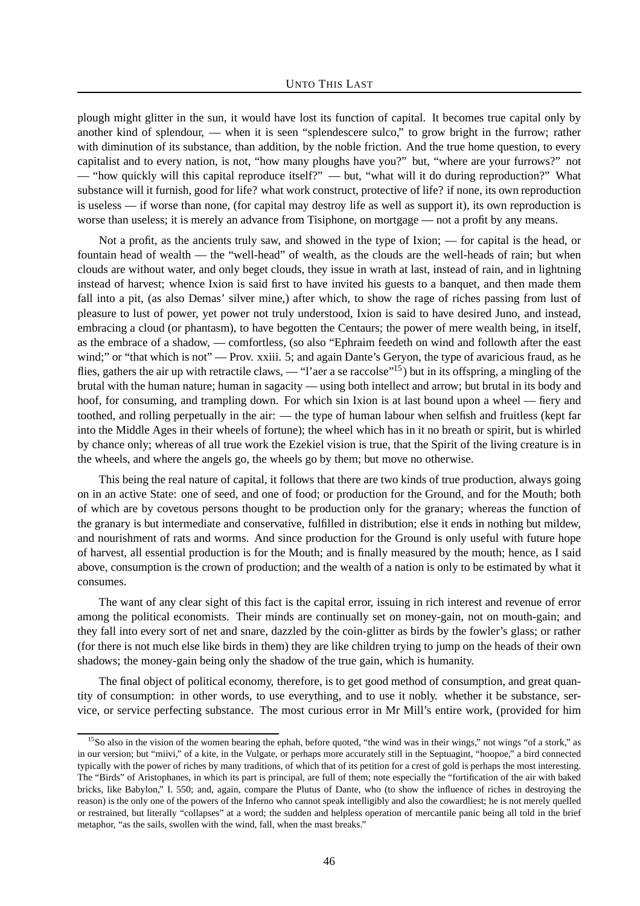plough might glitter in the sun, it would have lost its function of capital. It becomes true capital only by another kind of splendour, — when it is seen "splendescere sulco," to grow bright in the furrow; rather with diminution of its substance, than addition, by the noble friction. And the true home question, to every capitalist and to every nation, is not, "how many ploughs have you?" but, "where are your furrows?" not — "how quickly will this capital reproduce itself?" — but, "what will it do during reproduction?" What substance will it furnish, good for life? what work construct, protective of life? if none, its own reproduction is useless — if worse than none, (for capital may destroy life as well as support it), its own reproduction is worse than useless; it is merely an advance from Tisiphone, on mortgage — not a profit by any means.

Not a profit, as the ancients truly saw, and showed in the type of Ixion; — for capital is the head, or fountain head of wealth — the "well-head" of wealth, as the clouds are the well-heads of rain; but when clouds are without water, and only beget clouds, they issue in wrath at last, instead of rain, and in lightning instead of harvest; whence Ixion is said first to have invited his guests to a banquet, and then made them fall into a pit, (as also Demas' silver mine,) after which, to show the rage of riches passing from lust of pleasure to lust of power, yet power not truly understood, Ixion is said to have desired Juno, and instead, embracing a cloud (or phantasm), to have begotten the Centaurs; the power of mere wealth being, in itself, as the embrace of a shadow, — comfortless, (so also "Ephraim feedeth on wind and followth after the east wind;" or "that which is not" — Prov. xxiii. 5; and again Dante's Geryon, the type of avaricious fraud, as he flies, gathers the air up with retractile claws, — "l'aer a se raccolse"[15]) but in its offspring, a mingling of the brutal with the human nature; human in sagacity — using both intellect and arrow; but brutal in its body and hoof, for consuming, and trampling down. For which sin Ixion is at last bound upon a wheel — fiery and toothed, and rolling perpetually in the air: — the type of human labour when selfish and fruitless (kept far into the Middle Ages in their wheels of fortune); the wheel which has in it no breath or spirit, but is whirled by chance only; whereas of all true work the Ezekiel vision is true, that the Spirit of the living creature is in the wheels, and where the angels go, the wheels go by them; but move no otherwise.

This being the real nature of capital, it follows that there are two kinds of true production, always going on in an active State: one of seed, and one of food; or production for the Ground, and for the Mouth; both of which are by covetous persons thought to be production only for the granary; whereas the function of the granary is but intermediate and conservative, fulfilled in distribution; else it ends in nothing but mildew, and nourishment of rats and worms. And since production for the Ground is only useful with future hope of harvest, all essential production is for the Mouth; and is finally measured by the mouth; hence, as I said above, consumption is the crown of production; and the wealth of a nation is only to be estimated by what it consumes.

The want of any clear sight of this fact is the capital error, issuing in rich interest and revenue of error among the political economists. Their minds are continually set on money-gain, not on mouth-gain; and they fall into every sort of net and snare, dazzled by the coin-glitter as birds by the fowler's glass; or rather (for there is not much else like birds in them) they are like children trying to jump on the heads of their own shadows; the money-gain being only the shadow of the true gain, which is humanity.

The final object of political economy, therefore, is to get good method of consumption, and great quantity of consumption: in other words, to use everything, and to use it nobly. whether it be substance, service, or service perfecting substance. The most curious error in Mr Mill's entire work, (provided for him

[15]So also in the vision of the women bearing the ephah, before quoted, "the wind was in their wings," not wings "of a stork," as in our version; but "miivi," of a kite, in the Vulgate, or perhaps more accurately still in the Septuagint, "hoopoe," a bird connected typically with the power of riches by many traditions, of which that of its petition for a crest of gold is perhaps the most interesting. The "Birds" of Aristophanes, in which its part is principal, are full of them; note especially the "fortification of the air with baked bricks, like Babylon," I. 550; and, again, compare the Plutus of Dante, who (to show the influence of riches in destroying the reason) is the only one of the powers of the Inferno who cannot speak intelligibly and also the cowardliest; he is not merely quelled or restrained, but literally "collapses" at a word; the sudden and helpless operation of mercantile panic being all told in the brief metaphor, "as the sails, swollen with the wind, fall, when the mast breaks."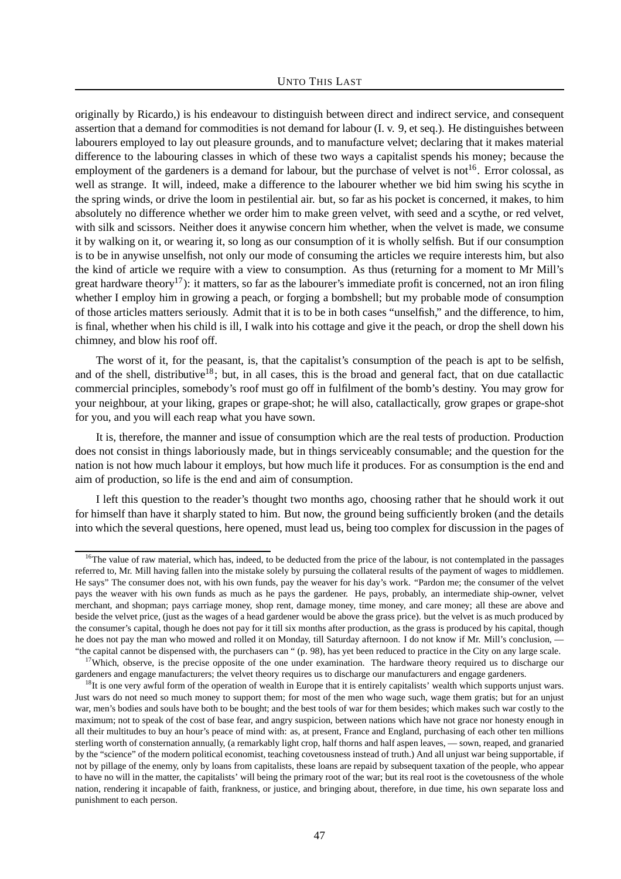originally by Ricardo,) is his endeavour to distinguish between direct and indirect service, and consequent assertion that a demand for commodities is not demand for labour (I. v. 9, et seq.). He distinguishes between labourers employed to lay out pleasure grounds, and to manufacture velvet; declaring that it makes material difference to the labouring classes in which of these two ways a capitalist spends his money; because the employment of the gardeners is a demand for labour, but the purchase of velvet is not[16]. Error colossal, as well as strange. It will, indeed, make a difference to the labourer whether we bid him swing his scythe in the spring winds, or drive the loom in pestilential air. but, so far as his pocket is concerned, it makes, to him absolutely no difference whether we order him to make green velvet, with seed and a scythe, or red velvet, with silk and scissors. Neither does it anywise concern him whether, when the velvet is made, we consume it by walking on it, or wearing it, so long as our consumption of it is wholly selfish. But if our consumption is to be in anywise unselfish, not only our mode of consuming the articles we require interests him, but also the kind of article we require with a view to consumption. As thus (returning for a moment to Mr Mill's great hardware theory[17]): it matters, so far as the labourer's immediate profit is concerned, not an iron filing whether I employ him in growing a peach, or forging a bombshell; but my probable mode of consumption of those articles matters seriously. Admit that it is to be in both cases "unselfish," and the difference, to him, is final, whether when his child is ill, I walk into his cottage and give it the peach, or drop the shell down his chimney, and blow his roof off.

The worst of it, for the peasant, is, that the capitalist's consumption of the peach is apt to be selfish, and of the shell, distributive[18]; but, in all cases, this is the broad and general fact, that on due catallactic commercial principles, somebody's roof must go off in fulfilment of the bomb's destiny. You may grow for your neighbour, at your liking, grapes or grape-shot; he will also, catallactically, grow grapes or grape-shot for you, and you will each reap what you have sown.

It is, therefore, the manner and issue of consumption which are the real tests of production. Production does not consist in things laboriously made, but in things serviceably consumable; and the question for the nation is not how much labour it employs, but how much life it produces. For as consumption is the end and aim of production, so life is the end and aim of consumption.

I left this question to the reader's thought two months ago, choosing rather that he should work it out for himself than have it sharply stated to him. But now, the ground being sufficiently broken (and the details into which the several questions, here opened, must lead us, being too complex for discussion in the pages of

---

[16]The value of raw material, which has, indeed, to be deducted from the price of the labour, is not contemplated in the passages referred to, Mr. Mill having fallen into the mistake solely by pursuing the collateral results of the payment of wages to middlemen. He says" The consumer does not, with his own funds, pay the weaver for his day's work. "Pardon me; the consumer of the velvet pays the weaver with his own funds as much as he pays the gardener. He pays, probably, an intermediate ship-owner, velvet merchant, and shopman; pays carriage money, shop rent, damage money, time money, and care money; all these are above and beside the velvet price, (just as the wages of a head gardener would be above the grass price). but the velvet is as much produced by the consumer's capital, though he does not pay for it till six months after production, as the grass is produced by his capital, though he does not pay the man who mowed and rolled it on Monday, till Saturday afternoon. I do not know if Mr. Mill's conclusion, — "the capital cannot be dispensed with, the purchasers can " (p. 98), has yet been reduced to practice in the City on any large scale.

[17]Which, observe, is the precise opposite of the one under examination. The hardware theory required us to discharge our gardeners and engage manufacturers; the velvet theory requires us to discharge our manufacturers and engage gardeners.

[18]It is one very awful form of the operation of wealth in Europe that it is entirely capitalists' wealth which supports unjust wars. Just wars do not need so much money to support them; for most of the men who wage such, wage them gratis; but for an unjust war, men's bodies and souls have both to be bought; and the best tools of war for them besides; which makes such war costly to the maximum; not to speak of the cost of base fear, and angry suspicion, between nations which have not grace nor honesty enough in all their multitudes to buy an hour's peace of mind with: as, at present, France and England, purchasing of each other ten millions sterling worth of consternation annually, (a remarkably light crop, half thorns and half aspen leaves, — sown, reaped, and granaried by the "science" of the modern political economist, teaching covetousness instead of truth.) And all unjust war being supportable, if not by pillage of the enemy, only by loans from capitalists, these loans are repaid by subsequent taxation of the people, who appear to have no will in the matter, the capitalists' will being the primary root of the war; but its real root is the covetousness of the whole nation, rendering it incapable of faith, frankness, or justice, and bringing about, therefore, in due time, his own separate loss and punishment to each person.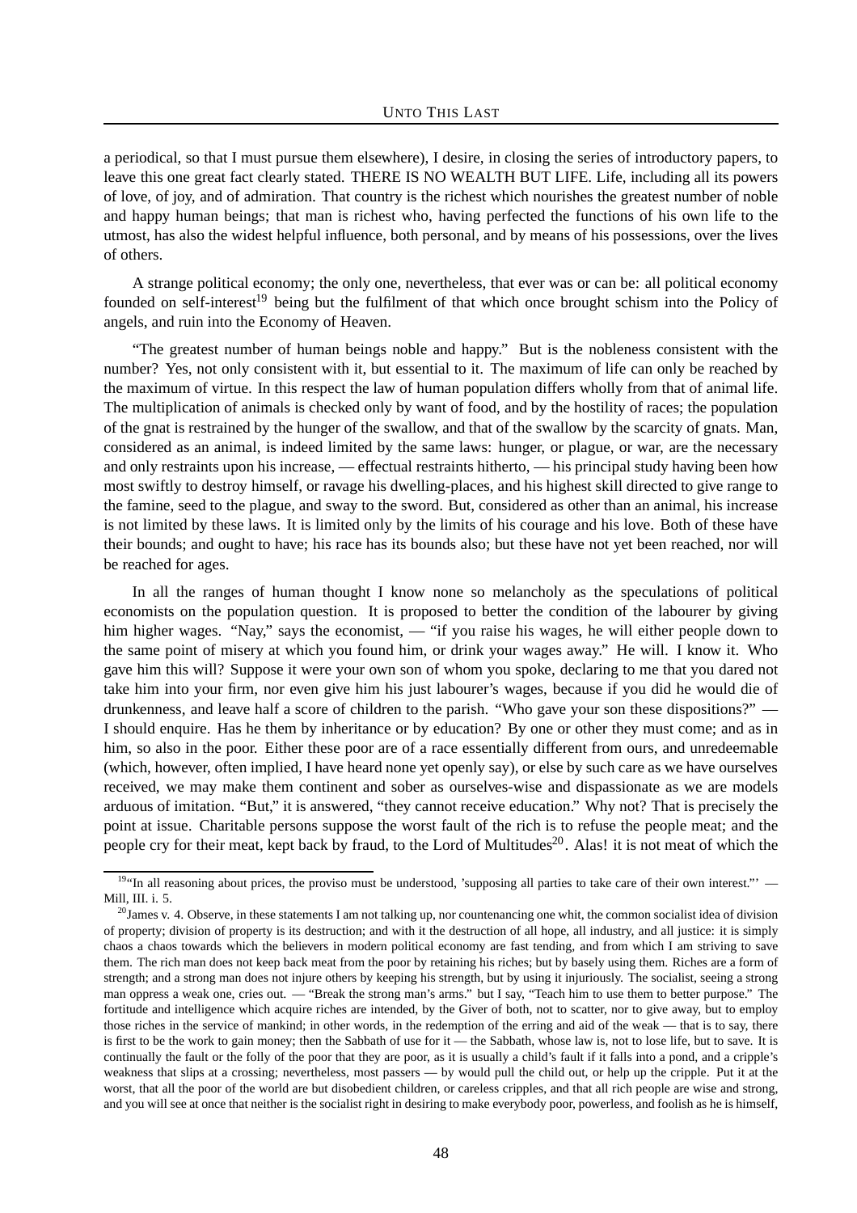a periodical, so that I must pursue them elsewhere), I desire, in closing the series of introductory papers, to leave this one great fact clearly stated. THERE IS NO WEALTH BUT LIFE. Life, including all its powers of love, of joy, and of admiration. That country is the richest which nourishes the greatest number of noble and happy human beings; that man is richest who, having perfected the functions of his own life to the utmost, has also the widest helpful influence, both personal, and by means of his possessions, over the lives of others.

A strange political economy; the only one, nevertheless, that ever was or can be: all political economy founded on self-interest[19] being but the fulfilment of that which once brought schism into the Policy of angels, and ruin into the Economy of Heaven.

"The greatest number of human beings noble and happy." But is the nobleness consistent with the number? Yes, not only consistent with it, but essential to it. The maximum of life can only be reached by the maximum of virtue. In this respect the law of human population differs wholly from that of animal life. The multiplication of animals is checked only by want of food, and by the hostility of races; the population of the gnat is restrained by the hunger of the swallow, and that of the swallow by the scarcity of gnats. Man, considered as an animal, is indeed limited by the same laws: hunger, or plague, or war, are the necessary and only restraints upon his increase, — effectual restraints hitherto, — his principal study having been how most swiftly to destroy himself, or ravage his dwelling-places, and his highest skill directed to give range to the famine, seed to the plague, and sway to the sword. But, considered as other than an animal, his increase is not limited by these laws. It is limited only by the limits of his courage and his love. Both of these have their bounds; and ought to have; his race has its bounds also; but these have not yet been reached, nor will be reached for ages.

In all the ranges of human thought I know none so melancholy as the speculations of political economists on the population question. It is proposed to better the condition of the labourer by giving him higher wages. "Nay," says the economist, — "if you raise his wages, he will either people down to the same point of misery at which you found him, or drink your wages away." He will. I know it. Who gave him this will? Suppose it were your own son of whom you spoke, declaring to me that you dared not take him into your firm, nor even give him his just labourer's wages, because if you did he would die of drunkenness, and leave half a score of children to the parish. "Who gave your son these dispositions?" — I should enquire. Has he them by inheritance or by education? By one or other they must come; and as in him, so also in the poor. Either these poor are of a race essentially different from ours, and unredeemable (which, however, often implied, I have heard none yet openly say), or else by such care as we have ourselves received, we may make them continent and sober as ourselves-wise and dispassionate as we are models arduous of imitation. "But," it is answered, "they cannot receive education." Why not? That is precisely the point at issue. Charitable persons suppose the worst fault of the rich is to refuse the people meat; and the people cry for their meat, kept back by fraud, to the Lord of Multitudes[20]. Alas! it is not meat of which the

---

[19] "In all reasoning about prices, the proviso must be understood, 'supposing all parties to take care of their own interest."' — Mill, III. i. 5.

[20] James v. 4. Observe, in these statements I am not talking up, nor countenancing one whit, the common socialist idea of division of property; division of property is its destruction; and with it the destruction of all hope, all industry, and all justice: it is simply chaos a chaos towards which the believers in modern political economy are fast tending, and from which I am striving to save them. The rich man does not keep back meat from the poor by retaining his riches; but by basely using them. Riches are a form of strength; and a strong man does not injure others by keeping his strength, but by using it injuriously. The socialist, seeing a strong man oppress a weak one, cries out. — "Break the strong man's arms." but I say, "Teach him to use them to better purpose." The fortitude and intelligence which acquire riches are intended, by the Giver of both, not to scatter, nor to give away, but to employ those riches in the service of mankind; in other words, in the redemption of the erring and aid of the weak — that is to say, there is first to be the work to gain money; then the Sabbath of use for it — the Sabbath, whose law is, not to lose life, but to save. It is continually the fault or the folly of the poor that they are poor, as it is usually a child's fault if it falls into a pond, and a cripple's weakness that slips at a crossing; nevertheless, most passers — by would pull the child out, or help up the cripple. Put it at the worst, that all the poor of the world are but disobedient children, or careless cripples, and that all rich people are wise and strong, and you will see at once that neither is the socialist right in desiring to make everybody poor, powerless, and foolish as he is himself,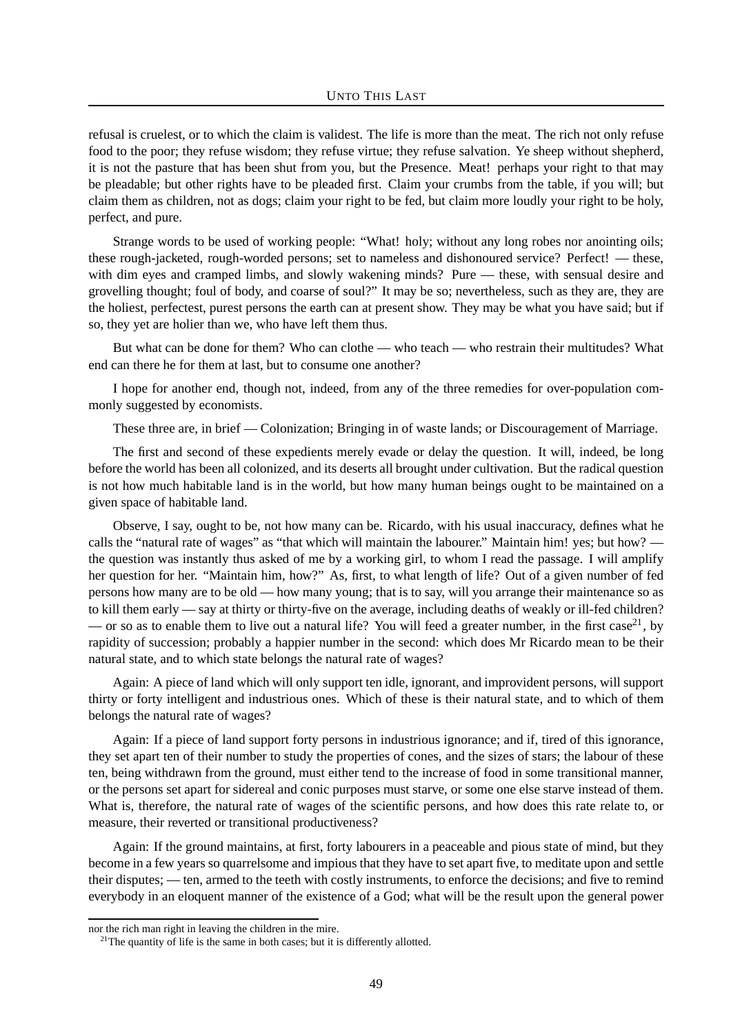refusal is cruelest, or to which the claim is validest. The life is more than the meat. The rich not only refuse food to the poor; they refuse wisdom; they refuse virtue; they refuse salvation. Ye sheep without shepherd, it is not the pasture that has been shut from you, but the Presence. Meat! perhaps your right to that may be pleadable; but other rights have to be pleaded first. Claim your crumbs from the table, if you will; but claim them as children, not as dogs; claim your right to be fed, but claim more loudly your right to be holy, perfect, and pure.

Strange words to be used of working people: "What! holy; without any long robes nor anointing oils; these rough-jacketed, rough-worded persons; set to nameless and dishonoured service? Perfect! — these, with dim eyes and cramped limbs, and slowly wakening minds? Pure — these, with sensual desire and grovelling thought; foul of body, and coarse of soul?" It may be so; nevertheless, such as they are, they are the holiest, perfectest, purest persons the earth can at present show. They may be what you have said; but if so, they yet are holier than we, who have left them thus.

But what can be done for them? Who can clothe — who teach — who restrain their multitudes? What end can there he for them at last, but to consume one another?

I hope for another end, though not, indeed, from any of the three remedies for over-population commonly suggested by economists.

These three are, in brief — Colonization; Bringing in of waste lands; or Discouragement of Marriage.

The first and second of these expedients merely evade or delay the question. It will, indeed, be long before the world has been all colonized, and its deserts all brought under cultivation. But the radical question is not how much habitable land is in the world, but how many human beings ought to be maintained on a given space of habitable land.

Observe, I say, ought to be, not how many can be. Ricardo, with his usual inaccuracy, defines what he calls the "natural rate of wages" as "that which will maintain the labourer." Maintain him! yes; but how? — the question was instantly thus asked of me by a working girl, to whom I read the passage. I will amplify her question for her. "Maintain him, how?" As, first, to what length of life? Out of a given number of fed persons how many are to be old — how many young; that is to say, will you arrange their maintenance so as to kill them early — say at thirty or thirty-five on the average, including deaths of weakly or ill-fed children? — or so as to enable them to live out a natural life? You will feed a greater number, in the first case[21], by rapidity of succession; probably a happier number in the second: which does Mr Ricardo mean to be their natural state, and to which state belongs the natural rate of wages?

Again: A piece of land which will only support ten idle, ignorant, and improvident persons, will support thirty or forty intelligent and industrious ones. Which of these is their natural state, and to which of them belongs the natural rate of wages?

Again: If a piece of land support forty persons in industrious ignorance; and if, tired of this ignorance, they set apart ten of their number to study the properties of cones, and the sizes of stars; the labour of these ten, being withdrawn from the ground, must either tend to the increase of food in some transitional manner, or the persons set apart for sidereal and conic purposes must starve, or some one else starve instead of them. What is, therefore, the natural rate of wages of the scientific persons, and how does this rate relate to, or measure, their reverted or transitional productiveness?

Again: If the ground maintains, at first, forty labourers in a peaceable and pious state of mind, but they become in a few years so quarrelsome and impious that they have to set apart five, to meditate upon and settle their disputes; — ten, armed to the teeth with costly instruments, to enforce the decisions; and five to remind everybody in an eloquent manner of the existence of a God; what will be the result upon the general power

---

nor the rich man right in leaving the children in the mire.

[21] The quantity of life is the same in both cases; but it is differently allotted.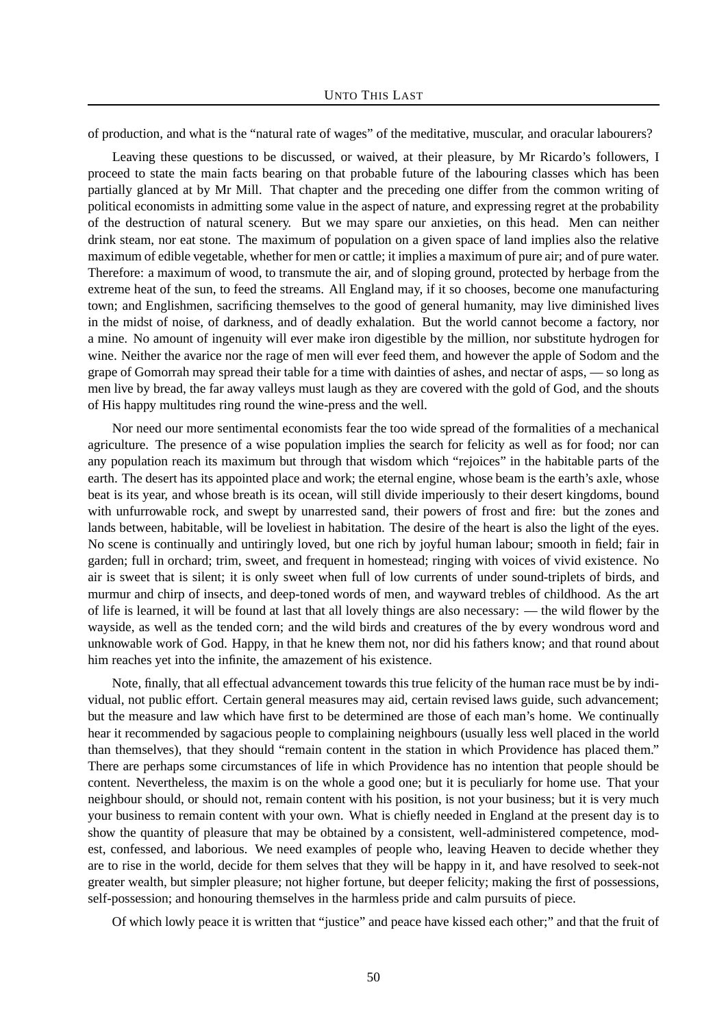of production, and what is the "natural rate of wages" of the meditative, muscular, and oracular labourers?

Leaving these questions to be discussed, or waived, at their pleasure, by Mr Ricardo's followers, I proceed to state the main facts bearing on that probable future of the labouring classes which has been partially glanced at by Mr Mill. That chapter and the preceding one differ from the common writing of political economists in admitting some value in the aspect of nature, and expressing regret at the probability of the destruction of natural scenery. But we may spare our anxieties, on this head. Men can neither drink steam, nor eat stone. The maximum of population on a given space of land implies also the relative maximum of edible vegetable, whether for men or cattle; it implies a maximum of pure air; and of pure water. Therefore: a maximum of wood, to transmute the air, and of sloping ground, protected by herbage from the extreme heat of the sun, to feed the streams. All England may, if it so chooses, become one manufacturing town; and Englishmen, sacrificing themselves to the good of general humanity, may live diminished lives in the midst of noise, of darkness, and of deadly exhalation. But the world cannot become a factory, nor a mine. No amount of ingenuity will ever make iron digestible by the million, nor substitute hydrogen for wine. Neither the avarice nor the rage of men will ever feed them, and however the apple of Sodom and the grape of Gomorrah may spread their table for a time with dainties of ashes, and nectar of asps, — so long as men live by bread, the far away valleys must laugh as they are covered with the gold of God, and the shouts of His happy multitudes ring round the wine-press and the well.

Nor need our more sentimental economists fear the too wide spread of the formalities of a mechanical agriculture. The presence of a wise population implies the search for felicity as well as for food; nor can any population reach its maximum but through that wisdom which "rejoices" in the habitable parts of the earth. The desert has its appointed place and work; the eternal engine, whose beam is the earth's axle, whose beat is its year, and whose breath is its ocean, will still divide imperiously to their desert kingdoms, bound with unfurrowable rock, and swept by unarrested sand, their powers of frost and fire: but the zones and lands between, habitable, will be loveliest in habitation. The desire of the heart is also the light of the eyes. No scene is continually and untiringly loved, but one rich by joyful human labour; smooth in field; fair in garden; full in orchard; trim, sweet, and frequent in homestead; ringing with voices of vivid existence. No air is sweet that is silent; it is only sweet when full of low currents of under sound-triplets of birds, and murmur and chirp of insects, and deep-toned words of men, and wayward trebles of childhood. As the art of life is learned, it will be found at last that all lovely things are also necessary: — the wild flower by the wayside, as well as the tended corn; and the wild birds and creatures of the by every wondrous word and unknowable work of God. Happy, in that he knew them not, nor did his fathers know; and that round about him reaches yet into the infinite, the amazement of his existence.

Note, finally, that all effectual advancement towards this true felicity of the human race must be by individual, not public effort. Certain general measures may aid, certain revised laws guide, such advancement; but the measure and law which have first to be determined are those of each man's home. We continually hear it recommended by sagacious people to complaining neighbours (usually less well placed in the world than themselves), that they should "remain content in the station in which Providence has placed them." There are perhaps some circumstances of life in which Providence has no intention that people should be content. Nevertheless, the maxim is on the whole a good one; but it is peculiarly for home use. That your neighbour should, or should not, remain content with his position, is not your business; but it is very much your business to remain content with your own. What is chiefly needed in England at the present day is to show the quantity of pleasure that may be obtained by a consistent, well-administered competence, modest, confessed, and laborious. We need examples of people who, leaving Heaven to decide whether they are to rise in the world, decide for them selves that they will be happy in it, and have resolved to seek-not greater wealth, but simpler pleasure; not higher fortune, but deeper felicity; making the first of possessions, self-possession; and honouring themselves in the harmless pride and calm pursuits of piece.

Of which lowly peace it is written that "justice" and peace have kissed each other;" and that the fruit of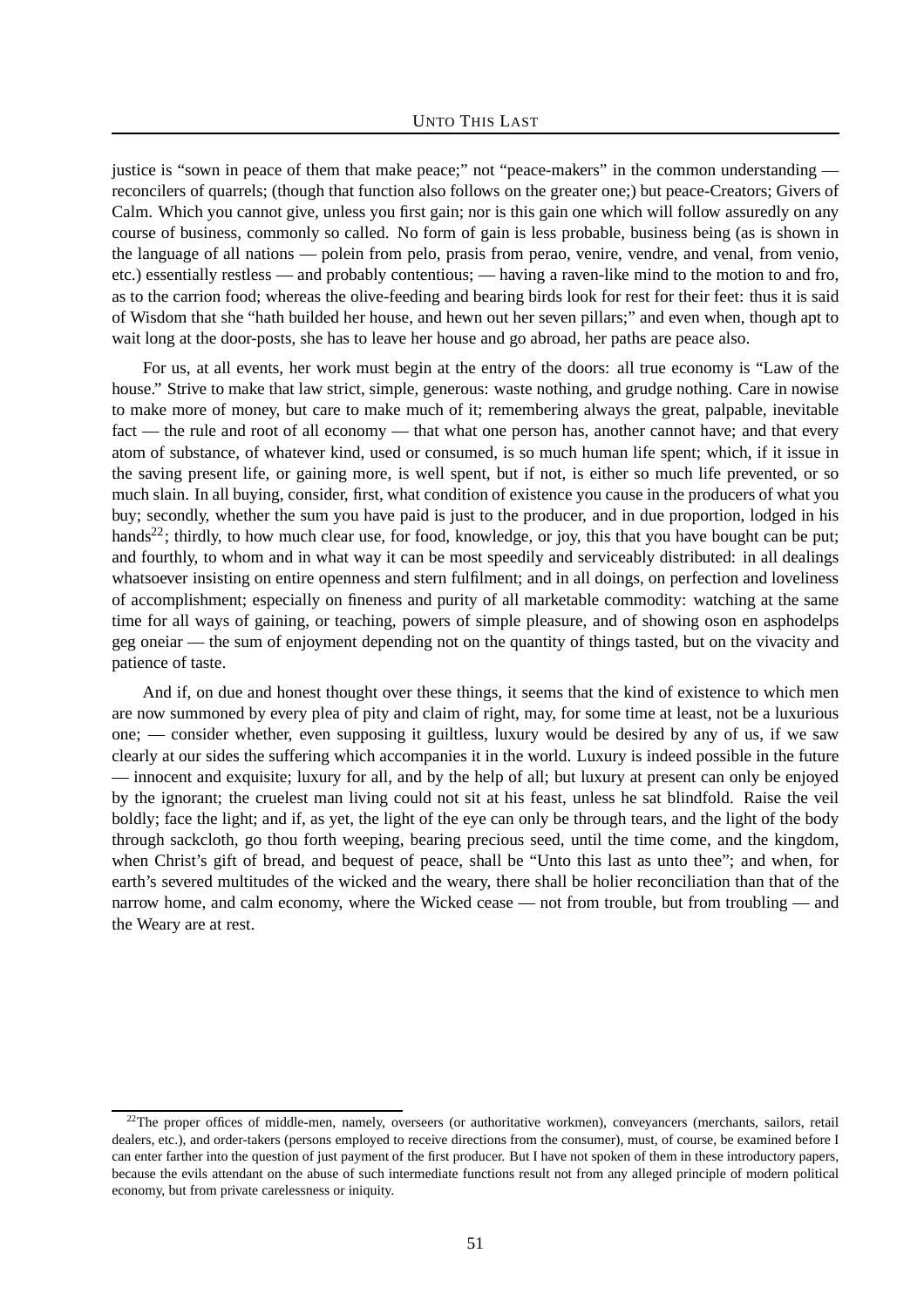justice is "sown in peace of them that make peace;" not "peace-makers" in the common understanding — reconcilers of quarrels; (though that function also follows on the greater one;) but peace-Creators; Givers of Calm. Which you cannot give, unless you first gain; nor is this gain one which will follow assuredly on any course of business, commonly so called. No form of gain is less probable, business being (as is shown in the language of all nations — polein from pelo, prasis from perao, venire, vendre, and venal, from venio, etc.) essentially restless — and probably contentious; — having a raven-like mind to the motion to and fro, as to the carrion food; whereas the olive-feeding and bearing birds look for rest for their feet: thus it is said of Wisdom that she "hath builded her house, and hewn out her seven pillars;" and even when, though apt to wait long at the door-posts, she has to leave her house and go abroad, her paths are peace also.

For us, at all events, her work must begin at the entry of the doors: all true economy is "Law of the house." Strive to make that law strict, simple, generous: waste nothing, and grudge nothing. Care in nowise to make more of money, but care to make much of it; remembering always the great, palpable, inevitable fact — the rule and root of all economy — that what one person has, another cannot have; and that every atom of substance, of whatever kind, used or consumed, is so much human life spent; which, if it issue in the saving present life, or gaining more, is well spent, but if not, is either so much life prevented, or so much slain. In all buying, consider, first, what condition of existence you cause in the producers of what you buy; secondly, whether the sum you have paid is just to the producer, and in due proportion, lodged in his hands[22]; thirdly, to how much clear use, for food, knowledge, or joy, this that you have bought can be put; and fourthly, to whom and in what way it can be most speedily and serviceably distributed: in all dealings whatsoever insisting on entire openness and stern fulfilment; and in all doings, on perfection and loveliness of accomplishment; especially on fineness and purity of all marketable commodity: watching at the same time for all ways of gaining, or teaching, powers of simple pleasure, and of showing oson en asphodelps geg oneiar — the sum of enjoyment depending not on the quantity of things tasted, but on the vivacity and patience of taste.

And if, on due and honest thought over these things, it seems that the kind of existence to which men are now summoned by every plea of pity and claim of right, may, for some time at least, not be a luxurious one; — consider whether, even supposing it guiltless, luxury would be desired by any of us, if we saw clearly at our sides the suffering which accompanies it in the world. Luxury is indeed possible in the future — innocent and exquisite; luxury for all, and by the help of all; but luxury at present can only be enjoyed by the ignorant; the cruelest man living could not sit at his feast, unless he sat blindfold. Raise the veil boldly; face the light; and if, as yet, the light of the eye can only be through tears, and the light of the body through sackcloth, go thou forth weeping, bearing precious seed, until the time come, and the kingdom, when Christ's gift of bread, and bequest of peace, shall be "Unto this last as unto thee"; and when, for earth's severed multitudes of the wicked and the weary, there shall be holier reconciliation than that of the narrow home, and calm economy, where the Wicked cease — not from trouble, but from troubling — and the Weary are at rest.

[22] The proper offices of middle-men, namely, overseers (or authoritative workmen), conveyancers (merchants, sailors, retail dealers, etc.), and order-takers (persons employed to receive directions from the consumer), must, of course, be examined before I can enter farther into the question of just payment of the first producer. But I have not spoken of them in these introductory papers, because the evils attendant on the abuse of such intermediate functions result not from any alleged principle of modern political economy, but from private carelessness or iniquity.